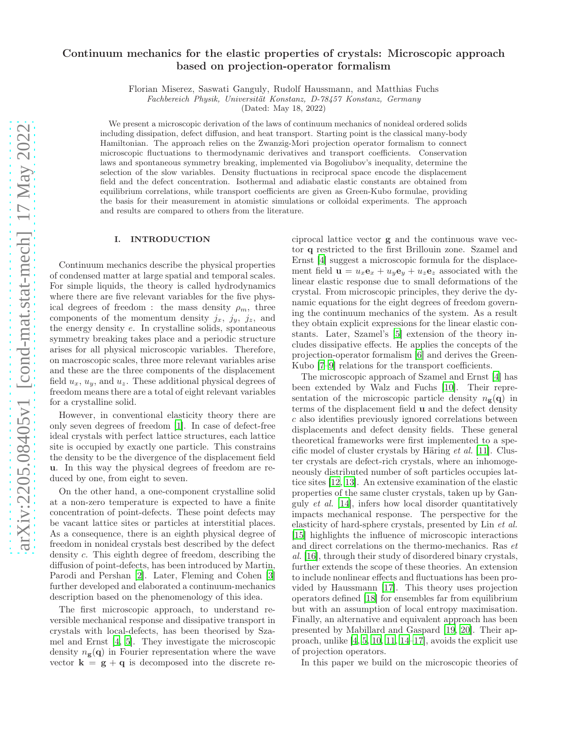# Continuum mechanics for the elastic properties of crystals: Microscopic approach based on projection-operator formalism

Florian Miserez, Saswati Ganguly, Rudolf Haussmann, and Matthias Fuchs

*Fachbereich Physik, Universität Konstanz, D-78457 Konstanz, Germany*

(Dated: May 18, 2022)

We present a microscopic derivation of the laws of continuum mechanics of nonideal ordered solids including dissipation, defect diffusion, and heat transport. Starting point is the classical many-body Hamiltonian. The approach relies on the Zwanzig-Mori projection operator formalism to connect microscopic fluctuations to thermodynamic derivatives and transport coefficients. Conservation laws and spontaneous symmetry breaking, implemented via Bogoliubov's inequality, determine the selection of the slow variables. Density fluctuations in reciprocal space encode the displacement field and the defect concentration. Isothermal and adiabatic elastic constants are obtained from equilibrium correlations, while transport coefficients are given as Green-Kubo formulae, providing the basis for their measurement in atomistic simulations or colloidal experiments. The approach and results are compared to others from the literature.

## I. INTRODUCTION

Continuum mechanics describe the physical properties of condensed matter at large spatial and temporal scales. For simple liquids, the theory is called hydrodynamics where there are five relevant variables for the five physical degrees of freedom : the mass density $\rho_m$, three components of the momentum density $j_x$, $j_y$, $j_z$, and the energy density $e$. In crystalline solids, spontaneous symmetry breaking takes place and a periodic structure arises for all physical microscopic variables. Therefore, on macroscopic scales, three more relevant variables arise and these are the three components of the displacement field $u_x$, $u_y$, and $u_z$. These additional physical degrees of freedom means there are a total of eight relevant variables for a crystalline solid.

However, in conventional elasticity theory there are only seven degrees of freedom [1]. In case of defect-free ideal crystals with perfect lattice structures, each lattice site is occupied by exactly one particle. This constrains the density to be the divergence of the displacement field $\mathbf{u}$. In this way the physical degrees of freedom are reduced by one, from eight to seven.

On the other hand, a one-component crystalline solid at a non-zero temperature is expected to have a finite concentration of point-defects. These point defects may be vacant lattice sites or particles at interstitial places. As a consequence, there is an eighth physical degree of freedom in nonideal crystals best described by the defect density $c$. This eighth degree of freedom, describing the diffusion of point-defects, has been introduced by Martin, Parodi and Pershan [2]. Later, Fleming and Cohen [3] further developed and elaborated a continuum-mechanics description based on the phenomenology of this idea.

The first microscopic approach, to understand reversible mechanical response and dissipative transport in crystals with local-defects, has been theorised by Szamel and Ernst [4, 5]. They investigate the microscopic density $n_{\mathbf{g}}(\mathbf{q})$ in Fourier representation where the wave vector $\mathbf{k} = \mathbf{g} + \mathbf{q}$ is decomposed into the discrete reciprocal lattice vector $\mathbf{g}$ and the continuous wave vector $\mathbf{q}$ restricted to the first Brillouin zone. Szamel and Ernst [4] suggest a microscopic formula for the displacement field $\mathbf{u} = u_x\mathbf{e}_x + u_y\mathbf{e}_y + u_z\mathbf{e}_z$ associated with the linear elastic response due to small deformations of the crystal. From microscopic principles, they derive the dynamic equations for the eight degrees of freedom governing the continuum mechanics of the system. As a result they obtain explicit expressions for the linear elastic constants. Later, Szamel's [5] extension of the theory includes dissipative effects. He applies the concepts of the projection-operator formalism [6] and derives the Green-Kubo [7–9] relations for the transport coefficients.

The microscopic approach of Szamel and Ernst [4] has been extended by Walz and Fuchs [10]. Their representation of the microscopic particle density $n_{\mathbf{g}}(\mathbf{q})$ in terms of the displacement field $\mathbf{u}$ and the defect density $c$ also identifies previously ignored correlations between displacements and defect density fields. These general theoretical frameworks were first implemented to a specific model of cluster crystals by Häring *et al.* [11]. Cluster crystals are defect-rich crystals, where an inhomogeneously distributed number of soft particles occupies lattice sites [12, 13]. An extensive examination of the elastic properties of the same cluster crystals, taken up by Ganguly *et al.* [14], infers how local disorder quantitatively impacts mechanical response. The perspective for the elasticity of hard-sphere crystals, presented by Lin *et al.* [15] highlights the influence of microscopic interactions and direct correlations on the thermo-mechanics. Ras *et al.* [16], through their study of disordered binary crystals, further extends the scope of these theories. An extension to include nonlinear effects and fluctuations has been provided by Haussmann [17]. This theory uses projection operators defined [18] for ensembles far from equilibrium but with an assumption of local entropy maximisation. Finally, an alternative and equivalent approach has been presented by Mabillard and Gaspard [19, 20]. Their approach, unlike [4, 5, 10, 11, 14–17], avoids the explicit use of projection operators.

In this paper we build on the microscopic theories of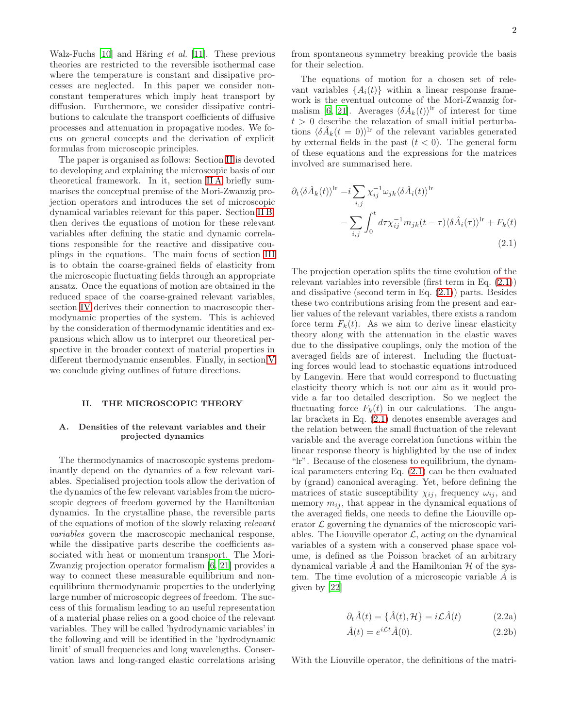Walz-Fuchs [10] and Häring *et al.* [11]. These previous theories are restricted to the reversible isothermal case where the temperature is constant and dissipative processes are neglected. In this paper we consider non-constant temperatures which imply heat transport by diffusion. Furthermore, we consider dissipative contributions to calculate the transport coefficients of diffusive processes and attenuation in propagative modes. We focus on general concepts and the derivation of explicit formulas from microscopic principles.

The paper is organised as follows: Section II is devoted to developing and explaining the microscopic basis of our theoretical framework. In it, section II A briefly summarises the conceptual premise of the Mori-Zwanzig projection operators and introduces the set of microscopic dynamical variables relevant for this paper. Section II B, then derives the equations of motion for these relevant variables after defining the static and dynamic correlations responsible for the reactive and dissipative couplings in the equations. The main focus of section III is to obtain the coarse-grained fields of elasticity from the microscopic fluctuating fields through an appropriate ansatz. Once the equations of motion are obtained in the reduced space of the coarse-grained relevant variables, section IV derives their connection to macroscopic thermodynamic properties of the system. This is achieved by the consideration of thermodynamic identities and expansions which allow us to interpret our theoretical perspective in the broader context of material properties in different thermodynamic ensembles. Finally, in section V we conclude giving outlines of future directions.

## II. THE MICROSCOPIC THEORY

### A. Densities of the relevant variables and their projected dynamics

The thermodynamics of macroscopic systems predominantly depend on the dynamics of a few relevant variables. Specialised projection tools allow the derivation of the dynamics of the few relevant variables from the microscopic degrees of freedom governed by the Hamiltonian dynamics. In the crystalline phase, the reversible parts of the equations of motion of the slowly relaxing *relevant variables* govern the macroscopic mechanical response, while the dissipative parts describe the coefficients associated with heat or momentum transport. The Mori-Zwanzig projection operator formalism [6, 21] provides a way to connect these measurable equilibrium and non-equilibrium thermodynamic properties to the underlying large number of microscopic degrees of freedom. The success of this formalism leading to an useful representation of a material phase relies on a good choice of the relevant variables. They will be called 'hydrodynamic variables' in the following and will be identified in the 'hydrodynamic limit' of small frequencies and long wavelengths. Conservation laws and long-ranged elastic correlations arising from spontaneous symmetry breaking provide the basis for their selection.

The equations of motion for a chosen set of relevant variables $\{A_i(t)\}$ within a linear response framework is the eventual outcome of the Mori-Zwanzig formalism [6, 21]. Averages $\langle \delta \hat{A}_k(t)\rangle^{\text{lr}}$ of interest for time $t > 0$ describe the relaxation of small initial perturbations $\langle \delta \hat{A}_k(t=0)\rangle^{\text{lr}}$ of the relevant variables generated by external fields in the past ($t < 0$). The general form of these equations and the expressions for the matrices involved are summarised here.

$$
\begin{aligned}
\partial_t \langle \delta \hat{A}_k(t)\rangle^{\text{lr}} =& i\sum_{i,j} \chi^{-1}_{ij}\omega_{jk}\langle \delta \hat{A}_i(t)\rangle^{\text{lr}} \\
&- \sum_{i,j}\int_0^t d\tau \chi^{-1}_{ij} m_{jk}(t-\tau)\langle \delta \hat{A}_i(\tau)\rangle^{\text{lr}} + F_k(t)
\end{aligned}
\tag{2.1}
$$

The projection operation splits the time evolution of the relevant variables into reversible (first term in Eq. (2.1)) and dissipative (second term in Eq. (2.1)) parts. Besides these two contributions arising from the present and earlier values of the relevant variables, there exists a random force term $F_k(t)$. As we aim to derive linear elasticity theory along with the attenuation in the elastic waves due to the dissipative couplings, only the motion of the averaged fields are of interest. Including the fluctuating forces would lead to stochastic equations introduced by Langevin. Here that would correspond to fluctuating elasticity theory which is not our aim as it would provide a far too detailed description. So we neglect the fluctuating force $F_k(t)$ in our calculations. The angular brackets in Eq. (2.1) denotes ensemble averages and the relation between the small fluctuation of the relevant variable and the average correlation functions within the linear response theory is highlighted by the use of index "lr". Because of the closeness to equilibrium, the dynamical parameters entering Eq. (2.1) can be then evaluated by (grand) canonical averaging. Yet, before defining the matrices of static susceptibility $\chi_{ij}$, frequency $\omega_{ij}$, and memory $m_{ij}$, that appear in the dynamical equations of the averaged fields, one needs to define the Liouville operator $\mathcal{L}$ governing the dynamics of the microscopic variables. The Liouville operator $\mathcal{L}$, acting on the dynamical variables of a system with a conserved phase space volume, is defined as the Poisson bracket of an arbitrary dynamical variable $\hat{A}$ and the Hamiltonian $\mathcal{H}$ of the system. The time evolution of a microscopic variable $\hat{A}$ is given by [22]

$$
\partial_t \hat{A}(t) = \{\hat{A}(t), \mathcal{H}\} = i\mathcal{L}\hat{A}(t) \tag{2.2a}
$$

$$
\hat{A}(t) = e^{i\mathcal{L}t}\hat{A}(0). \tag{2.2b}
$$

With the Liouville operator, the definitions of the matri-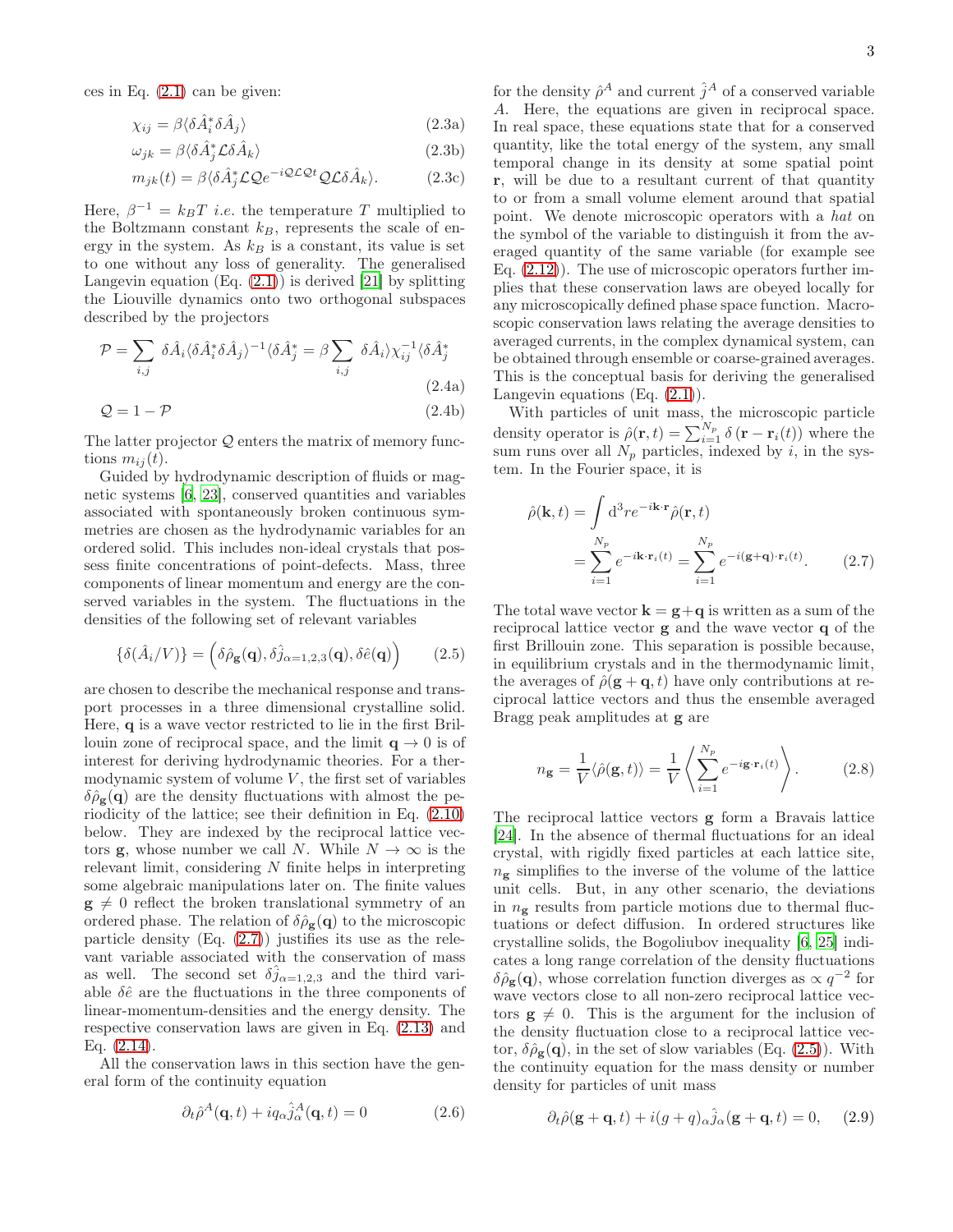ces in Eq. (2.1) can be given:

$$\chi_{ij} = \beta \langle \delta \hat{A}_i^* \delta \hat{A}_j \rangle \tag{2.3a}$$

$$\omega_{jk} = \beta \langle \delta \hat{A}_j^* \mathcal{L} \delta \hat{A}_k \rangle \tag{2.3b}$$

$$m_{jk}(t) = \beta \langle \delta \hat{A}_j^* \mathcal{L} \mathcal{Q} e^{-i\mathcal{Q}\mathcal{L}\mathcal{Q}t} \mathcal{Q} \mathcal{L} \delta \hat{A}_k \rangle. \tag{2.3c}$$

Here, $\beta^{-1} = k_B T$ *i.e.* the temperature $T$ multiplied to the Boltzmann constant $k_B$, represents the scale of energy in the system. As $k_B$ is a constant, its value is set to one without any loss of generality. The generalised Langevin equation (Eq. (2.1)) is derived [21] by splitting the Liouville dynamics onto two orthogonal subspaces described by the projectors

$$\mathcal{P} = \sum_{i,j} \delta \hat{A}_i \langle \delta \hat{A}_i^* \delta \hat{A}_j \rangle^{-1} \langle \delta \hat{A}_j^* = \beta \sum_{i,j} \delta \hat{A}_i \rangle \chi_{ij}^{-1} \langle \delta \hat{A}_j^* \tag{2.4a}$$

$$\mathcal{Q} = 1 - \mathcal{P} \tag{2.4b}$$

The latter projector $\mathcal{Q}$ enters the matrix of memory functions $m_{ij}(t)$.

Guided by hydrodynamic description of fluids or magnetic systems [6, 23], conserved quantities and variables associated with spontaneously broken continuous symmetries are chosen as the hydrodynamic variables for an ordered solid. This includes non-ideal crystals that possess finite concentrations of point-defects. Mass, three components of linear momentum and energy are the conserved variables in the system. The fluctuations in the densities of the following set of relevant variables

$$\{\delta(\hat{A}_i/V)\} = \left(\delta\hat{\rho}_{\mathbf{g}}(\mathbf{q}), \delta\hat{j}_{\alpha=1,2,3}(\mathbf{q}), \delta\hat{e}(\mathbf{q})\right) \tag{2.5}$$

are chosen to describe the mechanical response and transport processes in a three dimensional crystalline solid. Here, $\mathbf{q}$ is a wave vector restricted to lie in the first Brillouin zone of reciprocal space, and the limit $\mathbf{q} \to 0$ is of interest for deriving hydrodynamic theories. For a thermodynamic system of volume $V$, the first set of variables $\delta\hat{\rho}_{\mathbf{g}}(\mathbf{q})$ are the density fluctuations with almost the periodicity of the lattice; see their definition in Eq. (2.10) below. They are indexed by the reciprocal lattice vectors $\mathbf{g}$, whose number we call $N$. While $N \to \infty$ is the relevant limit, considering $N$ finite helps in interpreting some algebraic manipulations later on. The finite values $\mathbf{g} \neq 0$ reflect the broken translational symmetry of an ordered phase. The relation of $\delta\hat{\rho}_{\mathbf{g}}(\mathbf{q})$ to the microscopic particle density (Eq. (2.7)) justifies its use as the relevant variable associated with the conservation of mass as well. The second set $\delta\hat{j}_{\alpha=1,2,3}$ and the third variable $\delta\hat{e}$ are the fluctuations in the three components of linear-momentum-densities and the energy density. The respective conservation laws are given in Eq. (2.13) and Eq. (2.14).

All the conservation laws in this section have the general form of the continuity equation

$$\partial_t \hat{\rho}^A(\mathbf{q}, t) + i q_\alpha \hat{j}_\alpha^A(\mathbf{q}, t) = 0 \tag{2.6}$$

for the density $\hat{\rho}^A$ and current $\hat{j}^A$ of a conserved variable $A$. Here, the equations are given in reciprocal space. In real space, these equations state that for a conserved quantity, like the total energy of the system, any small temporal change in its density at some spatial point $\mathbf{r}$, will be due to a resultant current of that quantity to or from a small volume element around that spatial point. We denote microscopic operators with a *hat* on the symbol of the variable to distinguish it from the averaged quantity of the same variable (for example see Eq. (2.12)). The use of microscopic operators further implies that these conservation laws are obeyed locally for any microscopically defined phase space function. Macroscopic conservation laws relating the average densities to averaged currents, in the complex dynamical system, can be obtained through ensemble or coarse-grained averages. This is the conceptual basis for deriving the generalised Langevin equations (Eq. (2.1)).

With particles of unit mass, the microscopic particle density operator is $\hat{\rho}(\mathbf{r}, t) = \sum_{i=1}^{N_p} \delta(\mathbf{r} - \mathbf{r}_i(t))$ where the sum runs over all $N_p$ particles, indexed by $i$, in the system. In the Fourier space, it is

$$\begin{aligned}\hat{\rho}(\mathbf{k}, t) &= \int \mathrm{d}^3 r e^{-i\mathbf{k}\cdot\mathbf{r}} \hat{\rho}(\mathbf{r}, t) \\ &= \sum_{i=1}^{N_p} e^{-i\mathbf{k}\cdot\mathbf{r}_i(t)} = \sum_{i=1}^{N_p} e^{-i(\mathbf{g}+\mathbf{q})\cdot\mathbf{r}_i(t)}.\end{aligned} \tag{2.7}$$

The total wave vector $\mathbf{k} = \mathbf{g} + \mathbf{q}$ is written as a sum of the reciprocal lattice vector $\mathbf{g}$ and the wave vector $\mathbf{q}$ of the first Brillouin zone. This separation is possible because, in equilibrium crystals and in the thermodynamic limit, the averages of $\hat{\rho}(\mathbf{g} + \mathbf{q}, t)$ have only contributions at reciprocal lattice vectors and thus the ensemble averaged Bragg peak amplitudes at $\mathbf{g}$ are

$$n_{\mathbf{g}} = \frac{1}{V} \langle \hat{\rho}(\mathbf{g}, t) \rangle = \frac{1}{V} \left\langle \sum_{i=1}^{N_p} e^{-i\mathbf{g}\cdot\mathbf{r}_i(t)} \right\rangle. \tag{2.8}$$

The reciprocal lattice vectors $\mathbf{g}$ form a Bravais lattice [24]. In the absence of thermal fluctuations for an ideal crystal, with rigidly fixed particles at each lattice site, $n_{\mathbf{g}}$ simplifies to the inverse of the volume of the lattice unit cells. But, in any other scenario, the deviations in $n_{\mathbf{g}}$ results from particle motions due to thermal fluctuations or defect diffusion. In ordered structures like crystalline solids, the Bogoliubov inequality [6, 25] indicates a long range correlation of the density fluctuations $\delta\hat{\rho}_{\mathbf{g}}(\mathbf{q})$, whose correlation function diverges as $\propto q^{-2}$ for wave vectors close to all non-zero reciprocal lattice vectors $\mathbf{g} \neq 0$. This is the argument for the inclusion of the density fluctuation close to a reciprocal lattice vector, $\delta\hat{\rho}_{\mathbf{g}}(\mathbf{q})$, in the set of slow variables (Eq. (2.5)). With the continuity equation for the mass density or number density for particles of unit mass

$$\partial_t \hat{\rho}(\mathbf{g} + \mathbf{q}, t) + i(g + q)_\alpha \hat{j}_\alpha(\mathbf{g} + \mathbf{q}, t) = 0, \tag{2.9}$$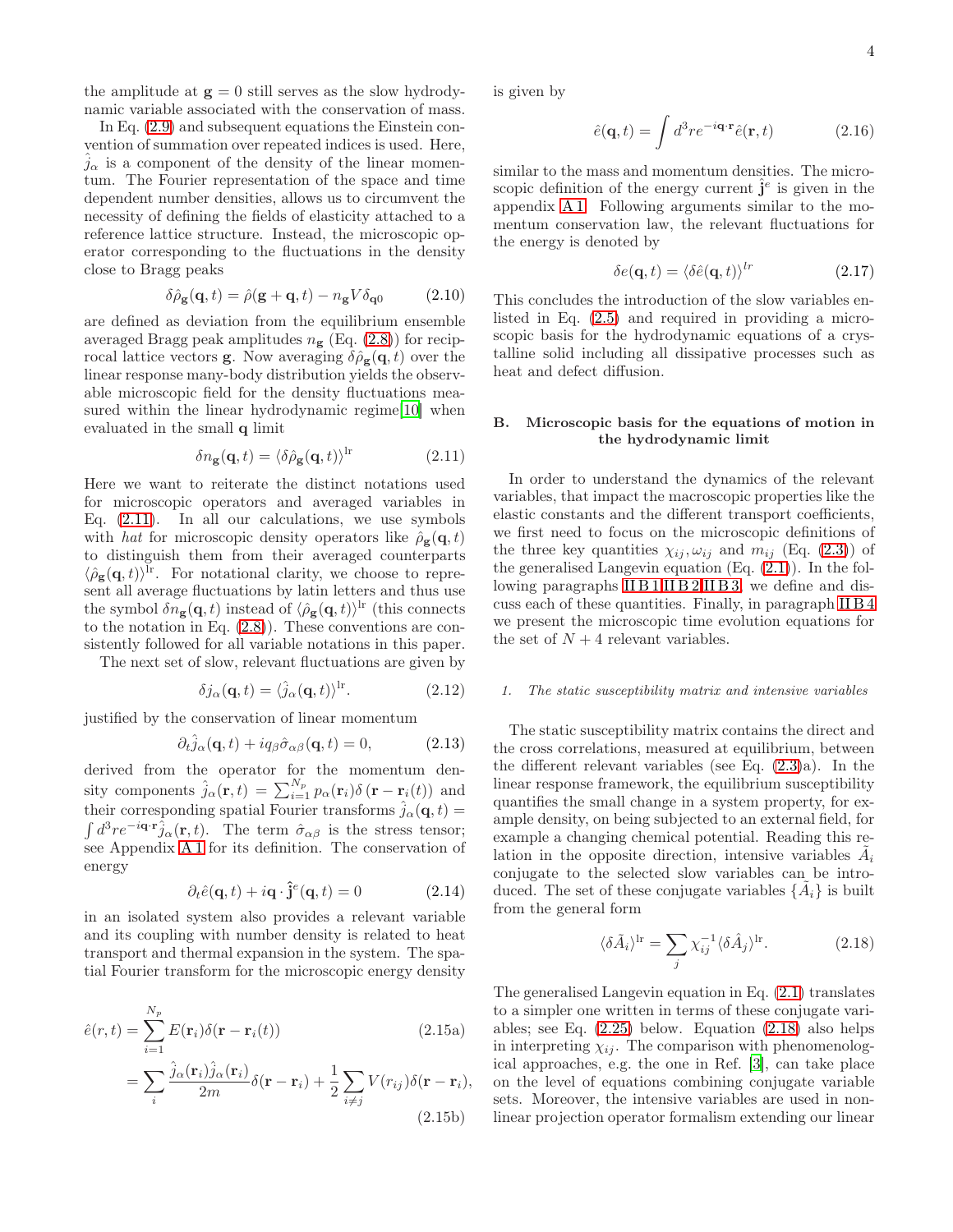the amplitude at $\mathbf{g} = 0$ still serves as the slow hydrodynamic variable associated with the conservation of mass.

In Eq. (2.9) and subsequent equations the Einstein convention of summation over repeated indices is used. Here, $\hat{j}_\alpha$ is a component of the density of the linear momentum. The Fourier representation of the space and time dependent number densities, allows us to circumvent the necessity of defining the fields of elasticity attached to a reference lattice structure. Instead, the microscopic operator corresponding to the fluctuations in the density close to Bragg peaks

$$\delta\hat{\rho}_{\mathbf{g}}(\mathbf{q}, t) = \hat{\rho}(\mathbf{g} + \mathbf{q}, t) - n_{\mathbf{g}} V \delta_{\mathbf{q}0} \tag{2.10}$$

are defined as deviation from the equilibrium ensemble averaged Bragg peak amplitudes $n_{\mathbf{g}}$ (Eq. (2.8)) for reciprocal lattice vectors $\mathbf{g}$. Now averaging $\delta\hat{\rho}_{\mathbf{g}}(\mathbf{q}, t)$ over the linear response many-body distribution yields the observable microscopic field for the density fluctuations measured within the linear hydrodynamic regime[10] when evaluated in the small $\mathbf{q}$ limit

$$\delta n_{\mathbf{g}}(\mathbf{q}, t) = \langle \delta\hat{\rho}_{\mathbf{g}}(\mathbf{q}, t)\rangle^{\mathrm{lr}} \tag{2.11}$$

Here we want to reiterate the distinct notations used for microscopic operators and averaged variables in Eq. (2.11). In all our calculations, we use symbols with *hat* for microscopic density operators like $\hat{\rho}_{\mathbf{g}}(\mathbf{q}, t)$ to distinguish them from their averaged counterparts $\langle\hat{\rho}_{\mathbf{g}}(\mathbf{q}, t)\rangle^{\mathrm{lr}}$. For notational clarity, we choose to represent all average fluctuations by latin letters and thus use the symbol $\delta n_{\mathbf{g}}(\mathbf{q}, t)$ instead of $\langle\hat{\rho}_{\mathbf{g}}(\mathbf{q}, t)\rangle^{\mathrm{lr}}$ (this connects to the notation in Eq. (2.8)). These conventions are consistently followed for all variable notations in this paper.

The next set of slow, relevant fluctuations are given by

$$\delta j_\alpha(\mathbf{q}, t) = \langle \hat{j}_\alpha(\mathbf{q}, t)\rangle^{\mathrm{lr}}. \tag{2.12}$$

justified by the conservation of linear momentum

$$\partial_t \hat{j}_\alpha(\mathbf{q}, t) + i q_\beta \hat{\sigma}_{\alpha\beta}(\mathbf{q}, t) = 0, \tag{2.13}$$

derived from the operator for the momentum density components $\hat{j}_\alpha(\mathbf{r}, t) = \sum_{i=1}^{N_p} p_\alpha(\mathbf{r}_i)\delta(\mathbf{r} - \mathbf{r}_i(t))$ and their corresponding spatial Fourier transforms $\hat{j}_\alpha(\mathbf{q}, t) = \int d^3 r e^{-i\mathbf{q}\cdot\mathbf{r}} \hat{j}_\alpha(\mathbf{r}, t)$. The term $\hat{\sigma}_{\alpha\beta}$ is the stress tensor; see Appendix A 1 for its definition. The conservation of energy

$$\partial_t \hat{e}(\mathbf{q}, t) + i\mathbf{q}\cdot\hat{\mathbf{j}}^e(\mathbf{q}, t) = 0 \tag{2.14}$$

in an isolated system also provides a relevant variable and its coupling with number density is related to heat transport and thermal expansion in the system. The spatial Fourier transform for the microscopic energy density

$$\hat{e}(r, t) = \sum_{i=1}^{N_p} E(\mathbf{r}_i)\delta(\mathbf{r} - \mathbf{r}_i(t)) \tag{2.15a}$$

$$= \sum_i \frac{\hat{j}_\alpha(\mathbf{r}_i)\hat{j}_\alpha(\mathbf{r}_i)}{2m}\delta(\mathbf{r} - \mathbf{r}_i) + \frac{1}{2}\sum_{i\neq j} V(r_{ij})\delta(\mathbf{r} - \mathbf{r}_i), \tag{2.15b}$$

is given by

$$\hat{e}(\mathbf{q}, t) = \int d^3 r e^{-i\mathbf{q}\cdot\mathbf{r}} \hat{e}(\mathbf{r}, t) \tag{2.16}$$

similar to the mass and momentum densities. The microscopic definition of the energy current $\hat{\mathbf{j}}^e$ is given in the appendix A 1. Following arguments similar to the momentum conservation law, the relevant fluctuations for the energy is denoted by

$$\delta e(\mathbf{q}, t) = \langle \delta\hat{e}(\mathbf{q}, t)\rangle^{lr} \tag{2.17}$$

This concludes the introduction of the slow variables enlisted in Eq. (2.5) and required in providing a microscopic basis for the hydrodynamic equations of a crystalline solid including all dissipative processes such as heat and defect diffusion.

### B. Microscopic basis for the equations of motion in the hydrodynamic limit

In order to understand the dynamics of the relevant variables, that impact the macroscopic properties like the elastic constants and the different transport coefficients, we first need to focus on the microscopic definitions of the three key quantities $\chi_{ij}, \omega_{ij}$ and $m_{ij}$ (Eq. (2.3)) of the generalised Langevin equation (Eq. (2.1)). In the following paragraphs II B 1,II B 2,II B 3, we define and discuss each of these quantities. Finally, in paragraph II B 4 we present the microscopic time evolution equations for the set of $N + 4$ relevant variables.

#### 1. The static susceptibility matrix and intensive variables

The static susceptibility matrix contains the direct and the cross correlations, measured at equilibrium, between the different relevant variables (see Eq. (2.3)a). In the linear response framework, the equilibrium susceptibility quantifies the small change in a system property, for example density, on being subjected to an external field, for example a changing chemical potential. Reading this relation in the opposite direction, intensive variables $\tilde{A}_i$ conjugate to the selected slow variables can be introduced. The set of these conjugate variables $\{\tilde{A}_i\}$ is built from the general form

$$\langle\delta\tilde{A}_i\rangle^{\mathrm{lr}} = \sum_j \chi^{-1}_{ij}\langle\delta\hat{A}_j\rangle^{\mathrm{lr}}. \tag{2.18}$$

The generalised Langevin equation in Eq. (2.1) translates to a simpler one written in terms of these conjugate variables; see Eq. (2.25) below. Equation (2.18) also helps in interpreting $\chi_{ij}$. The comparison with phenomenological approaches, e.g. the one in Ref. [3], can take place on the level of equations combining conjugate variable sets. Moreover, the intensive variables are used in nonlinear projection operator formalism extending our linear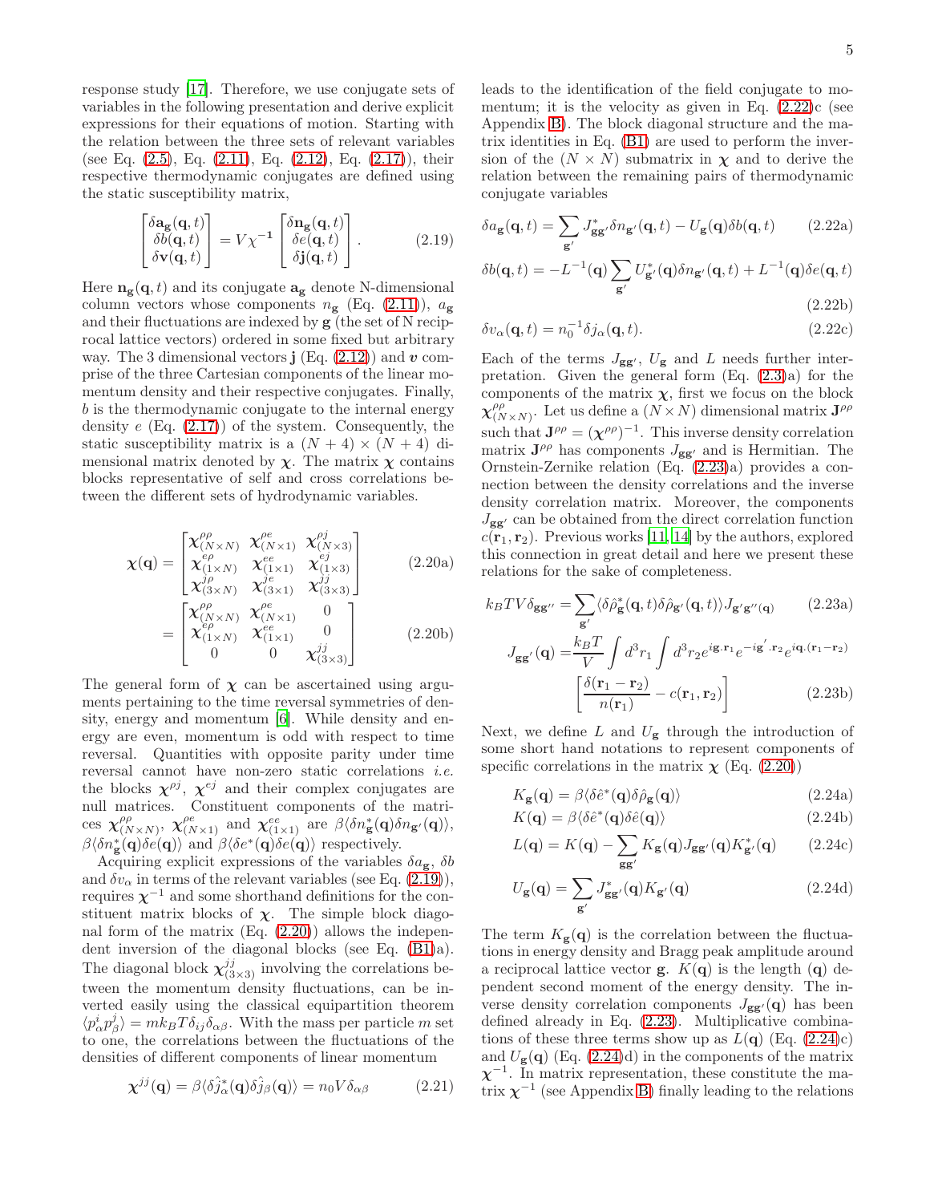response study [17]. Therefore, we use conjugate sets of variables in the following presentation and derive explicit expressions for their equations of motion. Starting with the relation between the three sets of relevant variables (see Eq. (2.5), Eq. (2.11), Eq. (2.12), Eq. (2.17)), their respective thermodynamic conjugates are defined using the static susceptibility matrix,

$$\begin{bmatrix} \delta \mathbf{a_g}(\mathbf{q},t) \\ \delta b(\mathbf{q},t) \\ \delta \mathbf{v}(\mathbf{q},t) \end{bmatrix} = V \chi^{-1} \begin{bmatrix} \delta \mathbf{n_g}(\mathbf{q},t) \\ \delta e(\mathbf{q},t) \\ \delta \mathbf{j}(\mathbf{q},t) \end{bmatrix}. \tag{2.19}$$

Here $\mathbf{n_g}(\mathbf{q},t)$ and its conjugate $\mathbf{a_g}$ denote N-dimensional column vectors whose components $n_\mathbf{g}$ (Eq. (2.11)), $a_\mathbf{g}$ and their fluctuations are indexed by $\mathbf{g}$ (the set of N reciprocal lattice vectors) ordered in some fixed but arbitrary way. The 3 dimensional vectors $\mathbf{j}$ (Eq. (2.12)) and $\boldsymbol{v}$ comprise of the three Cartesian components of the linear momentum density and their respective conjugates. Finally, $b$ is the thermodynamic conjugate to the internal energy density $e$ (Eq. (2.17)) of the system. Consequently, the static susceptibility matrix is a $(N+4)\times(N+4)$ dimensional matrix denoted by $\boldsymbol{\chi}$. The matrix $\boldsymbol{\chi}$ contains blocks representative of self and cross correlations between the different sets of hydrodynamic variables.

$$\boldsymbol{\chi}(\mathbf{q}) = \begin{bmatrix} \boldsymbol{\chi}^{\rho\rho}_{(N\times N)} & \boldsymbol{\chi}^{\rho e}_{(N\times 1)} & \boldsymbol{\chi}^{\rho j}_{(N\times 3)} \\ \boldsymbol{\chi}^{e\rho}_{(1\times N)} & \boldsymbol{\chi}^{ee}_{(1\times 1)} & \boldsymbol{\chi}^{ej}_{(1\times 3)} \\ \boldsymbol{\chi}^{j\rho}_{(3\times N)} & \boldsymbol{\chi}^{je}_{(3\times 1)} & \boldsymbol{\chi}^{jj}_{(3\times 3)} \end{bmatrix} \tag{2.20a}$$

$$= \begin{bmatrix} \boldsymbol{\chi}^{\rho\rho}_{(N\times N)} & \boldsymbol{\chi}^{\rho e}_{(N\times 1)} & 0 \\ \boldsymbol{\chi}^{e\rho}_{(1\times N)} & \boldsymbol{\chi}^{ee}_{(1\times 1)} & 0 \\ 0 & 0 & \boldsymbol{\chi}^{jj}_{(3\times 3)} \end{bmatrix} \tag{2.20b}$$

The general form of $\boldsymbol{\chi}$ can be ascertained using arguments pertaining to the time reversal symmetries of density, energy and momentum [6]. While density and energy are even, momentum is odd with respect to time reversal. Quantities with opposite parity under time reversal cannot have non-zero static correlations *i.e.* the blocks $\boldsymbol{\chi}^{\rho j}$, $\boldsymbol{\chi}^{ej}$ and their complex conjugates are null matrices. Constituent components of the matrices $\boldsymbol{\chi}^{\rho\rho}_{(N\times N)}$, $\boldsymbol{\chi}^{\rho e}_{(N\times 1)}$ and $\boldsymbol{\chi}^{ee}_{(1\times 1)}$ are $\beta\langle \delta n^*_\mathbf{g}(\mathbf{q})\delta n_{\mathbf{g}'}(\mathbf{q})\rangle$, $\beta\langle \delta n^*_\mathbf{g}(\mathbf{q})\delta e(\mathbf{q})\rangle$ and $\beta\langle \delta e^*(\mathbf{q})\delta e(\mathbf{q})\rangle$ respectively.

Acquiring explicit expressions of the variables $\delta a_\mathbf{g}$, $\delta b$ and $\delta v_\alpha$ in terms of the relevant variables (see Eq. (2.19)), requires $\boldsymbol{\chi}^{-1}$ and some shorthand definitions for the constituent matrix blocks of $\boldsymbol{\chi}$. The simple block diagonal form of the matrix (Eq. (2.20)) allows the independent inversion of the diagonal blocks (see Eq. (B1)a). The diagonal block $\boldsymbol{\chi}^{jj}_{(3\times 3)}$ involving the correlations between the momentum density fluctuations, can be inverted easily using the classical equipartition theorem $\langle p^i_\alpha p^j_\beta\rangle = mk_BT\delta_{ij}\delta_{\alpha\beta}$. With the mass per particle $m$ set to one, the correlations between the fluctuations of the densities of different components of linear momentum

$$\boldsymbol{\chi}^{jj}(\mathbf{q}) = \beta\langle \delta\hat{j}^*_\alpha(\mathbf{q})\delta\hat{j}_\beta(\mathbf{q})\rangle = n_0 V\delta_{\alpha\beta} \tag{2.21}$$

leads to the identification of the field conjugate to momentum; it is the velocity as given in Eq. (2.22)c (see Appendix B). The block diagonal structure and the matrix identities in Eq. (B1) are used to perform the inversion of the $(N\times N)$ submatrix in $\boldsymbol{\chi}$ and to derive the relation between the remaining pairs of thermodynamic conjugate variables

$$\delta a_\mathbf{g}(\mathbf{q},t) = \sum_{\mathbf{g}'} J^*_{\mathbf{g}\mathbf{g}'}\delta n_{\mathbf{g}'}(\mathbf{q},t) - U_\mathbf{g}(\mathbf{q})\delta b(\mathbf{q},t) \tag{2.22a}$$

$$\delta b(\mathbf{q},t) = -L^{-1}(\mathbf{q})\sum_{\mathbf{g}'} U^*_{\mathbf{g}'}(\mathbf{q})\delta n_{\mathbf{g}'}(\mathbf{q},t) + L^{-1}(\mathbf{q})\delta e(\mathbf{q},t) \tag{2.22b}$$

$$\delta v_\alpha(\mathbf{q},t) = n_0^{-1}\delta j_\alpha(\mathbf{q},t). \tag{2.22c}$$

Each of the terms $J_{\mathbf{g}\mathbf{g}'}$, $U_\mathbf{g}$ and $L$ needs further interpretation. Given the general form (Eq. (2.3)a) for the components of the matrix $\boldsymbol{\chi}$, first we focus on the block $\boldsymbol{\chi}^{\rho\rho}_{(N\times N)}$. Let us define a $(N\times N)$ dimensional matrix $\mathbf{J}^{\rho\rho}$ such that $\mathbf{J}^{\rho\rho} = (\boldsymbol{\chi}^{\rho\rho})^{-1}$. This inverse density correlation matrix $\mathbf{J}^{\rho\rho}$ has components $J_{\mathbf{g}\mathbf{g}'}$ and is Hermitian. The Ornstein-Zernike relation (Eq. (2.23)a) provides a connection between the density correlations and the inverse density correlation matrix. Moreover, the components $J_{\mathbf{g}\mathbf{g}'}$ can be obtained from the direct correlation function $c(\mathbf{r}_1,\mathbf{r}_2)$. Previous works [11, 14] by the authors, explored this connection in great detail and here we present these relations for the sake of completeness.

$$k_BTV\delta_{\mathbf{g}\mathbf{g}''} = \sum_{\mathbf{g}'}\langle \delta\hat{\rho}^*_\mathbf{g}(\mathbf{q},t)\delta\hat{\rho}_{\mathbf{g}'}(\mathbf{q},t)\rangle J_{\mathbf{g}'\mathbf{g}''(\mathbf{q})} \tag{2.23a}$$

$$J_{\mathbf{g}\mathbf{g}'}(\mathbf{q}) = \frac{k_BT}{V}\int d^3r_1\int d^3r_2 e^{i\mathbf{g}.\mathbf{r}_1}e^{-i\mathbf{g}'.\mathbf{r}_2}e^{i\mathbf{q}.(\mathbf{r}_1-\mathbf{r}_2)}\left[\frac{\delta(\mathbf{r}_1-\mathbf{r}_2)}{n(\mathbf{r}_1)} - c(\mathbf{r}_1,\mathbf{r}_2)\right] \tag{2.23b}$$

Next, we define $L$ and $U_\mathbf{g}$ through the introduction of some short hand notations to represent components of specific correlations in the matrix $\boldsymbol{\chi}$ (Eq. (2.20))

$$K_\mathbf{g}(\mathbf{q}) = \beta\langle \delta\hat{e}^*(\mathbf{q})\delta\hat{\rho}_\mathbf{g}(\mathbf{q})\rangle \tag{2.24a}$$

$$K(\mathbf{q}) = \beta\langle \delta\hat{e}^*(\mathbf{q})\delta\hat{e}(\mathbf{q})\rangle \tag{2.24b}$$

$$L(\mathbf{q}) = K(\mathbf{q}) - \sum_{\mathbf{g}\mathbf{g}'} K_\mathbf{g}(\mathbf{q})J_{\mathbf{g}\mathbf{g}'}(\mathbf{q})K^*_{\mathbf{g}'}(\mathbf{q}) \tag{2.24c}$$

$$U_\mathbf{g}(\mathbf{q}) = \sum_{\mathbf{g}'} J^*_{\mathbf{g}\mathbf{g}'}(\mathbf{q})K_{\mathbf{g}'}(\mathbf{q}) \tag{2.24d}$$

The term $K_\mathbf{g}(\mathbf{q})$ is the correlation between the fluctuations in energy density and Bragg peak amplitude around a reciprocal lattice vector $\mathbf{g}$. $K(\mathbf{q})$ is the length $(\mathbf{q})$ dependent second moment of the energy density. The inverse density correlation components $J_{\mathbf{g}\mathbf{g}'}(\mathbf{q})$ has been defined already in Eq. (2.23). Multiplicative combinations of these three terms show up as $L(\mathbf{q})$ (Eq. (2.24)c) and $U_\mathbf{g}(\mathbf{q})$ (Eq. (2.24)d) in the components of the matrix $\boldsymbol{\chi}^{-1}$. In matrix representation, these constitute the matrix $\boldsymbol{\chi}^{-1}$ (see Appendix B) finally leading to the relations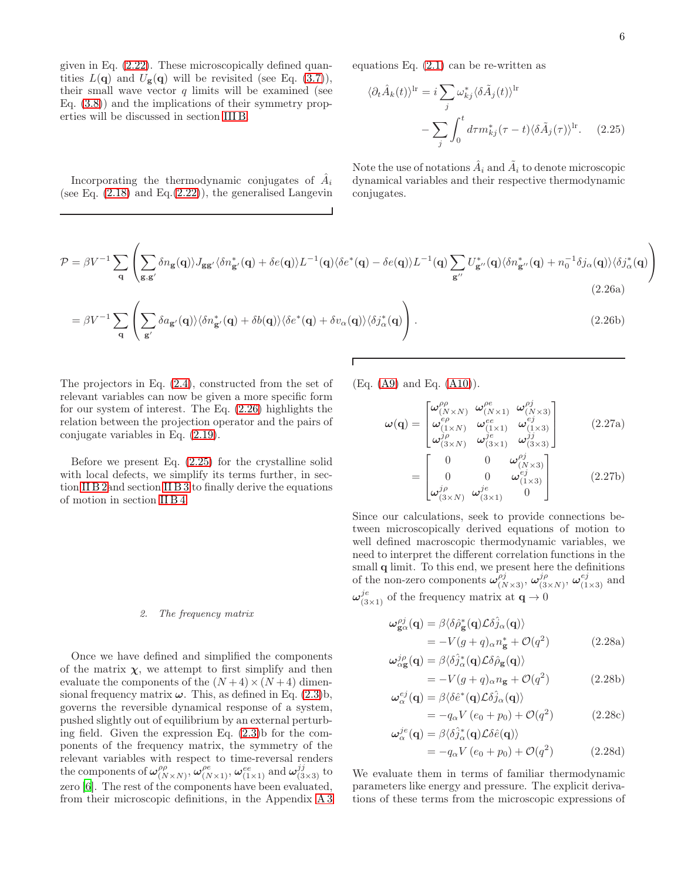given in Eq. (2.22). These microscopically defined quantities $L(\mathbf{q})$ and $U_{\mathbf{g}}(\mathbf{q})$ will be revisited (see Eq. (3.7)), their small wave vector $q$ limits will be examined (see Eq. (3.8)) and the implications of their symmetry properties will be discussed in section III B.

Incorporating the thermodynamic conjugates of $\hat{A}_i$ (see Eq. (2.18) and Eq.(2.22)), the generalised Langevin equations Eq. (2.1) can be re-written as

$$\langle \partial_t \hat{A}_k(t)\rangle^{\mathrm{lr}} = i\sum_j \omega^*_{kj}\langle \delta\tilde{A}_j(t)\rangle^{\mathrm{lr}} - \sum_j \int_0^t d\tau m^*_{kj}(\tau - t)\langle \delta\tilde{A}_j(\tau)\rangle^{\mathrm{lr}}. \tag{2.25}$$

Note the use of notations $\hat{A}_i$ and $\tilde{A}_i$ to denote microscopic dynamical variables and their respective thermodynamic conjugates.

$$\mathcal{P} = \beta V^{-1}\sum_{\mathbf{q}}\left(\sum_{\mathbf{g},\mathbf{g}'}\delta n_{\mathbf{g}}(\mathbf{q})\rangle J_{\mathbf{g}\mathbf{g}'}\langle \delta n^*_{\mathbf{g}'}(\mathbf{q}) + \delta e(\mathbf{q})\rangle L^{-1}(\mathbf{q})\langle \delta e^*(\mathbf{q}) - \delta e(\mathbf{q})\rangle L^{-1}(\mathbf{q})\sum_{\mathbf{g}''} U^*_{\mathbf{g}''}(\mathbf{q})\langle \delta n^*_{\mathbf{g}''}(\mathbf{q}) + n_0^{-1}\delta j_\alpha(\mathbf{q})\rangle\langle \delta j^*_\alpha(\mathbf{q})\right) \tag{2.26a}$$

$$= \beta V^{-1}\sum_{\mathbf{q}}\left(\sum_{\mathbf{g}'}\delta a_{\mathbf{g}'}(\mathbf{q})\rangle\langle \delta n^*_{\mathbf{g}'}(\mathbf{q}) + \delta b(\mathbf{q})\rangle\langle \delta e^*(\mathbf{q}) + \delta v_\alpha(\mathbf{q})\rangle\langle \delta j^*_\alpha(\mathbf{q})\right). \tag{2.26b}$$

The projectors in Eq. (2.4), constructed from the set of relevant variables can now be given a more specific form for our system of interest. The Eq. (2.26) highlights the relation between the projection operator and the pairs of conjugate variables in Eq. (2.19).

Before we present Eq. (2.25) for the crystalline solid with local defects, we simplify its terms further, in section II B 2 and section II B 3 to finally derive the equations of motion in section II B 4.

### 2. The frequency matrix

Once we have defined and simplified the components of the matrix $\boldsymbol{\chi}$, we attempt to first simplify and then evaluate the components of the $(N+4)\times(N+4)$ dimensional frequency matrix $\boldsymbol{\omega}$. This, as defined in Eq. (2.3)b, governs the reversible dynamical response of a system, pushed slightly out of equilibrium by an external perturbing field. Given the expression Eq. (2.3)b for the components of the frequency matrix, the symmetry of the relevant variables with respect to time-reversal renders the components of $\boldsymbol{\omega}^{\rho\rho}_{(N\times N)}$, $\boldsymbol{\omega}^{\rho e}_{(N\times 1)}$, $\boldsymbol{\omega}^{ee}_{(1\times 1)}$ and $\boldsymbol{\omega}^{jj}_{(3\times 3)}$ to zero [6]. The rest of the components have been evaluated, from their microscopic definitions, in the Appendix A 3 (Eq. (A9) and Eq. (A10)).

$$\boldsymbol{\omega}(\mathbf{q}) = \begin{bmatrix} \boldsymbol{\omega}^{\rho\rho}_{(N\times N)} & \boldsymbol{\omega}^{\rho e}_{(N\times 1)} & \boldsymbol{\omega}^{\rho j}_{(N\times 3)} \\ \boldsymbol{\omega}^{e\rho}_{(1\times N)} & \boldsymbol{\omega}^{ee}_{(1\times 1)} & \boldsymbol{\omega}^{ej}_{(1\times 3)} \\ \boldsymbol{\omega}^{j\rho}_{(3\times N)} & \boldsymbol{\omega}^{je}_{(3\times 1)} & \boldsymbol{\omega}^{jj}_{(3\times 3)} \end{bmatrix} \tag{2.27a}$$

$$= \begin{bmatrix} 0 & 0 & \boldsymbol{\omega}^{\rho j}_{(N\times 3)} \\ 0 & 0 & \boldsymbol{\omega}^{ej}_{(1\times 3)} \\ \boldsymbol{\omega}^{j\rho}_{(3\times N)} & \boldsymbol{\omega}^{je}_{(3\times 1)} & 0 \end{bmatrix} \tag{2.27b}$$

Since our calculations, seek to provide connections between microscopically derived equations of motion to well defined macroscopic thermodynamic variables, we need to interpret the different correlation functions in the small $\mathbf{q}$ limit. To this end, we present here the definitions of the non-zero components $\boldsymbol{\omega}^{\rho j}_{(N\times 3)}$, $\boldsymbol{\omega}^{j\rho}_{(3\times N)}$, $\boldsymbol{\omega}^{ej}_{(1\times 3)}$ and $\boldsymbol{\omega}^{je}_{(3\times 1)}$ of the frequency matrix at $\mathbf{q}\to 0$

$$\begin{aligned}\boldsymbol{\omega}^{\rho j}_{\mathbf{g}\alpha}(\mathbf{q}) &= \beta\langle \delta\hat{\rho}^*_{\mathbf{g}}(\mathbf{q})\mathcal{L}\delta\hat{j}_\alpha(\mathbf{q})\rangle \\ &= -V(g+q)_\alpha n^*_{\mathbf{g}} + \mathcal{O}(q^2)\end{aligned} \tag{2.28a}$$

$$\begin{aligned}\boldsymbol{\omega}^{j\rho}_{\alpha\mathbf{g}}(\mathbf{q}) &= \beta\langle \delta\hat{j}^*_\alpha(\mathbf{q})\mathcal{L}\delta\hat{\rho}_{\mathbf{g}}(\mathbf{q})\rangle \\ &= -V(g+q)_\alpha n_{\mathbf{g}} + \mathcal{O}(q^2)\end{aligned} \tag{2.28b}$$

$$\begin{aligned}\boldsymbol{\omega}^{ej}_{\alpha}(\mathbf{q}) &= \beta\langle \delta\hat{e}^*(\mathbf{q})\mathcal{L}\delta\hat{j}_\alpha(\mathbf{q})\rangle \\ &= -q_\alpha V\left(e_0 + p_0\right) + \mathcal{O}(q^2)\end{aligned} \tag{2.28c}$$

$$\begin{aligned}\boldsymbol{\omega}^{je}_{\alpha}(\mathbf{q}) &= \beta\langle \delta\hat{j}^*_\alpha(\mathbf{q})\mathcal{L}\delta\hat{e}(\mathbf{q})\rangle \\ &= -q_\alpha V\left(e_0 + p_0\right) + \mathcal{O}(q^2)\end{aligned} \tag{2.28d}$$

We evaluate them in terms of familiar thermodynamic parameters like energy and pressure. The explicit derivations of these terms from the microscopic expressions of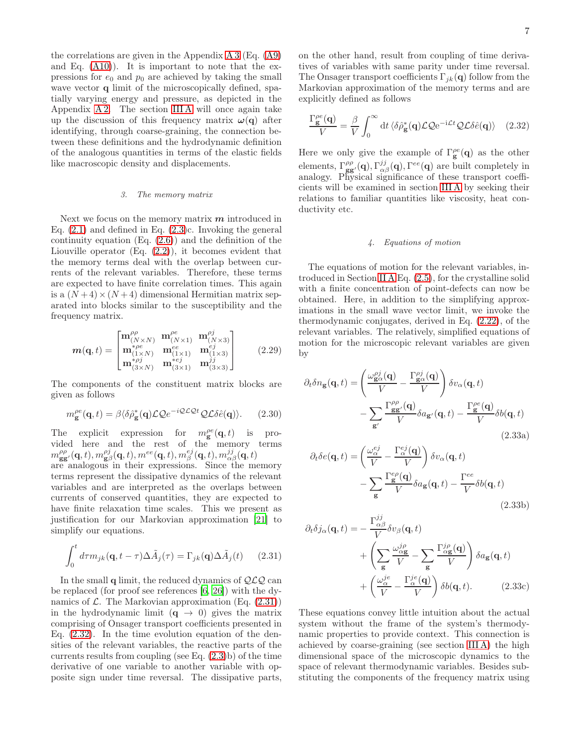the correlations are given in the Appendix A 3 (Eq. (A9) and Eq. (A10)). It is important to note that the expressions for $e_0$ and $p_0$ are achieved by taking the small wave vector $\mathbf{q}$ limit of the microscopically defined, spatially varying energy and pressure, as depicted in the Appendix A 2. The section III A will once again take up the discussion of this frequency matrix $\boldsymbol{\omega}(\mathbf{q})$ after identifying, through coarse-graining, the connection between these definitions and the hydrodynamic definition of the analogous quantities in terms of the elastic fields like macroscopic density and displacements.

### 3. The memory matrix

Next we focus on the memory matrix $\boldsymbol{m}$ introduced in Eq. (2.1) and defined in Eq. (2.3)c. Invoking the general continuity equation (Eq. (2.6)) and the definition of the Liouville operator (Eq. (2.2)), it becomes evident that the memory terms deal with the overlap between currents of the relevant variables. Therefore, these terms are expected to have finite correlation times. This again is a $(N+4)\times(N+4)$ dimensional Hermitian matrix separated into blocks similar to the susceptibility and the frequency matrix.

$$
\boldsymbol{m}(\mathbf{q},t) = \begin{bmatrix} \mathbf{m}^{\rho\rho}_{(N\times N)} & \mathbf{m}^{\rho e}_{(N\times 1)} & \mathbf{m}^{\rho j}_{(N\times 3)} \\ \mathbf{m}^{*\rho e}_{(1\times N)} & \mathbf{m}^{ee}_{(1\times 1)} & \mathbf{m}^{ej}_{(1\times 3)} \\ \mathbf{m}^{*\rho j}_{(3\times N)} & \mathbf{m}^{*ej}_{(3\times 1)} & \mathbf{m}^{jj}_{(3\times 3)} \end{bmatrix} \tag{2.29}
$$

The components of the constituent matrix blocks are given as follows

$$
m^{\rho e}_{\mathbf{g}}(\mathbf{q},t) = \beta \langle \delta\hat{\rho}^*_{\mathbf{g}}(\mathbf{q}) \mathcal{L}\mathcal{Q} e^{-i\mathcal{Q}\mathcal{L}\mathcal{Q}t} \mathcal{Q}\mathcal{L}\delta\hat{e}(\mathbf{q})\rangle. \tag{2.30}
$$

The explicit expression for $m^{\rho e}_{\mathbf{g}}(\mathbf{q},t)$ is provided here and the rest of the memory terms $m^{\rho\rho}_{\mathbf{g}\mathbf{g}'}(\mathbf{q},t), m^{\rho j}_{\mathbf{g}\beta}(\mathbf{q},t), m^{ee}(\mathbf{q},t), m^{ej}_{\beta}(\mathbf{q},t), m^{jj}_{\alpha\beta}(\mathbf{q},t)$ are analogous in their expressions. Since the memory terms represent the dissipative dynamics of the relevant variables and are interpreted as the overlaps between currents of conserved quantities, they are expected to have finite relaxation time scales. This we present as justification for our Markovian approximation [21] to simplify our equations.

$$
\int_0^t d\tau\, m_{jk}(\mathbf{q},t-\tau)\Delta\tilde{A}_j(\tau) = \Gamma_{jk}(\mathbf{q})\Delta\tilde{A}_j(t) \tag{2.31}
$$

In the small $\mathbf{q}$ limit, the reduced dynamics of $\mathcal{Q}\mathcal{L}\mathcal{Q}$ can be replaced (for proof see references [6, 26]) with the dynamics of $\mathcal{L}$. The Markovian approximation (Eq. (2.31)) in the hydrodynamic limit ($\mathbf{q}\to 0$) gives the matrix comprising of Onsager transport coefficients presented in Eq. (2.32). In the time evolution equation of the densities of the relevant variables, the reactive parts of the currents results from coupling (see Eq. (2.3)b) of the time derivative of one variable to another variable with opposite sign under time reversal. The dissipative parts, on the other hand, result from coupling of time derivatives of variables with same parity under time reversal. The Onsager transport coefficients $\Gamma_{jk}(\mathbf{q})$ follow from the Markovian approximation of the memory terms and are explicitly defined as follows

$$
\frac{\Gamma^{\rho e}_{\mathbf{g}}(\mathbf{q})}{V} = \frac{\beta}{V}\int_0^\infty \mathrm{d}t\, \langle \delta\hat{\rho}^*_{\mathbf{g}}(\mathbf{q}) \mathcal{L}\mathcal{Q}\mathrm{e}^{-\mathrm{i}\mathcal{L}t}\mathcal{Q}\mathcal{L}\delta\hat{e}(\mathbf{q})\rangle \tag{2.32}
$$

Here we only give the example of $\Gamma^{\rho e}_{\mathbf{g}}(\mathbf{q})$ as the other elements, $\Gamma^{\rho\rho}_{\mathbf{g}\mathbf{g}'}(\mathbf{q}), \Gamma^{jj}_{\alpha\beta}(\mathbf{q}), \Gamma^{ee}(\mathbf{q})$ are built completely in analogy. Physical significance of these transport coefficients will be examined in section III A by seeking their relations to familiar quantities like viscosity, heat conductivity etc.

### 4. Equations of motion

The equations of motion for the relevant variables, introduced in Section II A Eq. (2.5), for the crystalline solid with a finite concentration of point-defects can now be obtained. Here, in addition to the simplifying approximations in the small wave vector limit, we invoke the thermodynamic conjugates, derived in Eq. (2.22), of the relevant variables. The relatively, simplified equations of motion for the microscopic relevant variables are given by

$$
\begin{aligned}
\partial_t \delta n_{\mathbf{g}}(\mathbf{q},t) = &\left(\frac{\omega^{\rho j}_{\mathbf{g}\alpha}(\mathbf{q})}{V} - \frac{\Gamma^{\rho j}_{\mathbf{g}\alpha}(\mathbf{q})}{V}\right)\delta v_\alpha(\mathbf{q},t) \\
&- \sum_{\mathbf{g}'} \frac{\Gamma^{\rho\rho}_{\mathbf{g}\mathbf{g}'}(\mathbf{q})}{V}\delta a_{\mathbf{g}'}(\mathbf{q},t) - \frac{\Gamma^{\rho e}_{\mathbf{g}}(\mathbf{q})}{V}\delta b(\mathbf{q},t)
\end{aligned} \tag{2.33a}
$$

$$
\begin{aligned}
\partial_t \delta e(\mathbf{q},t) = &\left(\frac{\omega^{ej}_{\alpha}}{V} - \frac{\Gamma^{ej}_{\alpha}(\mathbf{q})}{V}\right)\delta v_\alpha(\mathbf{q},t) \\
&- \sum_{\mathbf{g}} \frac{\Gamma^{e\rho}_{\mathbf{g}}(\mathbf{q})}{V}\delta a_{\mathbf{g}}(\mathbf{q},t) - \frac{\Gamma^{ee}}{V}\delta b(\mathbf{q},t)
\end{aligned} \tag{2.33b}
$$

$$
\begin{aligned}
\partial_t \delta j_\alpha(\mathbf{q},t) = &-\frac{\Gamma^{jj}_{\alpha\beta}}{V}\delta v_\beta(\mathbf{q},t) \\
&+ \left(\sum_{\mathbf{g}} \frac{\omega^{j\rho}_{\alpha\mathbf{g}}}{V} - \sum_{\mathbf{g}} \frac{\Gamma^{j\rho}_{\alpha\mathbf{g}}(\mathbf{q})}{V}\right)\delta a_{\mathbf{g}}(\mathbf{q},t) \\
&+ \left(\frac{\omega^{je}_{\alpha}}{V} - \frac{\Gamma^{je}_{\alpha}(\mathbf{q})}{V}\right)\delta b(\mathbf{q},t).
\end{aligned} \tag{2.33c}
$$

These equations convey little intuition about the actual system without the frame of the system's thermodynamic properties to provide context. This connection is achieved by coarse-graining (see section III A) the high dimensional space of the microscopic dynamics to the space of relevant thermodynamic variables. Besides substituting the components of the frequency matrix using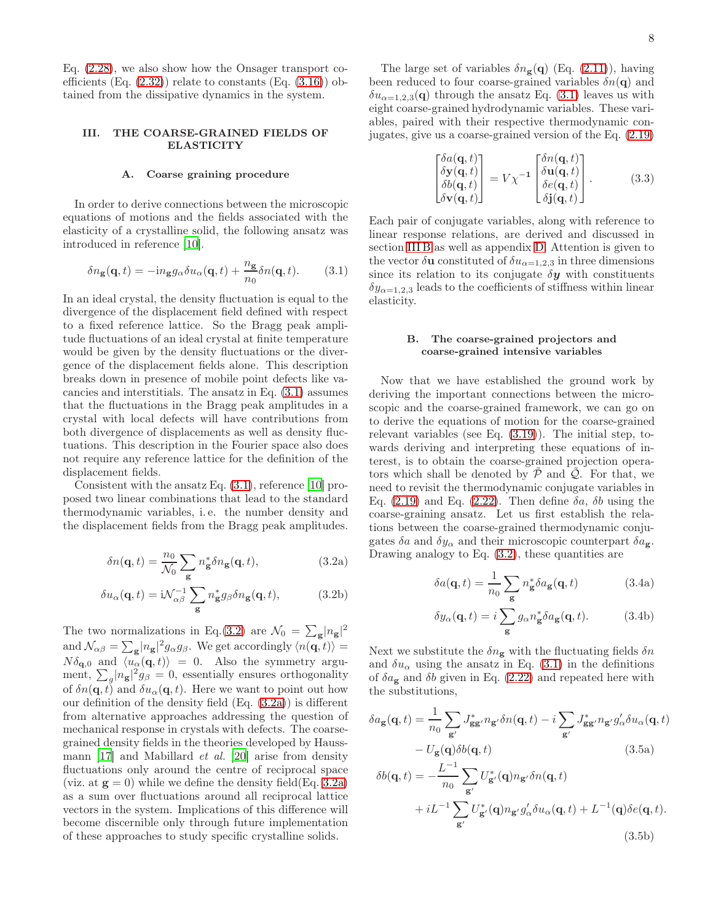Eq. (2.28), we also show how the Onsager transport coefficients (Eq. (2.32)) relate to constants (Eq. (3.16)) obtained from the dissipative dynamics in the system.

## III. THE COARSE-GRAINED FIELDS OF ELASTICITY

### A. Coarse graining procedure

In order to derive connections between the microscopic equations of motions and the fields associated with the elasticity of a crystalline solid, the following ansatz was introduced in reference [10].

$$\delta n_{\mathbf{g}}(\mathbf{q},t) = -\mathrm{i}n_{\mathbf{g}} g_\alpha \delta u_\alpha(\mathbf{q},t) + \frac{n_{\mathbf{g}}}{n_0}\delta n(\mathbf{q},t). \tag{3.1}$$

In an ideal crystal, the density fluctuation is equal to the divergence of the displacement field defined with respect to a fixed reference lattice. So the Bragg peak amplitude fluctuations of an ideal crystal at finite temperature would be given by the density fluctuations or the divergence of the displacement fields alone. This description breaks down in presence of mobile point defects like vacancies and interstitials. The ansatz in Eq. (3.1) assumes that the fluctuations in the Bragg peak amplitudes in a crystal with local defects will have contributions from both divergence of displacements as well as density fluctuations. This description in the Fourier space also does not require any reference lattice for the definition of the displacement fields.

Consistent with the ansatz Eq. (3.1), reference [10] proposed two linear combinations that lead to the standard thermodynamic variables, i. e. the number density and the displacement fields from the Bragg peak amplitudes.

$$\delta n(\mathbf{q},t) = \frac{n_0}{\mathcal{N}_0}\sum_{\mathbf{g}} n^*_{\mathbf{g}} \delta n_{\mathbf{g}}(\mathbf{q},t), \tag{3.2a}$$

$$\delta u_\alpha(\mathbf{q},t) = \mathrm{i}\mathcal{N}^{-1}_{\alpha\beta}\sum_{\mathbf{g}} n^*_{\mathbf{g}} g_\beta \delta n_{\mathbf{g}}(\mathbf{q},t), \tag{3.2b}$$

The two normalizations in Eq.(3.2) are $\mathcal{N}_0 = \sum_{\mathbf{g}} |n_{\mathbf{g}}|^2$ and $\mathcal{N}_{\alpha\beta} = \sum_{\mathbf{g}} |n_{\mathbf{g}}|^2 g_\alpha g_\beta$. We get accordingly $\langle n(\mathbf{q},t)\rangle = N\delta_{\mathbf{q},0}$ and $\langle u_\alpha(\mathbf{q},t)\rangle = 0$. Also the symmetry argument, $\sum_g |n_{\mathbf{g}}|^2 g_\beta = 0$, essentially ensures orthogonality of $\delta n(\mathbf{q},t)$ and $\delta u_\alpha(\mathbf{q},t)$. Here we want to point out how our definition of the density field (Eq. (3.2a)) is different from alternative approaches addressing the question of mechanical response in crystals with defects. The coarse-grained density fields in the theories developed by Haussmann [17] and Mabillard *et al.* [20] arise from density fluctuations only around the centre of reciprocal space (viz. at $\mathbf{g} = 0$) while we define the density field(Eq. 3.2a) as a sum over fluctuations around all reciprocal lattice vectors in the system. Implications of this difference will become discernible only through future implementation of these approaches to study specific crystalline solids.

The large set of variables $\delta n_{\mathbf{g}}(\mathbf{q})$ (Eq. (2.11)), having been reduced to four coarse-grained variables $\delta n(\mathbf{q})$ and $\delta u_{\alpha=1,2,3}(\mathbf{q})$ through the ansatz Eq. (3.1) leaves us with eight coarse-grained hydrodynamic variables. These variables, paired with their respective thermodynamic conjugates, give us a coarse-grained version of the Eq. (2.19)

$$\begin{bmatrix}\delta a(\mathbf{q},t)\\ \delta \mathbf{y}(\mathbf{q},t)\\ \delta b(\mathbf{q},t)\\ \delta \mathbf{v}(\mathbf{q},t)\end{bmatrix} = V\chi^{-\mathbf{1}}\begin{bmatrix}\delta n(\mathbf{q},t)\\ \delta \mathbf{u}(\mathbf{q},t)\\ \delta e(\mathbf{q},t)\\ \delta \mathbf{j}(\mathbf{q},t)\end{bmatrix}. \tag{3.3}$$

Each pair of conjugate variables, along with reference to linear response relations, are derived and discussed in section III B as well as appendix D. Attention is given to the vector $\delta\mathbf{u}$ constituted of $\delta u_{\alpha=1,2,3}$ in three dimensions since its relation to its conjugate $\delta\boldsymbol{y}$ with constituents $\delta y_{\alpha=1,2,3}$ leads to the coefficients of stiffness within linear elasticity.

### B. The coarse-grained projectors and coarse-grained intensive variables

Now that we have established the ground work by deriving the important connections between the microscopic and the coarse-grained framework, we can go on to derive the equations of motion for the coarse-grained relevant variables (see Eq. (3.19)). The initial step, towards deriving and interpreting these equations of interest, is to obtain the coarse-grained projection operators which shall be denoted by $\tilde{\mathcal{P}}$ and $\tilde{\mathcal{Q}}$. For that, we need to revisit the thermodynamic conjugate variables in Eq. (2.19) and Eq. (2.22). Then define $\delta a$, $\delta b$ using the coarse-graining ansatz. Let us first establish the relations between the coarse-grained thermodynamic conjugates $\delta a$ and $\delta y_\alpha$ and their microscopic counterpart $\delta a_{\mathbf{g}}$. Drawing analogy to Eq. (3.2), these quantities are

$$\delta a(\mathbf{q},t) = \frac{1}{n_0}\sum_{\mathbf{g}} n^*_{\mathbf{g}}\delta a_{\mathbf{g}}(\mathbf{q},t) \tag{3.4a}$$

$$\delta y_\alpha(\mathbf{q},t) = i\sum_{\mathbf{g}} g_\alpha n^*_{\mathbf{g}}\delta a_{\mathbf{g}}(\mathbf{q},t). \tag{3.4b}$$

Next we substitute the $\delta n_{\mathbf{g}}$ with the fluctuating fields $\delta n$ and $\delta u_\alpha$ using the ansatz in Eq. (3.1) in the definitions of $\delta a_{\mathbf{g}}$ and $\delta b$ given in Eq. (2.22) and repeated here with the substitutions,

$$\begin{aligned}\delta a_{\mathbf{g}}(\mathbf{q},t) = {} & \frac{1}{n_0}\sum_{\mathbf{g}'} J^*_{\mathbf{g}\mathbf{g}'} n_{\mathbf{g}'}\delta n(\mathbf{q},t) - i\sum_{\mathbf{g}'} J^*_{\mathbf{g}\mathbf{g}'} n_{\mathbf{g}'} g'_\alpha \delta u_\alpha(\mathbf{q},t)\\ & - U_{\mathbf{g}}(\mathbf{q})\delta b(\mathbf{q},t)\end{aligned} \tag{3.5a}$$

$$\begin{aligned}\delta b(\mathbf{q},t) = {} & -\frac{L^{-1}}{n_0}\sum_{\mathbf{g}'} U^*_{\mathbf{g}'}(\mathbf{q}) n_{\mathbf{g}'}\delta n(\mathbf{q},t)\\ & + iL^{-1}\sum_{\mathbf{g}'} U^*_{\mathbf{g}'}(\mathbf{q}) n_{\mathbf{g}'} g'_\alpha \delta u_\alpha(\mathbf{q},t) + L^{-1}(\mathbf{q})\delta e(\mathbf{q},t).\end{aligned} \tag{3.5b}$$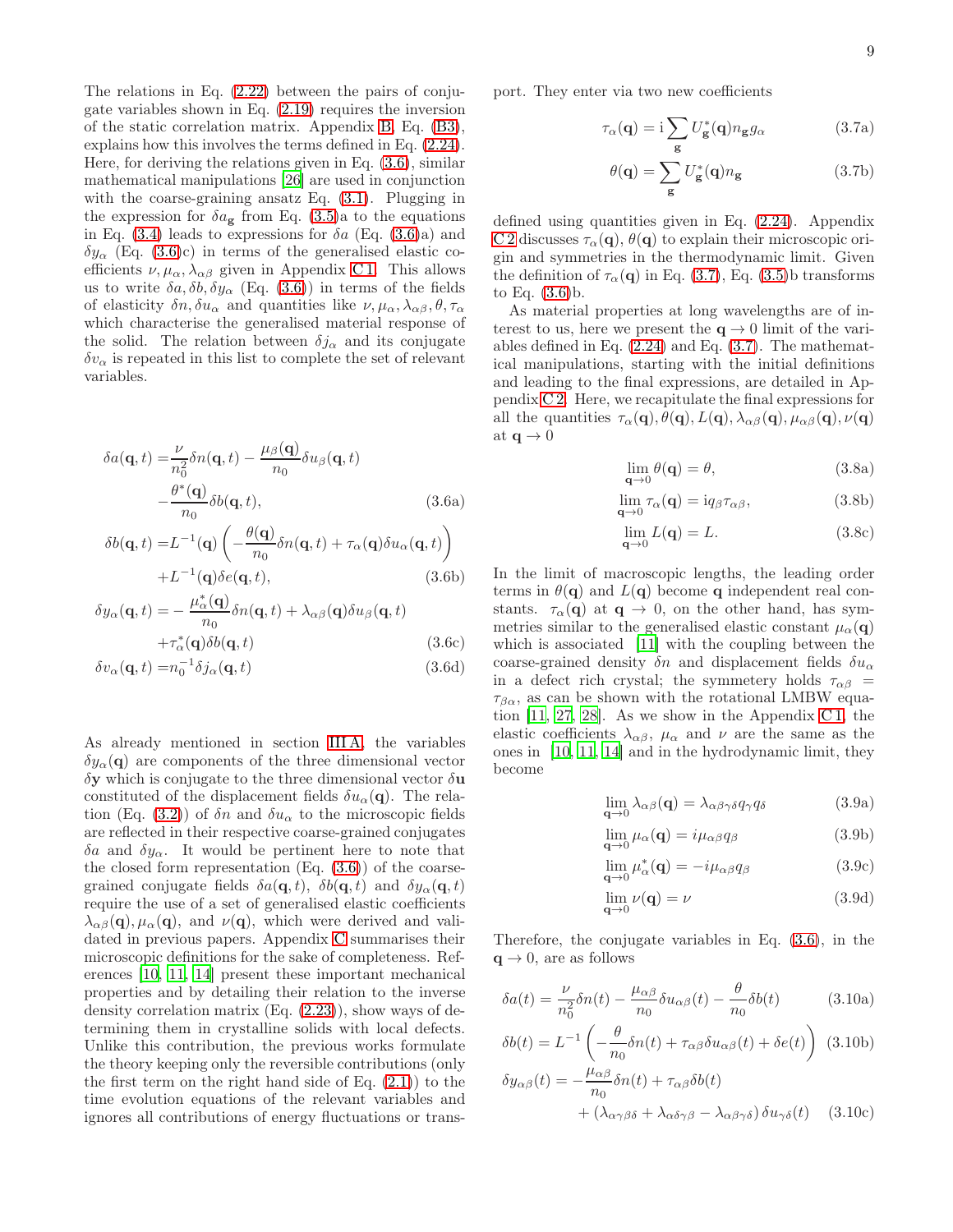The relations in Eq. (2.22) between the pairs of conjugate variables shown in Eq. (2.19) requires the inversion of the static correlation matrix. Appendix B, Eq. (B3), explains how this involves the terms defined in Eq. (2.24). Here, for deriving the relations given in Eq. (3.6), similar mathematical manipulations [26] are used in conjunction with the coarse-graining ansatz Eq. (3.1). Plugging in the expression for $\delta a_{\mathbf{g}}$ from Eq. (3.5)a to the equations in Eq. (3.4) leads to expressions for $\delta a$ (Eq. (3.6)a) and $\delta y_\alpha$ (Eq. (3.6)c) in terms of the generalised elastic coefficients $\nu, \mu_\alpha, \lambda_{\alpha\beta}$ given in Appendix C 1. This allows us to write $\delta a, \delta b, \delta y_\alpha$ (Eq. (3.6)) in terms of the fields of elasticity $\delta n, \delta u_\alpha$ and quantities like $\nu, \mu_\alpha, \lambda_{\alpha\beta}, \theta, \tau_\alpha$ which characterise the generalised material response of the solid. The relation between $\delta j_\alpha$ and its conjugate $\delta v_\alpha$ is repeated in this list to complete the set of relevant variables.

$$
\begin{aligned}
\delta a(\mathbf{q},t) =& \frac{\nu}{n_0^2}\delta n(\mathbf{q},t) - \frac{\mu_\beta(\mathbf{q})}{n_0}\delta u_\beta(\mathbf{q},t) \\
&- \frac{\theta^*(\mathbf{q})}{n_0}\delta b(\mathbf{q},t), && \text{(3.6a)}\\
\delta b(\mathbf{q},t) =& L^{-1}(\mathbf{q})\left(-\frac{\theta(\mathbf{q})}{n_0}\delta n(\mathbf{q},t) + \tau_\alpha(\mathbf{q})\delta u_\alpha(\mathbf{q},t)\right) \\
&+ L^{-1}(\mathbf{q})\delta e(\mathbf{q},t), && \text{(3.6b)}\\
\delta y_\alpha(\mathbf{q},t) =& -\frac{\mu_\alpha^*(\mathbf{q})}{n_0}\delta n(\mathbf{q},t) + \lambda_{\alpha\beta}(\mathbf{q})\delta u_\beta(\mathbf{q},t) \\
&+ \tau_\alpha^*(\mathbf{q})\delta b(\mathbf{q},t) && \text{(3.6c)}\\
\delta v_\alpha(\mathbf{q},t) =& n_0^{-1}\delta j_\alpha(\mathbf{q},t) && \text{(3.6d)}
\end{aligned}
$$

As already mentioned in section III A, the variables $\delta y_\alpha(\mathbf{q})$ are components of the three dimensional vector $\delta\mathbf{y}$ which is conjugate to the three dimensional vector $\delta\mathbf{u}$ constituted of the displacement fields $\delta u_\alpha(\mathbf{q})$. The relation (Eq. (3.2)) of $\delta n$ and $\delta u_\alpha$ to the microscopic fields are reflected in their respective coarse-grained conjugates $\delta a$ and $\delta y_\alpha$. It would be pertinent here to note that the closed form representation (Eq. (3.6)) of the coarse-grained conjugate fields $\delta a(\mathbf{q},t)$, $\delta b(\mathbf{q},t)$ and $\delta y_\alpha(\mathbf{q},t)$ require the use of a set of generalised elastic coefficients $\lambda_{\alpha\beta}(\mathbf{q}), \mu_\alpha(\mathbf{q})$, and $\nu(\mathbf{q})$, which were derived and validated in previous papers. Appendix C summarises their microscopic definitions for the sake of completeness. References [10, 11, 14] present these important mechanical properties and by detailing their relation to the inverse density correlation matrix (Eq. (2.23)), show ways of determining them in crystalline solids with local defects. Unlike this contribution, the previous works formulate the theory keeping only the reversible contributions (only the first term on the right hand side of Eq. (2.1)) to the time evolution equations of the relevant variables and ignores all contributions of energy fluctuations or transport. They enter via two new coefficients

$$
\tau_\alpha(\mathbf{q}) = \mathrm{i}\sum_{\mathbf{g}} U_{\mathbf{g}}^*(\mathbf{q}) n_{\mathbf{g}} g_\alpha \qquad \text{(3.7a)}
$$

$$
\theta(\mathbf{q}) = \sum_{\mathbf{g}} U_{\mathbf{g}}^*(\mathbf{q}) n_{\mathbf{g}} \qquad \text{(3.7b)}
$$

defined using quantities given in Eq. (2.24). Appendix C 2 discusses $\tau_\alpha(\mathbf{q})$, $\theta(\mathbf{q})$ to explain their microscopic origin and symmetries in the thermodynamic limit. Given the definition of $\tau_\alpha(\mathbf{q})$ in Eq. (3.7), Eq. (3.5)b transforms to Eq. (3.6)b.

As material properties at long wavelengths are of interest to us, here we present the $\mathbf{q}\to 0$ limit of the variables defined in Eq. (2.24) and Eq. (3.7). The mathematical manipulations, starting with the initial definitions and leading to the final expressions, are detailed in Appendix C 2. Here, we recapitulate the final expressions for all the quantities $\tau_\alpha(\mathbf{q}), \theta(\mathbf{q}), L(\mathbf{q}), \lambda_{\alpha\beta}(\mathbf{q}), \mu_{\alpha\beta}(\mathbf{q}), \nu(\mathbf{q})$ at $\mathbf{q}\to 0$

$$
\lim_{\mathbf{q}\to 0}\theta(\mathbf{q}) = \theta, \qquad \text{(3.8a)}
$$

$$
\lim_{\mathbf{q}\to 0}\tau_\alpha(\mathbf{q}) = \mathrm{i}q_\beta\tau_{\alpha\beta}, \qquad \text{(3.8b)}
$$

$$
\lim_{\mathbf{q}\to 0}L(\mathbf{q}) = L. \qquad \text{(3.8c)}
$$

In the limit of macroscopic lengths, the leading order terms in $\theta(\mathbf{q})$ and $L(\mathbf{q})$ become $\mathbf{q}$ independent real constants. $\tau_\alpha(\mathbf{q})$ at $\mathbf{q}\to 0$, on the other hand, has symmetries similar to the generalised elastic constant $\mu_\alpha(\mathbf{q})$ which is associated [11] with the coupling between the coarse-grained density $\delta n$ and displacement fields $\delta u_\alpha$ in a defect rich crystal; the symmetery holds $\tau_{\alpha\beta} = \tau_{\beta\alpha}$, as can be shown with the rotational LMBW equation [11, 27, 28]. As we show in the Appendix C 1, the elastic coefficients $\lambda_{\alpha\beta}$, $\mu_\alpha$ and $\nu$ are the same as the ones in [10, 11, 14] and in the hydrodynamic limit, they become

$$
\lim_{\mathbf{q}\to 0}\lambda_{\alpha\beta}(\mathbf{q}) = \lambda_{\alpha\beta\gamma\delta}q_\gamma q_\delta \qquad \text{(3.9a)}
$$

$$
\lim_{\mathbf{q}\to 0}\mu_\alpha(\mathbf{q}) = i\mu_{\alpha\beta}q_\beta \qquad \text{(3.9b)}
$$

$$
\lim_{\mathbf{q}\to 0}\mu_\alpha^*(\mathbf{q}) = -i\mu_{\alpha\beta}q_\beta \qquad \text{(3.9c)}
$$

$$
\lim_{\mathbf{q}\to 0}\nu(\mathbf{q}) = \nu \qquad \text{(3.9d)}
$$

Therefore, the conjugate variables in Eq. (3.6), in the $\mathbf{q}\to 0$, are as follows

$$
\delta a(t) = \frac{\nu}{n_0^2}\delta n(t) - \frac{\mu_{\alpha\beta}}{n_0}\delta u_{\alpha\beta}(t) - \frac{\theta}{n_0}\delta b(t) \qquad \text{(3.10a)}
$$

$$
\delta b(t) = L^{-1}\left(-\frac{\theta}{n_0}\delta n(t) + \tau_{\alpha\beta}\delta u_{\alpha\beta}(t) + \delta e(t)\right) \qquad \text{(3.10b)}
$$

$$
\begin{aligned}
\delta y_{\alpha\beta}(t) =& -\frac{\mu_{\alpha\beta}}{n_0}\delta n(t) + \tau_{\alpha\beta}\delta b(t) \\
&+ \left(\lambda_{\alpha\gamma\beta\delta} + \lambda_{\alpha\delta\gamma\beta} - \lambda_{\alpha\beta\gamma\delta}\right)\delta u_{\gamma\delta}(t) \qquad \text{(3.10c)}
\end{aligned}
$$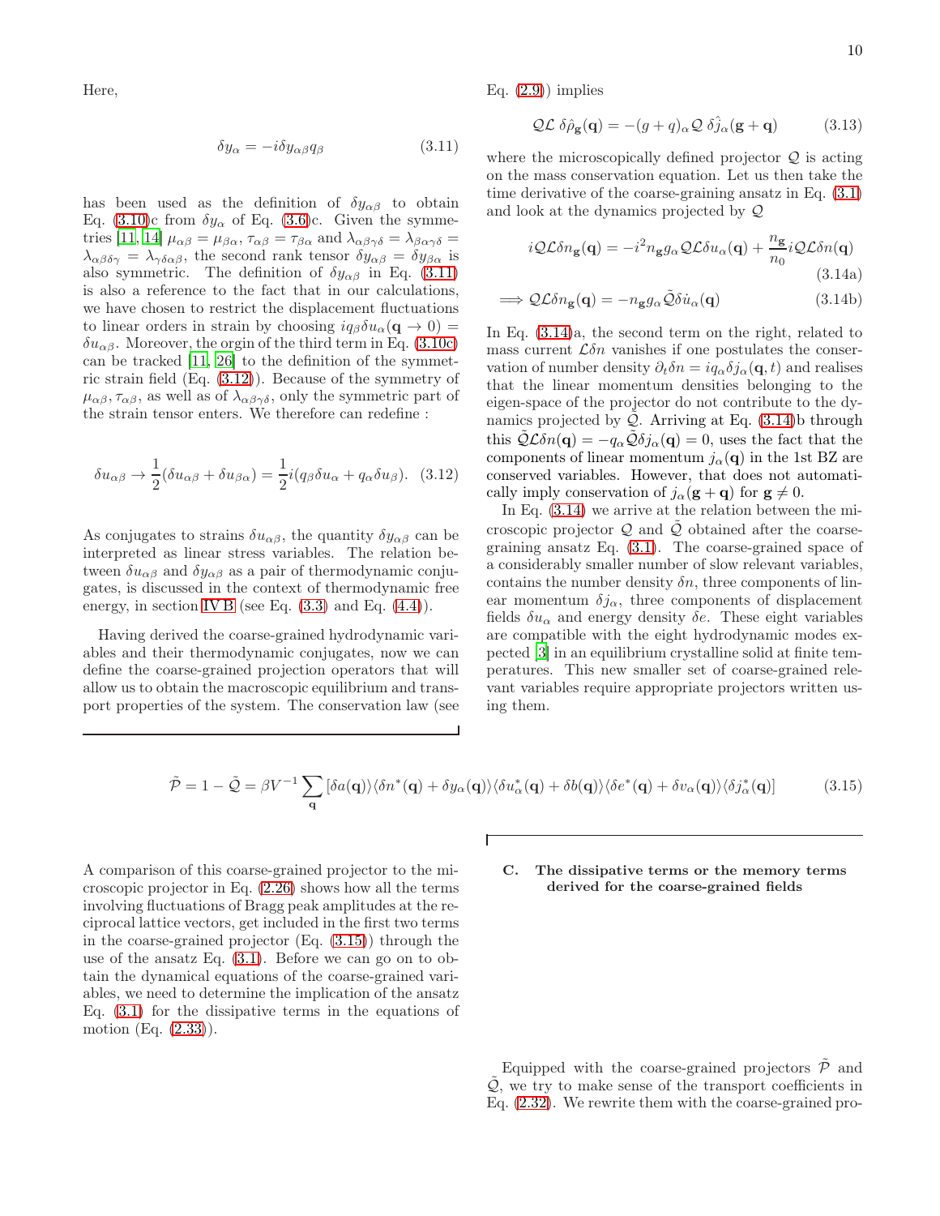Here,

$$\delta y_\alpha = -i\delta y_{\alpha\beta} q_\beta \tag{3.11}$$

has been used as the definition of $\delta y_{\alpha\beta}$ to obtain Eq. (3.10)c from $\delta y_\alpha$ of Eq. (3.6)c. Given the symmetries [11, 14] $\mu_{\alpha\beta} = \mu_{\beta\alpha}$, $\tau_{\alpha\beta} = \tau_{\beta\alpha}$ and $\lambda_{\alpha\beta\gamma\delta} = \lambda_{\beta\alpha\gamma\delta} = \lambda_{\alpha\beta\delta\gamma} = \lambda_{\gamma\delta\alpha\beta}$, the second rank tensor $\delta y_{\alpha\beta} = \delta y_{\beta\alpha}$ is also symmetric. The definition of $\delta y_{\alpha\beta}$ in Eq. (3.11) is also a reference to the fact that in our calculations, we have chosen to restrict the displacement fluctuations to linear orders in strain by choosing $iq_\beta \delta u_\alpha(\mathbf{q} \to 0) = \delta u_{\alpha\beta}$. Moreover, the orgin of the third term in Eq. (3.10c) can be tracked [11, 26] to the definition of the symmetric strain field (Eq. (3.12)). Because of the symmetry of $\mu_{\alpha\beta}, \tau_{\alpha\beta}$, as well as of $\lambda_{\alpha\beta\gamma\delta}$, only the symmetric part of the strain tensor enters. We therefore can redefine :

$$\delta u_{\alpha\beta} \to \frac{1}{2}(\delta u_{\alpha\beta} + \delta u_{\beta\alpha}) = \frac{1}{2} i(q_\beta \delta u_\alpha + q_\alpha \delta u_\beta). \tag{3.12}$$

As conjugates to strains $\delta u_{\alpha\beta}$, the quantity $\delta y_{\alpha\beta}$ can be interpreted as linear stress variables. The relation between $\delta u_{\alpha\beta}$ and $\delta y_{\alpha\beta}$ as a pair of thermodynamic conjugates, is discussed in the context of thermodynamic free energy, in section IV B (see Eq. (3.3) and Eq. (4.4)).

Having derived the coarse-grained hydrodynamic variables and their thermodynamic conjugates, now we can define the coarse-grained projection operators that will allow us to obtain the macroscopic equilibrium and transport properties of the system. The conservation law (see Eq. (2.9)) implies

$$\mathcal{QL}\;\delta\hat{\rho}_{\mathbf{g}}(\mathbf{q}) = -(g+q)_\alpha \mathcal{Q}\;\delta\hat{j}_\alpha(\mathbf{g}+\mathbf{q}) \tag{3.13}$$

where the microscopically defined projector $\mathcal{Q}$ is acting on the mass conservation equation. Let us then take the time derivative of the coarse-graining ansatz in Eq. (3.1) and look at the dynamics projected by $\mathcal{Q}$

$$i\mathcal{QL}\delta n_{\mathbf{g}}(\mathbf{q}) = -i^2 n_{\mathbf{g}} g_\alpha \mathcal{QL}\delta u_\alpha(\mathbf{q}) + \frac{n_{\mathbf{g}}}{n_0} i\mathcal{QL}\delta n(\mathbf{q}) \tag{3.14a}$$

$$\implies \mathcal{QL}\delta n_{\mathbf{g}}(\mathbf{q}) = -n_{\mathbf{g}} g_\alpha \tilde{\mathcal{Q}}\delta\dot{u}_\alpha(\mathbf{q}) \tag{3.14b}$$

In Eq. (3.14)a, the second term on the right, related to mass current $\mathcal{L}\delta n$ vanishes if one postulates the conservation of number density $\partial_t \delta n = iq_\alpha \delta j_\alpha(\mathbf{q}, t)$ and realises that the linear momentum densities belonging to the eigen-space of the projector do not contribute to the dynamics projected by $\tilde{\mathcal{Q}}$. Arriving at Eq. (3.14)b through this $\tilde{\mathcal{Q}}\mathcal{L}\delta n(\mathbf{q}) = -q_\alpha \tilde{\mathcal{Q}}\delta j_\alpha(\mathbf{q}) = 0$, uses the fact that the components of linear momentum $j_\alpha(\mathbf{q})$ in the 1st BZ are conserved variables. However, that does not automatically imply conservation of $j_\alpha(\mathbf{g}+\mathbf{q})$ for $\mathbf{g} \neq 0$.

In Eq. (3.14) we arrive at the relation between the microscopic projector $\mathcal{Q}$ and $\tilde{\mathcal{Q}}$ obtained after the coarse-graining ansatz Eq. (3.1). The coarse-grained space of a considerably smaller number of slow relevant variables, contains the number density $\delta n$, three components of linear momentum $\delta j_\alpha$, three components of displacement fields $\delta u_\alpha$ and energy density $\delta e$. These eight variables are compatible with the eight hydrodynamic modes expected [3] in an equilibrium crystalline solid at finite temperatures. This new smaller set of coarse-grained relevant variables require appropriate projectors written using them.

$$\tilde{\mathcal{P}} = 1 - \tilde{\mathcal{Q}} = \beta V^{-1} \sum_{\mathbf{q}} \left[ \delta a(\mathbf{q})\rangle\langle\delta n^*(\mathbf{q}) + \delta y_\alpha(\mathbf{q})\rangle\langle\delta u^*_\alpha(\mathbf{q}) + \delta b(\mathbf{q})\rangle\langle\delta e^*(\mathbf{q}) + \delta v_\alpha(\mathbf{q})\rangle\langle\delta j^*_\alpha(\mathbf{q}) \right] \tag{3.15}$$

A comparison of this coarse-grained projector to the microscopic projector in Eq. (2.26) shows how all the terms involving fluctuations of Bragg peak amplitudes at the reciprocal lattice vectors, get included in the first two terms in the coarse-grained projector (Eq. (3.15)) through the use of the ansatz Eq. (3.1). Before we can go on to obtain the dynamical equations of the coarse-grained variables, we need to determine the implication of the ansatz Eq. (3.1) for the dissipative terms in the equations of motion (Eq. (2.33)).

### C. The dissipative terms or the memory terms derived for the coarse-grained fields

Equipped with the coarse-grained projectors $\tilde{\mathcal{P}}$ and $\tilde{\mathcal{Q}}$, we try to make sense of the transport coefficients in Eq. (2.32). We rewrite them with the coarse-grained pro-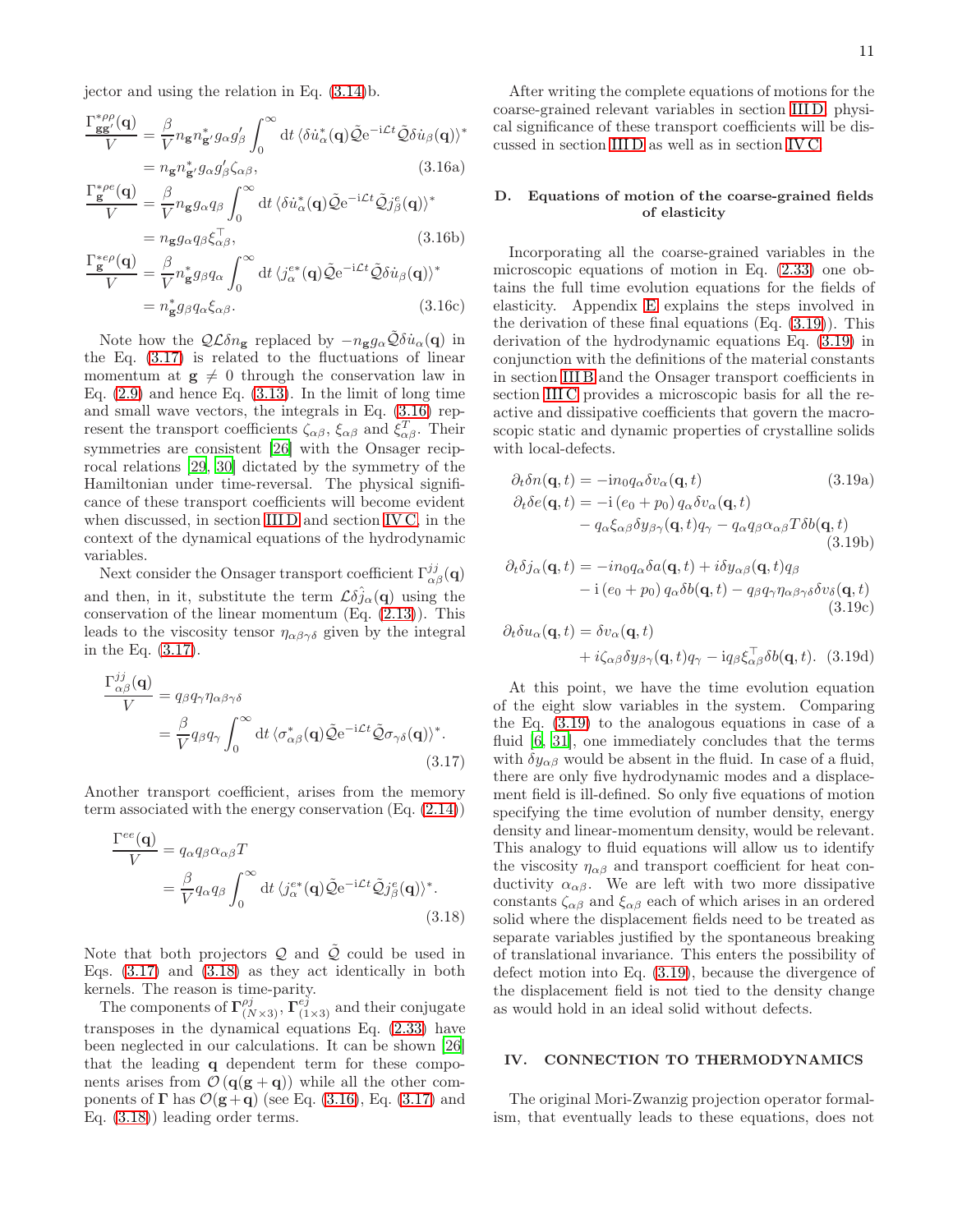jector and using the relation in Eq. (3.14)b.

$$
\begin{aligned}
\frac{\Gamma^{*\rho\rho}_{\mathbf{g}\mathbf{g}'}(\mathbf{q})}{V} &= \frac{\beta}{V} n_{\mathbf{g}} n^*_{\mathbf{g}'} g_\alpha g'_\beta \int_0^\infty \mathrm{d}t\, \langle \delta\dot{u}^*_\alpha(\mathbf{q}) \tilde{\mathcal{Q}} \mathrm{e}^{-\mathrm{i}\mathcal{L}t} \tilde{\mathcal{Q}} \delta\dot{u}_\beta(\mathbf{q})\rangle^* \\
&= n_{\mathbf{g}} n^*_{\mathbf{g}'} g_\alpha g'_\beta \zeta_{\alpha\beta}, \qquad (3.16a)\\
\frac{\Gamma^{*\rho e}_{\mathbf{g}}(\mathbf{q})}{V} &= \frac{\beta}{V} n_{\mathbf{g}} g_\alpha q_\beta \int_0^\infty \mathrm{d}t\, \langle \delta\dot{u}^*_\alpha(\mathbf{q}) \tilde{\mathcal{Q}} \mathrm{e}^{-\mathrm{i}\mathcal{L}t} \tilde{\mathcal{Q}} j^e_\beta(\mathbf{q})\rangle^* \\
&= n_{\mathbf{g}} g_\alpha q_\beta \xi^\top_{\alpha\beta}, \qquad (3.16b)\\
\frac{\Gamma^{*e\rho}_{\mathbf{g}}(\mathbf{q})}{V} &= \frac{\beta}{V} n^*_{\mathbf{g}} g_\beta q_\alpha \int_0^\infty \mathrm{d}t\, \langle j^{e*}_\alpha(\mathbf{q}) \tilde{\mathcal{Q}} \mathrm{e}^{-\mathrm{i}\mathcal{L}t} \tilde{\mathcal{Q}} \delta\dot{u}_\beta(\mathbf{q})\rangle^* \\
&= n^*_{\mathbf{g}} g_\beta q_\alpha \xi_{\alpha\beta}. \qquad (3.16c)
\end{aligned}
$$

Note how the $\mathcal{QL}\delta n_{\mathbf{g}}$ replaced by $-n_{\mathbf{g}} g_\alpha \tilde{\mathcal{Q}}\delta\dot{u}_\alpha(\mathbf{q})$ in the Eq. (3.17) is related to the fluctuations of linear momentum at $\mathbf{g} \neq 0$ through the conservation law in Eq. (2.9) and hence Eq. (3.13). In the limit of long time and small wave vectors, the integrals in Eq. (3.16) represent the transport coefficients $\zeta_{\alpha\beta}$, $\xi_{\alpha\beta}$ and $\xi^T_{\alpha\beta}$. Their symmetries are consistent [26] with the Onsager reciprocal relations [29, 30] dictated by the symmetry of the Hamiltonian under time-reversal. The physical significance of these transport coefficients will become evident when discussed, in section III D and section IV C, in the context of the dynamical equations of the hydrodynamic variables.

Next consider the Onsager transport coefficient $\Gamma^{jj}_{\alpha\beta}(\mathbf{q})$ and then, in it, substitute the term $\mathcal{L}\delta\hat{j}_\alpha(\mathbf{q})$ using the conservation of the linear momentum (Eq. (2.13)). This leads to the viscosity tensor $\eta_{\alpha\beta\gamma\delta}$ given by the integral in the Eq. (3.17).

$$
\begin{aligned}
\frac{\Gamma^{jj}_{\alpha\beta}(\mathbf{q})}{V} &= q_\beta q_\gamma \eta_{\alpha\beta\gamma\delta} \\
&= \frac{\beta}{V} q_\beta q_\gamma \int_0^\infty \mathrm{d}t\, \langle \sigma^*_{\alpha\beta}(\mathbf{q}) \tilde{\mathcal{Q}} \mathrm{e}^{-\mathrm{i}\mathcal{L}t} \tilde{\mathcal{Q}} \sigma_{\gamma\delta}(\mathbf{q})\rangle^*.
\end{aligned} \qquad (3.17)
$$

Another transport coefficient, arises from the memory term associated with the energy conservation (Eq. (2.14))

$$
\begin{aligned}
\frac{\Gamma^{ee}(\mathbf{q})}{V} &= q_\alpha q_\beta \alpha_{\alpha\beta} T \\
&= \frac{\beta}{V} q_\alpha q_\beta \int_0^\infty \mathrm{d}t\, \langle j^{e*}_\alpha(\mathbf{q}) \tilde{\mathcal{Q}} \mathrm{e}^{-\mathrm{i}\mathcal{L}t} \tilde{\mathcal{Q}} j^e_\beta(\mathbf{q})\rangle^*.
\end{aligned} \qquad (3.18)
$$

Note that both projectors $\mathcal{Q}$ and $\tilde{\mathcal{Q}}$ could be used in Eqs. (3.17) and (3.18) as they act identically in both kernels. The reason is time-parity.

The components of $\mathbf{\Gamma}^{\rho j}_{(N\times 3)}$, $\mathbf{\Gamma}^{ej}_{(1\times 3)}$ and their conjugate transposes in the dynamical equations Eq. (2.33) have been neglected in our calculations. It can be shown [26] that the leading $\mathbf{q}$ dependent term for these components arises from $\mathcal{O}\left(\mathbf{q}(\mathbf{g}+\mathbf{q})\right)$ while all the other components of $\mathbf{\Gamma}$ has $\mathcal{O}(\mathbf{g}+\mathbf{q})$ (see Eq. (3.16), Eq. (3.17) and Eq. (3.18)) leading order terms.

After writing the complete equations of motions for the coarse-grained relevant variables in section III D, physical significance of these transport coefficients will be discussed in section III D as well as in section IV C.

### D. Equations of motion of the coarse-grained fields of elasticity

Incorporating all the coarse-grained variables in the microscopic equations of motion in Eq. (2.33) one obtains the full time evolution equations for the fields of elasticity. Appendix E explains the steps involved in the derivation of these final equations (Eq. (3.19)). This derivation of the hydrodynamic equations Eq. (3.19) in conjunction with the definitions of the material constants in section III B and the Onsager transport coefficients in section III C provides a microscopic basis for all the reactive and dissipative coefficients that govern the macroscopic static and dynamic properties of crystalline solids with local-defects.

$$
\partial_t \delta n(\mathbf{q},t) = -\mathrm{i} n_0 q_\alpha \delta v_\alpha(\mathbf{q},t) \qquad (3.19a)
$$

$$
\begin{aligned}
\partial_t \delta e(\mathbf{q},t) = &-\mathrm{i}\left(e_0+p_0\right) q_\alpha \delta v_\alpha(\mathbf{q},t) \\
&- q_\alpha \xi_{\alpha\beta} \delta y_{\beta\gamma}(\mathbf{q},t) q_\gamma - q_\alpha q_\beta \alpha_{\alpha\beta} T \delta b(\mathbf{q},t)
\end{aligned} \qquad (3.19b)
$$

$$
\begin{aligned}
\partial_t \delta j_\alpha(\mathbf{q},t) = &-i n_0 q_\alpha \delta a(\mathbf{q},t) + i\delta y_{\alpha\beta}(\mathbf{q},t) q_\beta \\
&- \mathrm{i}\left(e_0+p_0\right) q_\alpha \delta b(\mathbf{q},t) - q_\beta q_\gamma \eta_{\alpha\beta\gamma\delta} \delta v_\delta(\mathbf{q},t)
\end{aligned} \qquad (3.19c)
$$

$$
\begin{aligned}
\partial_t \delta u_\alpha(\mathbf{q},t) = &\ \delta v_\alpha(\mathbf{q},t) \\
&+ i\zeta_{\alpha\beta} \delta y_{\beta\gamma}(\mathbf{q},t) q_\gamma - \mathrm{i} q_\beta \xi^\top_{\alpha\beta} \delta b(\mathbf{q},t).
\end{aligned} \qquad (3.19d)
$$

At this point, we have the time evolution equation of the eight slow variables in the system. Comparing the Eq. (3.19) to the analogous equations in case of a fluid [6, 31], one immediately concludes that the terms with $\delta y_{\alpha\beta}$ would be absent in the fluid. In case of a fluid, there are only five hydrodynamic modes and a displacement field is ill-defined. So only five equations of motion specifying the time evolution of number density, energy density and linear-momentum density, would be relevant. This analogy to fluid equations will allow us to identify the viscosity $\eta_{\alpha\beta}$ and transport coefficient for heat conductivity $\alpha_{\alpha\beta}$. We are left with two more dissipative constants $\zeta_{\alpha\beta}$ and $\xi_{\alpha\beta}$ each of which arises in an ordered solid where the displacement fields need to be treated as separate variables justified by the spontaneous breaking of translational invariance. This enters the possibility of defect motion into Eq. (3.19), because the divergence of the displacement field is not tied to the density change as would hold in an ideal solid without defects.

## IV. CONNECTION TO THERMODYNAMICS

The original Mori-Zwanzig projection operator formalism, that eventually leads to these equations, does not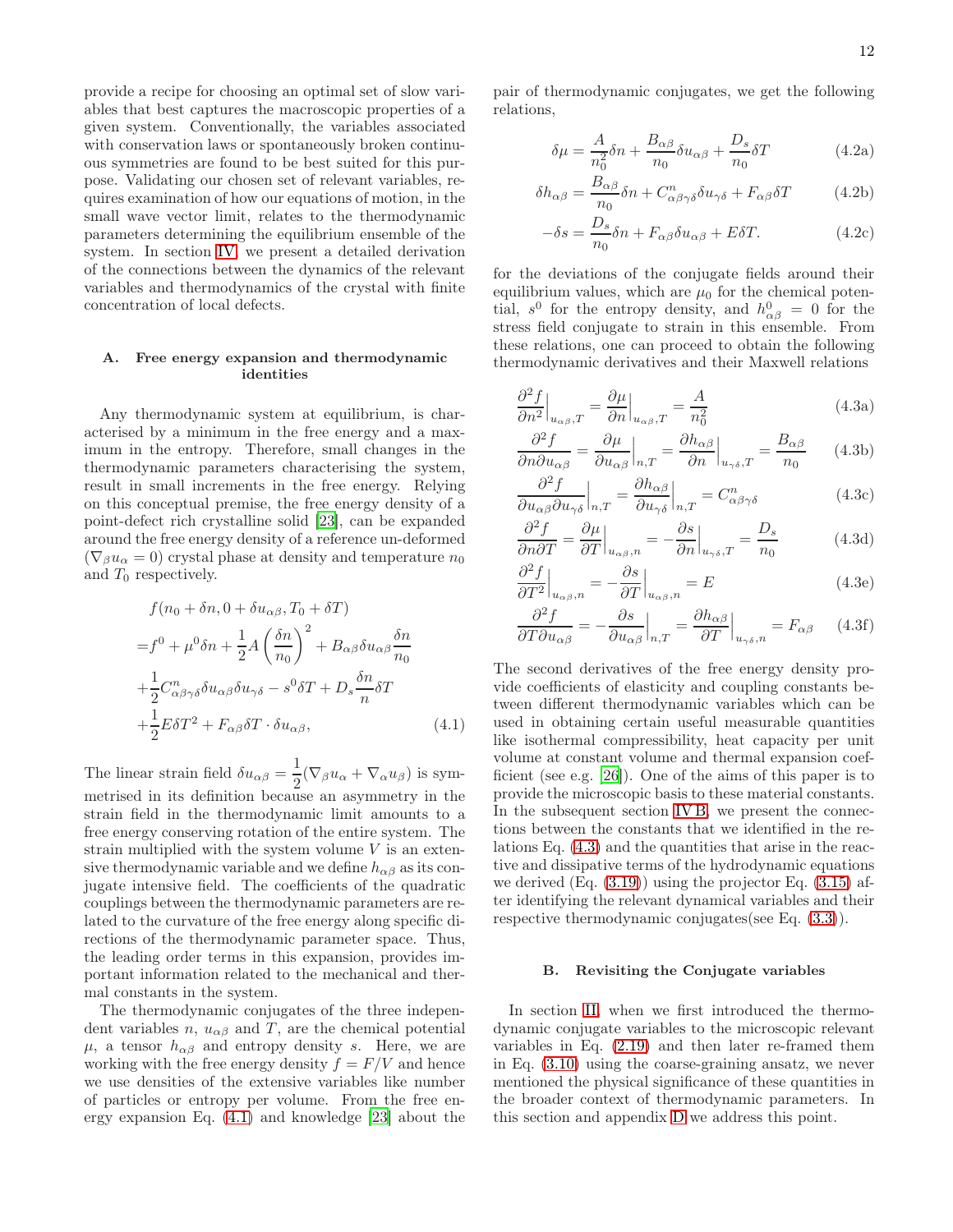provide a recipe for choosing an optimal set of slow variables that best captures the macroscopic properties of a given system. Conventionally, the variables associated with conservation laws or spontaneously broken continuous symmetries are found to be best suited for this purpose. Validating our chosen set of relevant variables, requires examination of how our equations of motion, in the small wave vector limit, relates to the thermodynamic parameters determining the equilibrium ensemble of the system. In section IV, we present a detailed derivation of the connections between the dynamics of the relevant variables and thermodynamics of the crystal with finite concentration of local defects.

### A. Free energy expansion and thermodynamic identities

Any thermodynamic system at equilibrium, is characterised by a minimum in the free energy and a maximum in the entropy. Therefore, small changes in the thermodynamic parameters characterising the system, result in small increments in the free energy. Relying on this conceptual premise, the free energy density of a point-defect rich crystalline solid [23], can be expanded around the free energy density of a reference un-deformed ($\nabla_\beta u_\alpha = 0$) crystal phase at density and temperature $n_0$ and $T_0$ respectively.

$$
\begin{aligned}
&f(n_0 + \delta n, 0 + \delta u_{\alpha\beta}, T_0 + \delta T) \\
=&f^0 + \mu^0 \delta n + \frac{1}{2} A \left(\frac{\delta n}{n_0}\right)^2 + B_{\alpha\beta}\delta u_{\alpha\beta}\frac{\delta n}{n_0} \\
&+\frac{1}{2} C^n_{\alpha\beta\gamma\delta}\delta u_{\alpha\beta}\delta u_{\gamma\delta} - s^0\delta T + D_s\frac{\delta n}{n}\delta T \\
&+\frac{1}{2}E\delta T^2 + F_{\alpha\beta}\delta T \cdot \delta u_{\alpha\beta},
\end{aligned}
\tag{4.1}
$$

The linear strain field $\delta u_{\alpha\beta} = \dfrac{1}{2}(\nabla_\beta u_\alpha + \nabla_\alpha u_\beta)$ is symmetrised in its definition because an asymmetry in the strain field in the thermodynamic limit amounts to a free energy conserving rotation of the entire system. The strain multiplied with the system volume $V$ is an extensive thermodynamic variable and we define $h_{\alpha\beta}$ as its conjugate intensive field. The coefficients of the quadratic couplings between the thermodynamic parameters are related to the curvature of the free energy along specific directions of the thermodynamic parameter space. Thus, the leading order terms in this expansion, provides important information related to the mechanical and thermal constants in the system.

The thermodynamic conjugates of the three independent variables $n$, $u_{\alpha\beta}$ and $T$, are the chemical potential $\mu$, a tensor $h_{\alpha\beta}$ and entropy density $s$. Here, we are working with the free energy density $f = F/V$ and hence we use densities of the extensive variables like number of particles or entropy per volume. From the free energy expansion Eq. (4.1) and knowledge [23] about the pair of thermodynamic conjugates, we get the following relations,

$$
\delta\mu = \frac{A}{n_0^2}\delta n + \frac{B_{\alpha\beta}}{n_0}\delta u_{\alpha\beta} + \frac{D_s}{n_0}\delta T \tag{4.2a}
$$

$$
\delta h_{\alpha\beta} = \frac{B_{\alpha\beta}}{n_0}\delta n + C^n_{\alpha\beta\gamma\delta}\delta u_{\gamma\delta} + F_{\alpha\beta}\delta T \tag{4.2b}
$$

$$
-\delta s = \frac{D_s}{n_0}\delta n + F_{\alpha\beta}\delta u_{\alpha\beta} + E\delta T. \tag{4.2c}
$$

for the deviations of the conjugate fields around their equilibrium values, which are $\mu_0$ for the chemical potential, $s^0$ for the entropy density, and $h^0_{\alpha\beta} = 0$ for the stress field conjugate to strain in this ensemble. From these relations, one can proceed to obtain the following thermodynamic derivatives and their Maxwell relations

$$
\frac{\partial^2 f}{\partial n^2}\Big|_{u_{\alpha\beta},T} = \frac{\partial \mu}{\partial n}\Big|_{u_{\alpha\beta},T} = \frac{A}{n_0^2} \tag{4.3a}
$$

$$
\frac{\partial^2 f}{\partial n \partial u_{\alpha\beta}} = \frac{\partial \mu}{\partial u_{\alpha\beta}}\Big|_{n,T} = \frac{\partial h_{\alpha\beta}}{\partial n}\Big|_{u_{\gamma\delta},T} = \frac{B_{\alpha\beta}}{n_0} \tag{4.3b}
$$

$$
\frac{\partial^2 f}{\partial u_{\alpha\beta}\partial u_{\gamma\delta}}\Big|_{n,T} = \frac{\partial h_{\alpha\beta}}{\partial u_{\gamma\delta}}\Big|_{n,T} = C^n_{\alpha\beta\gamma\delta} \tag{4.3c}
$$

$$
\frac{\partial^2 f}{\partial n \partial T} = \frac{\partial \mu}{\partial T}\Big|_{u_{\alpha\beta},n} = -\frac{\partial s}{\partial n}\Big|_{u_{\gamma\delta},T} = \frac{D_s}{n_0} \tag{4.3d}
$$

$$
\frac{\partial^2 f}{\partial T^2}\Big|_{u_{\alpha\beta},n} = -\frac{\partial s}{\partial T}\Big|_{u_{\alpha\beta},n} = E \tag{4.3e}
$$

$$
\frac{\partial^2 f}{\partial T \partial u_{\alpha\beta}} = -\frac{\partial s}{\partial u_{\alpha\beta}}\Big|_{n,T} = \frac{\partial h_{\alpha\beta}}{\partial T}\Big|_{u_{\gamma\delta},n} = F_{\alpha\beta} \tag{4.3f}
$$

The second derivatives of the free energy density provide coefficients of elasticity and coupling constants between different thermodynamic variables which can be used in obtaining certain useful measurable quantities like isothermal compressibility, heat capacity per unit volume at constant volume and thermal expansion coefficient (see e.g. [26]). One of the aims of this paper is to provide the microscopic basis to these material constants. In the subsequent section IV B, we present the connections between the constants that we identified in the relations Eq. (4.3) and the quantities that arise in the reactive and dissipative terms of the hydrodynamic equations we derived (Eq. (3.19)) using the projector Eq. (3.15) after identifying the relevant dynamical variables and their respective thermodynamic conjugates(see Eq. (3.3)).

### B. Revisiting the Conjugate variables

In section II, when we first introduced the thermodynamic conjugate variables to the microscopic relevant variables in Eq. (2.19) and then later re-framed them in Eq. (3.10) using the coarse-graining ansatz, we never mentioned the physical significance of these quantities in the broader context of thermodynamic parameters. In this section and appendix D we address this point.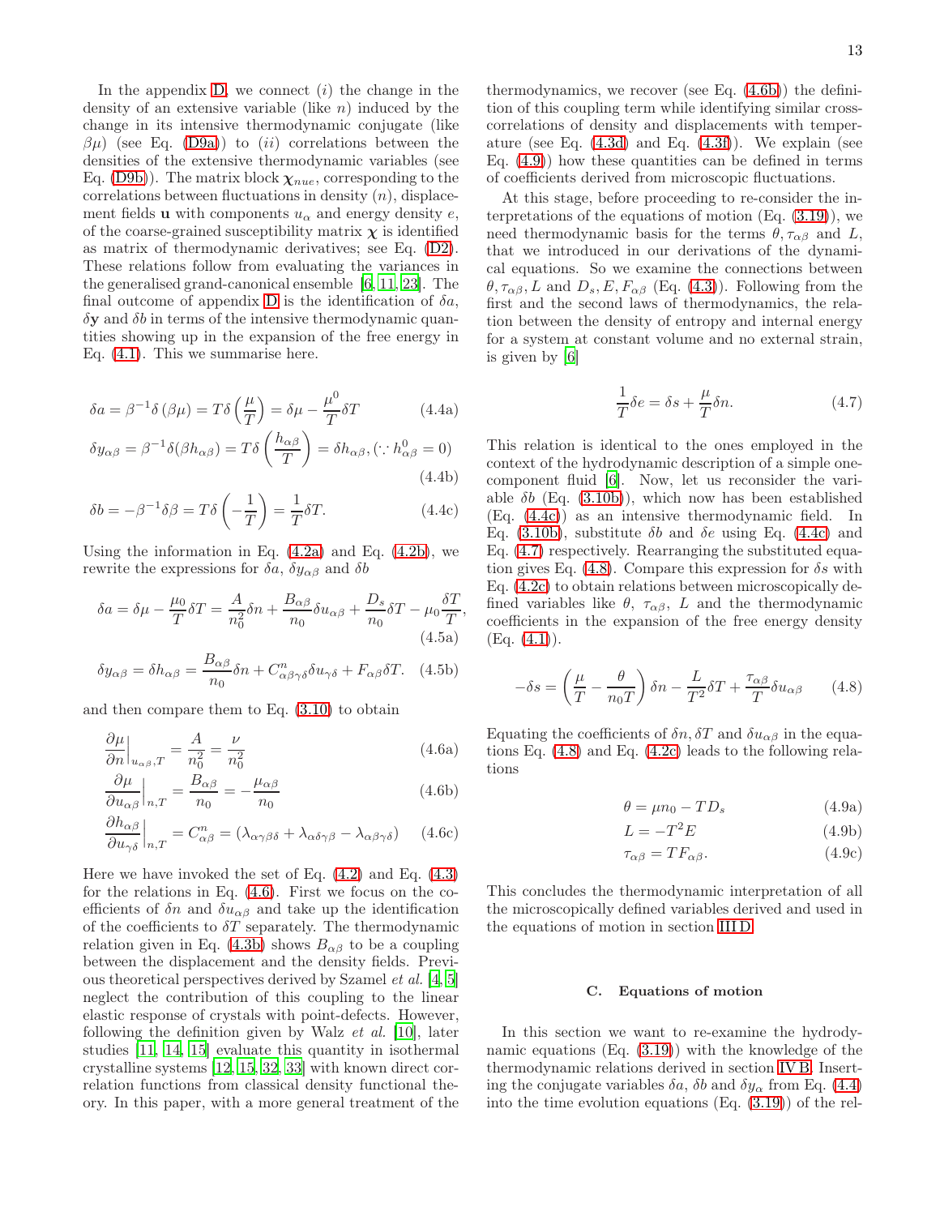In the appendix D, we connect $(i)$ the change in the density of an extensive variable (like $n$) induced by the change in its intensive thermodynamic conjugate (like $\beta\mu$) (see Eq. (D9a)) to $(ii)$ correlations between the densities of the extensive thermodynamic variables (see Eq. (D9b)). The matrix block $\boldsymbol{\chi}_{nue}$, corresponding to the correlations between fluctuations in density ($n$), displacement fields $\mathbf{u}$ with components $u_\alpha$ and energy density $e$, of the coarse-grained susceptibility matrix $\boldsymbol{\chi}$ is identified as matrix of thermodynamic derivatives; see Eq. (D2). These relations follow from evaluating the variances in the generalised grand-canonical ensemble [6, 11, 23]. The final outcome of appendix D is the identification of $\delta a$, $\delta \mathbf{y}$ and $\delta b$ in terms of the intensive thermodynamic quantities showing up in the expansion of the free energy in Eq. (4.1). This we summarise here.

$$\delta a = \beta^{-1}\delta\left(\beta\mu\right) = T\delta\left(\frac{\mu}{T}\right) = \delta\mu - \frac{\mu^0}{T}\delta T \tag{4.4a}$$

$$\delta y_{\alpha\beta} = \beta^{-1}\delta(\beta h_{\alpha\beta}) = T\delta\left(\frac{h_{\alpha\beta}}{T}\right) = \delta h_{\alpha\beta}, (\because h^0_{\alpha\beta}=0) \tag{4.4b}$$

$$\delta b = -\beta^{-1}\delta\beta = T\delta\left(-\frac{1}{T}\right) = \frac{1}{T}\delta T. \tag{4.4c}$$

Using the information in Eq. (4.2a) and Eq. (4.2b), we rewrite the expressions for $\delta a$, $\delta y_{\alpha\beta}$ and $\delta b$

$$\delta a = \delta\mu - \frac{\mu_0}{T}\delta T = \frac{A}{n_0^2}\delta n + \frac{B_{\alpha\beta}}{n_0}\delta u_{\alpha\beta} + \frac{D_s}{n_0}\delta T - \mu_0\frac{\delta T}{T}, \tag{4.5a}$$

$$\delta y_{\alpha\beta} = \delta h_{\alpha\beta} = \frac{B_{\alpha\beta}}{n_0}\delta n + C^n_{\alpha\beta\gamma\delta}\delta u_{\gamma\delta} + F_{\alpha\beta}\delta T. \tag{4.5b}$$

and then compare them to Eq. (3.10) to obtain

$$\frac{\partial\mu}{\partial n}\Big|_{u_{\alpha\beta},T} = \frac{A}{n_0^2} = \frac{\nu}{n_0^2} \tag{4.6a}$$

$$\frac{\partial\mu}{\partial u_{\alpha\beta}}\Big|_{n,T} = \frac{B_{\alpha\beta}}{n_0} = -\frac{\mu_{\alpha\beta}}{n_0} \tag{4.6b}$$

$$\frac{\partial h_{\alpha\beta}}{\partial u_{\gamma\delta}}\Big|_{n,T} = C^n_{\alpha\beta} = (\lambda_{\alpha\gamma\beta\delta} + \lambda_{\alpha\delta\gamma\beta} - \lambda_{\alpha\beta\gamma\delta}) \tag{4.6c}$$

Here we have invoked the set of Eq. (4.2) and Eq. (4.3) for the relations in Eq. (4.6). First we focus on the coefficients of $\delta n$ and $\delta u_{\alpha\beta}$ and take up the identification of the coefficients to $\delta T$ separately. The thermodynamic relation given in Eq. (4.3b) shows $B_{\alpha\beta}$ to be a coupling between the displacement and the density fields. Previous theoretical perspectives derived by Szamel *et al.* [4, 5] neglect the contribution of this coupling to the linear elastic response of crystals with point-defects. However, following the definition given by Walz *et al.* [10], later studies [11, 14, 15] evaluate this quantity in isothermal crystalline systems [12, 15, 32, 33] with known direct correlation functions from classical density functional theory. In this paper, with a more general treatment of the thermodynamics, we recover (see Eq. (4.6b)) the definition of this coupling term while identifying similar cross-correlations of density and displacements with temperature (see Eq. (4.3d) and Eq. (4.3f)). We explain (see Eq. (4.9)) how these quantities can be defined in terms of coefficients derived from microscopic fluctuations.

At this stage, before proceeding to re-consider the interpretations of the equations of motion (Eq. (3.19)), we need thermodynamic basis for the terms $\theta, \tau_{\alpha\beta}$ and $L$, that we introduced in our derivations of the dynamical equations. So we examine the connections between $\theta, \tau_{\alpha\beta}, L$ and $D_s, E, F_{\alpha\beta}$ (Eq. (4.3)). Following from the first and the second laws of thermodynamics, the relation between the density of entropy and internal energy for a system at constant volume and no external strain, is given by [6]

$$\frac{1}{T}\delta e = \delta s + \frac{\mu}{T}\delta n. \tag{4.7}$$

This relation is identical to the ones employed in the context of the hydrodynamic description of a simple one-component fluid [6]. Now, let us reconsider the variable $\delta b$ (Eq. (3.10b)), which now has been established (Eq. (4.4c)) as an intensive thermodynamic field. In Eq. (3.10b), substitute $\delta b$ and $\delta e$ using Eq. (4.4c) and Eq. (4.7) respectively. Rearranging the substituted equation gives Eq. (4.8). Compare this expression for $\delta s$ with Eq. (4.2c) to obtain relations between microscopically defined variables like $\theta$, $\tau_{\alpha\beta}$, $L$ and the thermodynamic coefficients in the expansion of the free energy density (Eq. (4.1)).

$$-\delta s = \left(\frac{\mu}{T} - \frac{\theta}{n_0 T}\right)\delta n - \frac{L}{T^2}\delta T + \frac{\tau_{\alpha\beta}}{T}\delta u_{\alpha\beta} \tag{4.8}$$

Equating the coefficients of $\delta n, \delta T$ and $\delta u_{\alpha\beta}$ in the equations Eq. (4.8) and Eq. (4.2c) leads to the following relations

$$\theta = \mu n_0 - TD_s \tag{4.9a}$$

$$L = -T^2 E \tag{4.9b}$$

$$\tau_{\alpha\beta} = TF_{\alpha\beta}. \tag{4.9c}$$

This concludes the thermodynamic interpretation of all the microscopically defined variables derived and used in the equations of motion in section III D.

### C. Equations of motion

In this section we want to re-examine the hydrodynamic equations (Eq. (3.19)) with the knowledge of the thermodynamic relations derived in section IV B. Inserting the conjugate variables $\delta a$, $\delta b$ and $\delta y_\alpha$ from Eq. (4.4) into the time evolution equations (Eq. (3.19)) of the rel-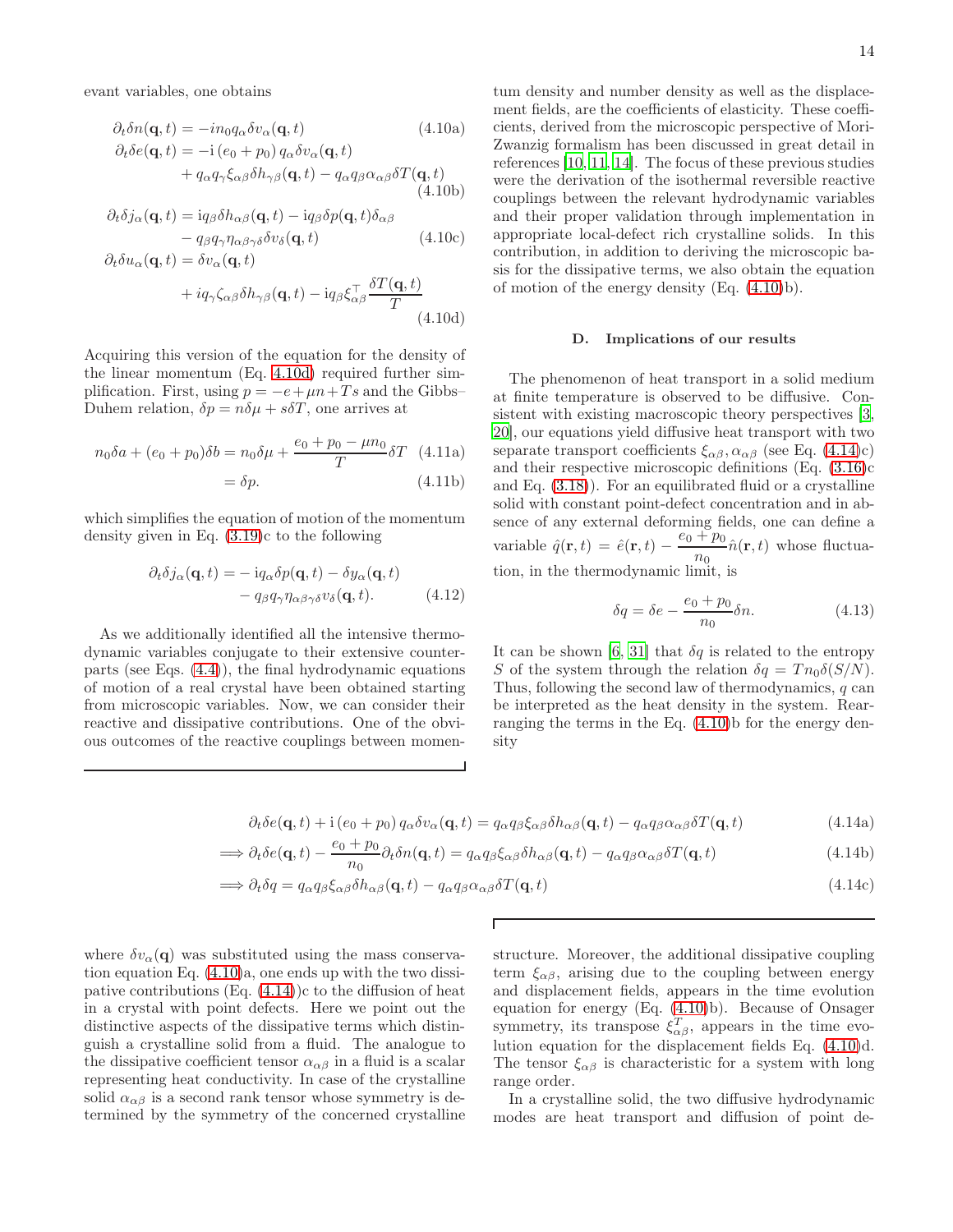evant variables, one obtains

$$\partial_t \delta n(\mathbf{q},t) = -\mathrm{i} n_0 q_\alpha \delta v_\alpha(\mathbf{q},t) \tag{4.10a}$$

$$\begin{aligned}\partial_t \delta e(\mathbf{q},t) =& -\mathrm{i}\left(e_0+p_0\right) q_\alpha \delta v_\alpha(\mathbf{q},t) \\ &+ q_\alpha q_\gamma \xi_{\alpha\beta} \delta h_{\gamma\beta}(\mathbf{q},t) - q_\alpha q_\beta \alpha_{\alpha\beta} \delta T(\mathbf{q},t)\end{aligned} \tag{4.10b}$$

$$\begin{aligned}\partial_t \delta j_\alpha(\mathbf{q},t) =& \mathrm{i} q_\beta \delta h_{\alpha\beta}(\mathbf{q},t) - \mathrm{i} q_\beta \delta p(\mathbf{q},t)\delta_{\alpha\beta} \\ &- q_\beta q_\gamma \eta_{\alpha\beta\gamma\delta} \delta v_\delta(\mathbf{q},t)\end{aligned} \tag{4.10c}$$

$$\begin{aligned}\partial_t \delta u_\alpha(\mathbf{q},t) =& \delta v_\alpha(\mathbf{q},t) \\ &+ i q_\gamma \zeta_{\alpha\beta} \delta h_{\gamma\beta}(\mathbf{q},t) - \mathrm{i} q_\beta \xi^\top_{\alpha\beta} \frac{\delta T(\mathbf{q},t)}{T}\end{aligned} \tag{4.10d}$$

Acquiring this version of the equation for the density of the linear momentum (Eq. 4.10d) required further simplification. First, using $p = -e + \mu n + Ts$ and the Gibbs–Duhem relation, $\delta p = n\delta\mu + s\delta T$, one arrives at

$$\begin{aligned} n_0 \delta a + (e_0+p_0)\delta b &= n_0\delta\mu + \frac{e_0+p_0-\mu n_0}{T}\delta T \qquad (4.11\text{a}) \\ &= \delta p. \qquad (4.11\text{b})\end{aligned}$$

which simplifies the equation of motion of the momentum density given in Eq. (3.19)c to the following

$$\begin{aligned}\partial_t \delta j_\alpha(\mathbf{q},t) =& -\mathrm{i} q_\alpha \delta p(\mathbf{q},t) - \delta y_\alpha(\mathbf{q},t) \\ &- q_\beta q_\gamma \eta_{\alpha\beta\gamma\delta} v_\delta(\mathbf{q},t).\end{aligned} \tag{4.12}$$

As we additionally identified all the intensive thermodynamic variables conjugate to their extensive counterparts (see Eqs. (4.4)), the final hydrodynamic equations of motion of a real crystal have been obtained starting from microscopic variables. Now, we can consider their reactive and dissipative contributions. One of the obvious outcomes of the reactive couplings between momentum density and number density as well as the displacement fields, are the coefficients of elasticity. These coefficients, derived from the microscopic perspective of Mori-Zwanzig formalism has been discussed in great detail in references [10, 11, 14]. The focus of these previous studies were the derivation of the isothermal reversible reactive couplings between the relevant hydrodynamic variables and their proper validation through implementation in appropriate local-defect rich crystalline solids. In this contribution, in addition to deriving the microscopic basis for the dissipative terms, we also obtain the equation of motion of the energy density (Eq. (4.10)b).

### D. Implications of our results

The phenomenon of heat transport in a solid medium at finite temperature is observed to be diffusive. Consistent with existing macroscopic theory perspectives [3, 20], our equations yield diffusive heat transport with two separate transport coefficients $\xi_{\alpha\beta}, \alpha_{\alpha\beta}$ (see Eq. (4.14)c) and their respective microscopic definitions (Eq. (3.16)c and Eq. (3.18)). For an equilibrated fluid or a crystalline solid with constant point-defect concentration and in absence of any external deforming fields, one can define a variable $\hat{q}(\mathbf{r},t) = \hat{e}(\mathbf{r},t) - \dfrac{e_0+p_0}{n_0}\hat{n}(\mathbf{r},t)$ whose fluctuation, in the thermodynamic limit, is

$$\delta q = \delta e - \frac{e_0+p_0}{n_0}\delta n. \tag{4.13}$$

It can be shown [6, 31] that $\delta q$ is related to the entropy $S$ of the system through the relation $\delta q = T n_0 \delta(S/N)$. Thus, following the second law of thermodynamics, $q$ can be interpreted as the heat density in the system. Rearranging the terms in the Eq. (4.10)b for the energy density

$$\partial_t \delta e(\mathbf{q},t) + \mathrm{i}\left(e_0+p_0\right) q_\alpha \delta v_\alpha(\mathbf{q},t) = q_\alpha q_\beta \xi_{\alpha\beta} \delta h_{\alpha\beta}(\mathbf{q},t) - q_\alpha q_\beta \alpha_{\alpha\beta} \delta T(\mathbf{q},t) \tag{4.14a}$$

$$\Longrightarrow \partial_t \delta e(\mathbf{q},t) - \frac{e_0+p_0}{n_0}\partial_t \delta n(\mathbf{q},t) = q_\alpha q_\beta \xi_{\alpha\beta} \delta h_{\alpha\beta}(\mathbf{q},t) - q_\alpha q_\beta \alpha_{\alpha\beta} \delta T(\mathbf{q},t) \tag{4.14b}$$

$$\Longrightarrow \partial_t \delta q = q_\alpha q_\beta \xi_{\alpha\beta} \delta h_{\alpha\beta}(\mathbf{q},t) - q_\alpha q_\beta \alpha_{\alpha\beta} \delta T(\mathbf{q},t) \tag{4.14c}$$

where $\delta v_\alpha(\mathbf{q})$ was substituted using the mass conservation equation Eq. (4.10)a, one ends up with the two dissipative contributions (Eq. (4.14))c to the diffusion of heat in a crystal with point defects. Here we point out the distinctive aspects of the dissipative terms which distinguish a crystalline solid from a fluid. The analogue to the dissipative coefficient tensor $\alpha_{\alpha\beta}$ in a fluid is a scalar representing heat conductivity. In case of the crystalline solid $\alpha_{\alpha\beta}$ is a second rank tensor whose symmetry is determined by the symmetry of the concerned crystalline structure. Moreover, the additional dissipative coupling term $\xi_{\alpha\beta}$, arising due to the coupling between energy and displacement fields, appears in the time evolution equation for energy (Eq. (4.10)b). Because of Onsager symmetry, its transpose $\xi^T_{\alpha\beta}$, appears in the time evolution equation for the displacement fields Eq. (4.10)d. The tensor $\xi_{\alpha\beta}$ is characteristic for a system with long range order.

In a crystalline solid, the two diffusive hydrodynamic modes are heat transport and diffusion of point de-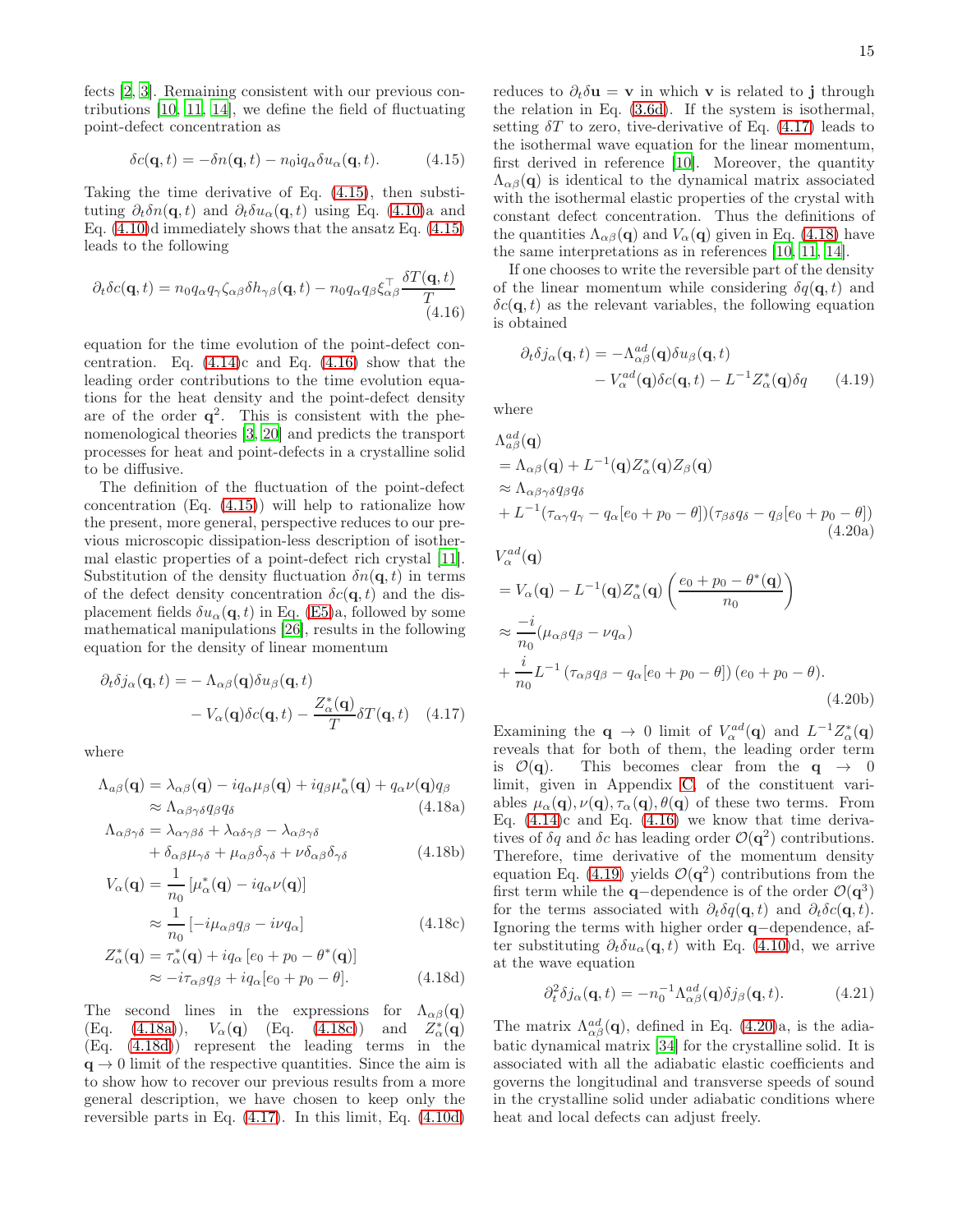fects [2, 3]. Remaining consistent with our previous contributions [10, 11, 14], we define the field of fluctuating point-defect concentration as

$$\delta c(\mathbf{q},t) = -\delta n(\mathbf{q},t) - n_0 \mathrm{i} q_\alpha \delta u_\alpha(\mathbf{q},t). \tag{4.15}$$

Taking the time derivative of Eq. (4.15), then substituting $\partial_t \delta n(\mathbf{q},t)$ and $\partial_t \delta u_\alpha(\mathbf{q},t)$ using Eq. (4.10)a and Eq. (4.10)d immediately shows that the ansatz Eq. (4.15) leads to the following

$$\partial_t \delta c(\mathbf{q},t) = n_0 q_\alpha q_\gamma \zeta_{\alpha\beta} \delta h_{\gamma\beta}(\mathbf{q},t) - n_0 q_\alpha q_\beta \xi^\top_{\alpha\beta} \frac{\delta T(\mathbf{q},t)}{T} \tag{4.16}$$

equation for the time evolution of the point-defect concentration. Eq. (4.14)c and Eq. (4.16) show that the leading order contributions to the time evolution equations for the heat density and the point-defect density are of the order $\mathbf{q}^2$. This is consistent with the phenomenological theories [3, 20] and predicts the transport processes for heat and point-defects in a crystalline solid to be diffusive.

The definition of the fluctuation of the point-defect concentration (Eq. (4.15)) will help to rationalize how the present, more general, perspective reduces to our previous microscopic dissipation-less description of isothermal elastic properties of a point-defect rich crystal [11]. Substitution of the density fluctuation $\delta n(\mathbf{q},t)$ in terms of the defect density concentration $\delta c(\mathbf{q},t)$ and the displacement fields $\delta u_\alpha(\mathbf{q},t)$ in Eq. (E5)a, followed by some mathematical manipulations [26], results in the following equation for the density of linear momentum

$$\begin{aligned}\partial_t \delta j_\alpha(\mathbf{q},t) = &-\Lambda_{\alpha\beta}(\mathbf{q})\delta u_\beta(\mathbf{q},t) \\ &- V_\alpha(\mathbf{q})\delta c(\mathbf{q},t) - \frac{Z^*_\alpha(\mathbf{q})}{T}\delta T(\mathbf{q},t)\end{aligned} \tag{4.17}$$

where

$$\begin{aligned}\Lambda_{a\beta}(\mathbf{q}) &= \lambda_{\alpha\beta}(\mathbf{q}) - iq_\alpha \mu_\beta(\mathbf{q}) + iq_\beta \mu^*_\alpha(\mathbf{q}) + q_\alpha \nu(\mathbf{q}) q_\beta \\ &\approx \Lambda_{\alpha\beta\gamma\delta} q_\beta q_\delta\end{aligned} \tag{4.18a}$$

$$\begin{aligned}\Lambda_{\alpha\beta\gamma\delta} &= \lambda_{\alpha\gamma\beta\delta} + \lambda_{\alpha\delta\gamma\beta} - \lambda_{\alpha\beta\gamma\delta} \\ &+ \delta_{\alpha\beta}\mu_{\gamma\delta} + \mu_{\alpha\beta}\delta_{\gamma\delta} + \nu\delta_{\alpha\beta}\delta_{\gamma\delta}\end{aligned} \tag{4.18b}$$

$$\begin{aligned}V_\alpha(\mathbf{q}) &= \frac{1}{n_0}\left[\mu^*_\alpha(\mathbf{q}) - iq_\alpha \nu(\mathbf{q})\right] \\ &\approx \frac{1}{n_0}\left[-i\mu_{\alpha\beta} q_\beta - i\nu q_\alpha\right]\end{aligned} \tag{4.18c}$$

$$\begin{aligned}Z^*_\alpha(\mathbf{q}) &= \tau^*_\alpha(\mathbf{q}) + iq_\alpha\left[e_0 + p_0 - \theta^*(\mathbf{q})\right] \\ &\approx -i\tau_{\alpha\beta} q_\beta + iq_\alpha[e_0 + p_0 - \theta].\end{aligned} \tag{4.18d}$$

The second lines in the expressions for $\Lambda_{\alpha\beta}(\mathbf{q})$ (Eq. (4.18a)), $V_\alpha(\mathbf{q})$ (Eq. (4.18c)) and $Z^*_\alpha(\mathbf{q})$ (Eq. (4.18d)) represent the leading terms in the $\mathbf{q} \to 0$ limit of the respective quantities. Since the aim is to show how to recover our previous results from a more general description, we have chosen to keep only the reversible parts in Eq. (4.17). In this limit, Eq. (4.10d) reduces to $\partial_t \delta \mathbf{u} = \mathbf{v}$ in which $\mathbf{v}$ is related to $\mathbf{j}$ through the relation in Eq. (3.6d). If the system is isothermal, setting $\delta T$ to zero, tive-derivative of Eq. (4.17) leads to the isothermal wave equation for the linear momentum, first derived in reference [10]. Moreover, the quantity $\Lambda_{\alpha\beta}(\mathbf{q})$ is identical to the dynamical matrix associated with the isothermal elastic properties of the crystal with constant defect concentration. Thus the definitions of the quantities $\Lambda_{\alpha\beta}(\mathbf{q})$ and $V_\alpha(\mathbf{q})$ given in Eq. (4.18) have the same interpretations as in references [10, 11, 14].

If one chooses to write the reversible part of the density of the linear momentum while considering $\delta q(\mathbf{q},t)$ and $\delta c(\mathbf{q},t)$ as the relevant variables, the following equation is obtained

$$\begin{aligned}\partial_t \delta j_\alpha(\mathbf{q},t) = &-\Lambda^{ad}_{\alpha\beta}(\mathbf{q})\delta u_\beta(\mathbf{q},t) \\ &- V^{ad}_\alpha(\mathbf{q})\delta c(\mathbf{q},t) - L^{-1} Z^*_\alpha(\mathbf{q})\delta q\end{aligned} \tag{4.19}$$

where

$$\begin{aligned}&\Lambda^{ad}_{\alpha\beta}(\mathbf{q}) \\ &= \Lambda_{\alpha\beta}(\mathbf{q}) + L^{-1}(\mathbf{q}) Z^*_\alpha(\mathbf{q}) Z_\beta(\mathbf{q}) \\ &\approx \Lambda_{\alpha\beta\gamma\delta} q_\beta q_\delta \\ &+ L^{-1}(\tau_{\alpha\gamma} q_\gamma - q_\alpha[e_0 + p_0 - \theta])(\tau_{\beta\delta} q_\delta - q_\beta[e_0 + p_0 - \theta])\end{aligned} \tag{4.20a}$$

$$\begin{aligned}&V^{ad}_\alpha(\mathbf{q}) \\ &= V_\alpha(\mathbf{q}) - L^{-1}(\mathbf{q}) Z^*_\alpha(\mathbf{q})\left(\frac{e_0 + p_0 - \theta^*(\mathbf{q})}{n_0}\right) \\ &\approx \frac{-i}{n_0}(\mu_{\alpha\beta} q_\beta - \nu q_\alpha) \\ &+ \frac{i}{n_0} L^{-1}\left(\tau_{\alpha\beta} q_\beta - q_\alpha[e_0 + p_0 - \theta]\right)(e_0 + p_0 - \theta).\end{aligned} \tag{4.20b}$$

Examining the $\mathbf{q} \to 0$ limit of $V^{ad}_\alpha(\mathbf{q})$ and $L^{-1} Z^*_\alpha(\mathbf{q})$ reveals that for both of them, the leading order term is $\mathcal{O}(\mathbf{q})$. This becomes clear from the $\mathbf{q} \to 0$ limit, given in Appendix C, of the constituent variables $\mu_\alpha(\mathbf{q}), \nu(\mathbf{q}), \tau_\alpha(\mathbf{q}), \theta(\mathbf{q})$ of these two terms. From Eq. (4.14)c and Eq. (4.16) we know that time derivatives of $\delta q$ and $\delta c$ has leading order $\mathcal{O}(\mathbf{q}^2)$ contributions. Therefore, time derivative of the momentum density equation Eq. (4.19) yields $\mathcal{O}(\mathbf{q}^2)$ contributions from the first term while the $\mathbf{q}-$dependence is of the order $\mathcal{O}(\mathbf{q}^3)$ for the terms associated with $\partial_t \delta q(\mathbf{q},t)$ and $\partial_t \delta c(\mathbf{q},t)$. Ignoring the terms with higher order $\mathbf{q}-$dependence, after substituting $\partial_t \delta u_\alpha(\mathbf{q},t)$ with Eq. (4.10)d, we arrive at the wave equation

$$\partial^2_t \delta j_\alpha(\mathbf{q},t) = -n_0^{-1} \Lambda^{ad}_{\alpha\beta}(\mathbf{q}) \delta j_\beta(\mathbf{q},t). \tag{4.21}$$

The matrix $\Lambda^{ad}_{\alpha\beta}(\mathbf{q})$, defined in Eq. (4.20)a, is the adiabatic dynamical matrix [34] for the crystalline solid. It is associated with all the adiabatic elastic coefficients and governs the longitudinal and transverse speeds of sound in the crystalline solid under adiabatic conditions where heat and local defects can adjust freely.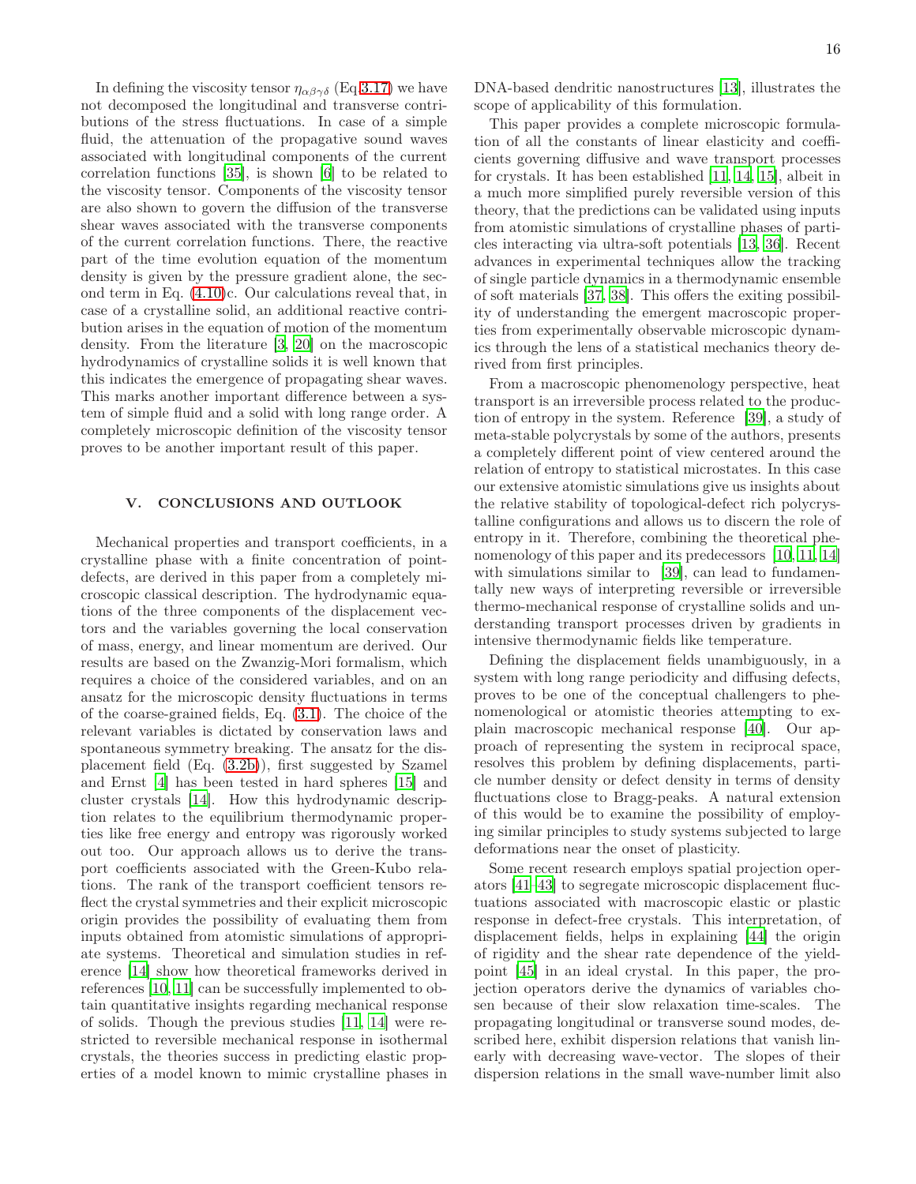In defining the viscosity tensor $\eta_{\alpha\beta\gamma\delta}$ (Eq.3.17) we have not decomposed the longitudinal and transverse contributions of the stress fluctuations. In case of a simple fluid, the attenuation of the propagative sound waves associated with longitudinal components of the current correlation functions [35], is shown [6] to be related to the viscosity tensor. Components of the viscosity tensor are also shown to govern the diffusion of the transverse shear waves associated with the transverse components of the current correlation functions. There, the reactive part of the time evolution equation of the momentum density is given by the pressure gradient alone, the second term in Eq. (4.10)c. Our calculations reveal that, in case of a crystalline solid, an additional reactive contribution arises in the equation of motion of the momentum density. From the literature [3, 20] on the macroscopic hydrodynamics of crystalline solids it is well known that this indicates the emergence of propagating shear waves. This marks another important difference between a system of simple fluid and a solid with long range order. A completely microscopic definition of the viscosity tensor proves to be another important result of this paper.

## V. CONCLUSIONS AND OUTLOOK

Mechanical properties and transport coefficients, in a crystalline phase with a finite concentration of point-defects, are derived in this paper from a completely microscopic classical description. The hydrodynamic equations of the three components of the displacement vectors and the variables governing the local conservation of mass, energy, and linear momentum are derived. Our results are based on the Zwanzig-Mori formalism, which requires a choice of the considered variables, and on an ansatz for the microscopic density fluctuations in terms of the coarse-grained fields, Eq. (3.1). The choice of the relevant variables is dictated by conservation laws and spontaneous symmetry breaking. The ansatz for the displacement field (Eq. (3.2b)), first suggested by Szamel and Ernst [4] has been tested in hard spheres [15] and cluster crystals [14]. How this hydrodynamic description relates to the equilibrium thermodynamic properties like free energy and entropy was rigorously worked out too. Our approach allows us to derive the transport coefficients associated with the Green-Kubo relations. The rank of the transport coefficient tensors reflect the crystal symmetries and their explicit microscopic origin provides the possibility of evaluating them from inputs obtained from atomistic simulations of appropriate systems. Theoretical and simulation studies in reference [14] show how theoretical frameworks derived in references [10, 11] can be successfully implemented to obtain quantitative insights regarding mechanical response of solids. Though the previous studies [11, 14] were restricted to reversible mechanical response in isothermal crystals, the theories success in predicting elastic properties of a model known to mimic crystalline phases in DNA-based dendritic nanostructures [13], illustrates the scope of applicability of this formulation.

This paper provides a complete microscopic formulation of all the constants of linear elasticity and coefficients governing diffusive and wave transport processes for crystals. It has been established [11, 14, 15], albeit in a much more simplified purely reversible version of this theory, that the predictions can be validated using inputs from atomistic simulations of crystalline phases of particles interacting via ultra-soft potentials [13, 36]. Recent advances in experimental techniques allow the tracking of single particle dynamics in a thermodynamic ensemble of soft materials [37, 38]. This offers the exiting possibility of understanding the emergent macroscopic properties from experimentally observable microscopic dynamics through the lens of a statistical mechanics theory derived from first principles.

From a macroscopic phenomenology perspective, heat transport is an irreversible process related to the production of entropy in the system. Reference [39], a study of meta-stable polycrystals by some of the authors, presents a completely different point of view centered around the relation of entropy to statistical microstates. In this case our extensive atomistic simulations give us insights about the relative stability of topological-defect rich polycrystalline configurations and allows us to discern the role of entropy in it. Therefore, combining the theoretical phenomenology of this paper and its predecessors [10, 11, 14] with simulations similar to [39], can lead to fundamentally new ways of interpreting reversible or irreversible thermo-mechanical response of crystalline solids and understanding transport processes driven by gradients in intensive thermodynamic fields like temperature.

Defining the displacement fields unambiguously, in a system with long range periodicity and diffusing defects, proves to be one of the conceptual challengers to phenomenological or atomistic theories attempting to explain macroscopic mechanical response [40]. Our approach of representing the system in reciprocal space, resolves this problem by defining displacements, particle number density or defect density in terms of density fluctuations close to Bragg-peaks. A natural extension of this would be to examine the possibility of employing similar principles to study systems subjected to large deformations near the onset of plasticity.

Some recent research employs spatial projection operators [41–43] to segregate microscopic displacement fluctuations associated with macroscopic elastic or plastic response in defect-free crystals. This interpretation, of displacement fields, helps in explaining [44] the origin of rigidity and the shear rate dependence of the yield-point [45] in an ideal crystal. In this paper, the projection operators derive the dynamics of variables chosen because of their slow relaxation time-scales. The propagating longitudinal or transverse sound modes, described here, exhibit dispersion relations that vanish linearly with decreasing wave-vector. The slopes of their dispersion relations in the small wave-number limit also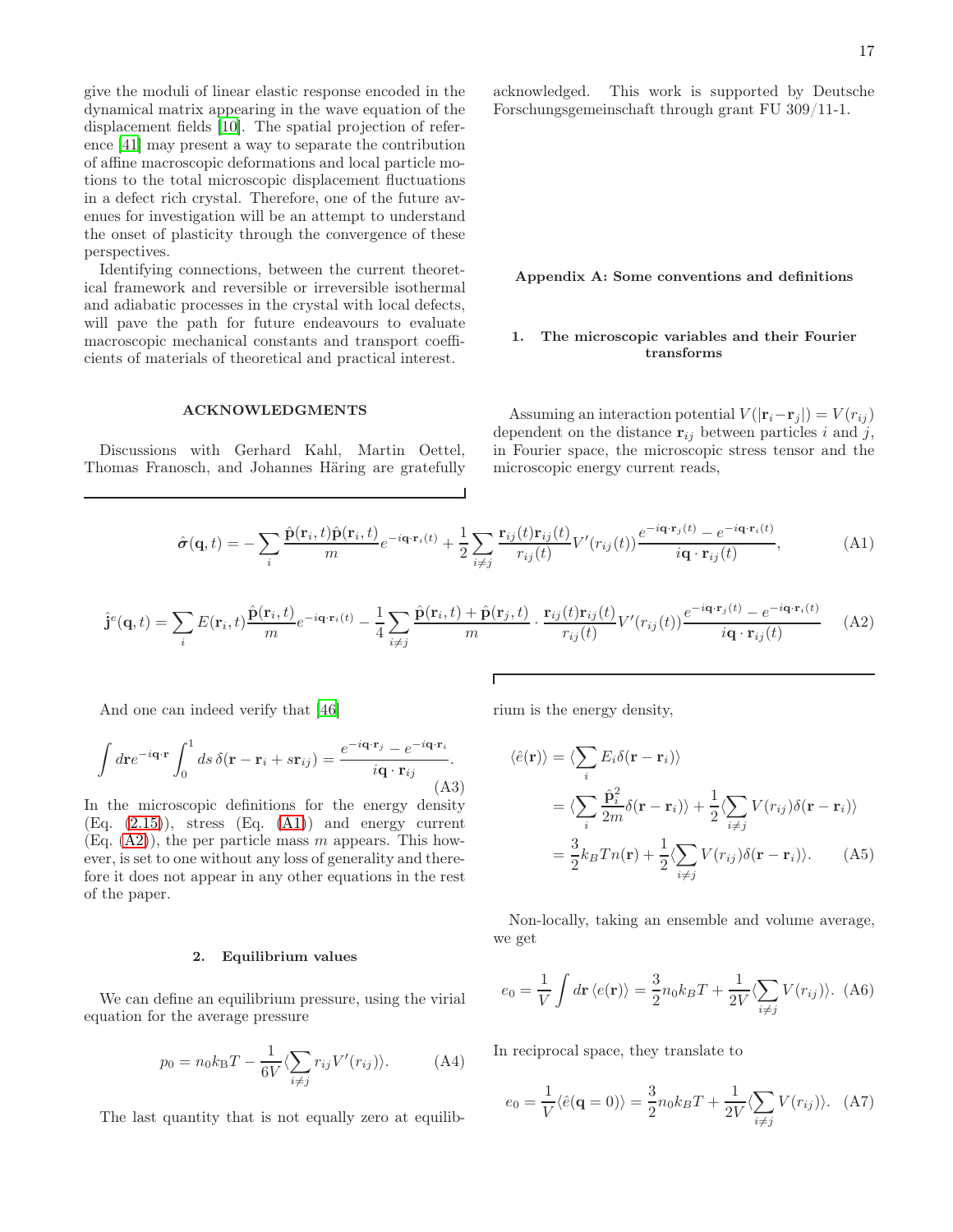give the moduli of linear elastic response encoded in the dynamical matrix appearing in the wave equation of the displacement fields [10]. The spatial projection of reference [41] may present a way to separate the contribution of affine macroscopic deformations and local particle motions to the total microscopic displacement fluctuations in a defect rich crystal. Therefore, one of the future avenues for investigation will be an attempt to understand the onset of plasticity through the convergence of these perspectives.

Identifying connections, between the current theoretical framework and reversible or irreversible isothermal and adiabatic processes in the crystal with local defects, will pave the path for future endeavours to evaluate macroscopic mechanical constants and transport coefficients of materials of theoretical and practical interest.

## ACKNOWLEDGMENTS

Discussions with Gerhard Kahl, Martin Oettel, Thomas Franosch, and Johannes Häring are gratefully acknowledged. This work is supported by Deutsche Forschungsgemeinschaft through grant FU 309/11-1.

## Appendix A: Some conventions and definitions

### 1. The microscopic variables and their Fourier transforms

Assuming an interaction potential $V(|\mathbf{r}_i - \mathbf{r}_j|) = V(r_{ij})$ dependent on the distance $\mathbf{r}_{ij}$ between particles $i$ and $j$, in Fourier space, the microscopic stress tensor and the microscopic energy current reads,

$$\hat{\boldsymbol{\sigma}}(\mathbf{q},t) = -\sum_i \frac{\hat{\mathbf{p}}(\mathbf{r}_i,t)\hat{\mathbf{p}}(\mathbf{r}_i,t)}{m} e^{-i\mathbf{q}\cdot\mathbf{r}_i(t)} + \frac{1}{2}\sum_{i\neq j} \frac{\mathbf{r}_{ij}(t)\mathbf{r}_{ij}(t)}{r_{ij}(t)} V'(r_{ij}(t)) \frac{e^{-i\mathbf{q}\cdot\mathbf{r}_j(t)} - e^{-i\mathbf{q}\cdot\mathbf{r}_i(t)}}{i\mathbf{q}\cdot\mathbf{r}_{ij}(t)}, \tag{A1}$$

$$\hat{\mathbf{j}}^e(\mathbf{q},t) = \sum_i E(\mathbf{r}_i,t)\frac{\hat{\mathbf{p}}(\mathbf{r}_i,t)}{m} e^{-i\mathbf{q}\cdot\mathbf{r}_i(t)} - \frac{1}{4}\sum_{i\neq j} \frac{\hat{\mathbf{p}}(\mathbf{r}_i,t)+\hat{\mathbf{p}}(\mathbf{r}_j,t)}{m}\cdot\frac{\mathbf{r}_{ij}(t)\mathbf{r}_{ij}(t)}{r_{ij}(t)} V'(r_{ij}(t)) \frac{e^{-i\mathbf{q}\cdot\mathbf{r}_j(t)} - e^{-i\mathbf{q}\cdot\mathbf{r}_i(t)}}{i\mathbf{q}\cdot\mathbf{r}_{ij}(t)} \tag{A2}$$

And one can indeed verify that [46]

$$\int d\mathbf{r} e^{-i\mathbf{q}\cdot\mathbf{r}} \int_0^1 ds\, \delta(\mathbf{r}-\mathbf{r}_i + s\mathbf{r}_{ij}) = \frac{e^{-i\mathbf{q}\cdot\mathbf{r}_j} - e^{-i\mathbf{q}\cdot\mathbf{r}_i}}{i\mathbf{q}\cdot\mathbf{r}_{ij}}. \tag{A3}$$

In the microscopic definitions for the energy density (Eq. (2.15)), stress (Eq. (A1)) and energy current (Eq. (A2)), the per particle mass $m$ appears. This however, is set to one without any loss of generality and therefore it does not appear in any other equations in the rest of the paper.

### 2. Equilibrium values

We can define an equilibrium pressure, using the virial equation for the average pressure

$$p_0 = n_0 k_\mathrm{B} T - \frac{1}{6V}\langle \sum_{i\neq j} r_{ij} V'(r_{ij})\rangle. \tag{A4}$$

The last quantity that is not equally zero at equilibrium is the energy density,

$$\begin{aligned}
\langle \hat{e}(\mathbf{r})\rangle &= \langle \sum_i E_i \delta(\mathbf{r}-\mathbf{r}_i)\rangle \\
&= \langle \sum_i \frac{\hat{\mathbf{p}}_i^2}{2m}\delta(\mathbf{r}-\mathbf{r}_i)\rangle + \frac{1}{2}\langle\sum_{i\neq j} V(r_{ij})\delta(\mathbf{r}-\mathbf{r}_i)\rangle \\
&= \frac{3}{2}k_B T n(\mathbf{r}) + \frac{1}{2}\langle \sum_{i\neq j} V(r_{ij})\delta(\mathbf{r}-\mathbf{r}_i)\rangle.
\end{aligned} \tag{A5}$$

Non-locally, taking an ensemble and volume average, we get

$$e_0 = \frac{1}{V}\int d\mathbf{r}\, \langle e(\mathbf{r})\rangle = \frac{3}{2} n_0 k_B T + \frac{1}{2V}\langle \sum_{i\neq j} V(r_{ij})\rangle. \tag{A6}$$

In reciprocal space, they translate to

$$e_0 = \frac{1}{V}\langle \hat{e}(\mathbf{q}=0)\rangle = \frac{3}{2} n_0 k_B T + \frac{1}{2V}\langle \sum_{i\neq j} V(r_{ij})\rangle. \tag{A7}$$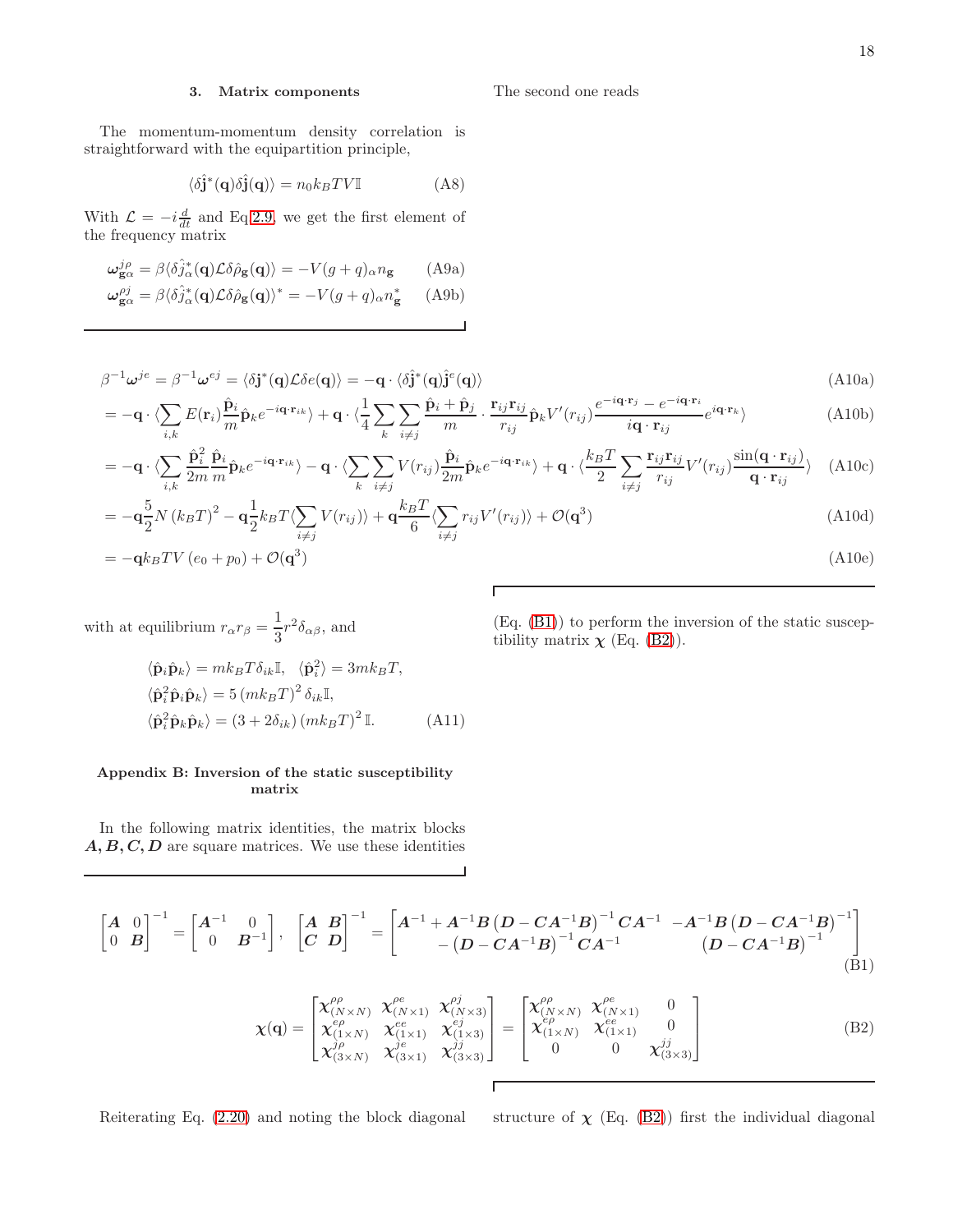### 3. Matrix components

The momentum-momentum density correlation is straightforward with the equipartition principle,

$$\langle \delta\hat{\mathbf{j}}^*(\mathbf{q})\delta\hat{\mathbf{j}}(\mathbf{q})\rangle = n_0 k_B T V \mathbb{I} \tag{A8}$$

With $\mathcal{L} = -i\frac{d}{dt}$ and Eq.2.9, we get the first element of the frequency matrix

$$\boldsymbol{\omega}^{j\rho}_{\mathbf{g}\alpha} = \beta\langle \delta\hat{j}^*_\alpha(\mathbf{q})\mathcal{L}\delta\hat{\rho}_{\mathbf{g}}(\mathbf{q})\rangle = -V(g+q)_\alpha n_{\mathbf{g}} \tag{A9a}$$

$$\boldsymbol{\omega}^{\rho j}_{\mathbf{g}\alpha} = \beta\langle \delta\hat{j}^*_\alpha(\mathbf{q})\mathcal{L}\delta\hat{\rho}_{\mathbf{g}}(\mathbf{q})\rangle^* = -V(g+q)_\alpha n^*_{\mathbf{g}} \tag{A9b}$$

The second one reads

$$\beta^{-1}\boldsymbol{\omega}^{je} = \beta^{-1}\boldsymbol{\omega}^{ej} = \langle \delta\mathbf{j}^*(\mathbf{q})\mathcal{L}\delta e(\mathbf{q})\rangle = -\mathbf{q}\cdot\langle \delta\hat{\mathbf{j}}^*(\mathbf{q})\hat{\mathbf{j}}^e(\mathbf{q})\rangle \tag{A10a}$$

$$= -\mathbf{q}\cdot\langle \sum_{i,k} E(\mathbf{r}_i)\frac{\hat{\mathbf{p}}_i}{m}\hat{\mathbf{p}}_k e^{-i\mathbf{q}\cdot\mathbf{r}_{ik}}\rangle + \mathbf{q}\cdot\langle \frac{1}{4}\sum_k\sum_{i\neq j}\frac{\hat{\mathbf{p}}_i+\hat{\mathbf{p}}_j}{m}\cdot\frac{\mathbf{r}_{ij}\mathbf{r}_{ij}}{r_{ij}}\hat{\mathbf{p}}_k V'(r_{ij})\frac{e^{-i\mathbf{q}\cdot\mathbf{r}_j}-e^{-i\mathbf{q}\cdot\mathbf{r}_i}}{i\mathbf{q}\cdot\mathbf{r}_{ij}}e^{i\mathbf{q}\cdot\mathbf{r}_k}\rangle \tag{A10b}$$

$$= -\mathbf{q}\cdot\langle \sum_{i,k}\frac{\hat{\mathbf{p}}_i^2}{2m}\frac{\hat{\mathbf{p}}_i}{m}\hat{\mathbf{p}}_k e^{-i\mathbf{q}\cdot\mathbf{r}_{ik}}\rangle - \mathbf{q}\cdot\langle \sum_k\sum_{i\neq j}V(r_{ij})\frac{\hat{\mathbf{p}}_i}{2m}\hat{\mathbf{p}}_k e^{-i\mathbf{q}\cdot\mathbf{r}_{ik}}\rangle + \mathbf{q}\cdot\langle \frac{k_BT}{2}\sum_{i\neq j}\frac{\mathbf{r}_{ij}\mathbf{r}_{ij}}{r_{ij}}V'(r_{ij})\frac{\sin(\mathbf{q}\cdot\mathbf{r}_{ij})}{\mathbf{q}\cdot\mathbf{r}_{ij}}\rangle \tag{A10c}$$

$$= -\mathbf{q}\frac{5}{2}N\left(k_BT\right)^2 - \mathbf{q}\frac{1}{2}k_BT\langle \sum_{i\neq j}V(r_{ij})\rangle + \mathbf{q}\frac{k_BT}{6}\langle \sum_{i\neq j}r_{ij}V'(r_{ij})\rangle + \mathcal{O}(\mathbf{q}^3) \tag{A10d}$$

$$= -\mathbf{q}k_BTV\left(e_0+p_0\right) + \mathcal{O}(\mathbf{q}^3) \tag{A10e}$$

with at equilibrium $r_\alpha r_\beta = \frac{1}{3}r^2\delta_{\alpha\beta}$, and

$$\begin{aligned}
&\langle \hat{\mathbf{p}}_i\hat{\mathbf{p}}_k\rangle = mk_BT\delta_{ik}\mathbb{I}, \quad \langle \hat{\mathbf{p}}_i^2\rangle = 3mk_BT,\\
&\langle \hat{\mathbf{p}}_i^2\hat{\mathbf{p}}_i\hat{\mathbf{p}}_k\rangle = 5\left(mk_BT\right)^2\delta_{ik}\mathbb{I},\\
&\langle \hat{\mathbf{p}}_i^2\hat{\mathbf{p}}_k\hat{\mathbf{p}}_k\rangle = \left(3+2\delta_{ik}\right)\left(mk_BT\right)^2\mathbb{I}.
\end{aligned} \tag{A11}$$

## Appendix B: Inversion of the static susceptibility matrix

In the following matrix identities, the matrix blocks $\boldsymbol{A},\boldsymbol{B},\boldsymbol{C},\boldsymbol{D}$ are square matrices. We use these identities (Eq. (B1)) to perform the inversion of the static susceptibility matrix $\boldsymbol{\chi}$ (Eq. (B2)).

$$\begin{bmatrix}\boldsymbol{A} & 0\\ 0 & \boldsymbol{B}\end{bmatrix}^{-1} = \begin{bmatrix}\boldsymbol{A}^{-1} & 0\\ 0 & \boldsymbol{B}^{-1}\end{bmatrix},\quad \begin{bmatrix}\boldsymbol{A} & \boldsymbol{B}\\ \boldsymbol{C} & \boldsymbol{D}\end{bmatrix}^{-1} = \begin{bmatrix}\boldsymbol{A}^{-1}+\boldsymbol{A}^{-1}\boldsymbol{B}\left(\boldsymbol{D}-\boldsymbol{C}\boldsymbol{A}^{-1}\boldsymbol{B}\right)^{-1}\boldsymbol{C}\boldsymbol{A}^{-1} & -\boldsymbol{A}^{-1}\boldsymbol{B}\left(\boldsymbol{D}-\boldsymbol{C}\boldsymbol{A}^{-1}\boldsymbol{B}\right)^{-1}\\ -\left(\boldsymbol{D}-\boldsymbol{C}\boldsymbol{A}^{-1}\boldsymbol{B}\right)^{-1}\boldsymbol{C}\boldsymbol{A}^{-1} & \left(\boldsymbol{D}-\boldsymbol{C}\boldsymbol{A}^{-1}\boldsymbol{B}\right)^{-1}\end{bmatrix} \tag{B1}$$

$$\boldsymbol{\chi}(\mathbf{q}) = \begin{bmatrix}\boldsymbol{\chi}^{\rho\rho}_{(N\times N)} & \boldsymbol{\chi}^{\rho e}_{(N\times 1)} & \boldsymbol{\chi}^{\rho j}_{(N\times 3)}\\ \boldsymbol{\chi}^{e\rho}_{(1\times N)} & \boldsymbol{\chi}^{ee}_{(1\times 1)} & \boldsymbol{\chi}^{ej}_{(1\times 3)}\\ \boldsymbol{\chi}^{j\rho}_{(3\times N)} & \boldsymbol{\chi}^{je}_{(3\times 1)} & \boldsymbol{\chi}^{jj}_{(3\times 3)}\end{bmatrix} = \begin{bmatrix}\boldsymbol{\chi}^{\rho\rho}_{(N\times N)} & \boldsymbol{\chi}^{\rho e}_{(N\times 1)} & 0\\ \boldsymbol{\chi}^{e\rho}_{(1\times N)} & \boldsymbol{\chi}^{ee}_{(1\times 1)} & 0\\ 0 & 0 & \boldsymbol{\chi}^{jj}_{(3\times 3)}\end{bmatrix} \tag{B2}$$

Reiterating Eq. (2.20) and noting the block diagonal structure of $\boldsymbol{\chi}$ (Eq. (B2)) first the individual diagonal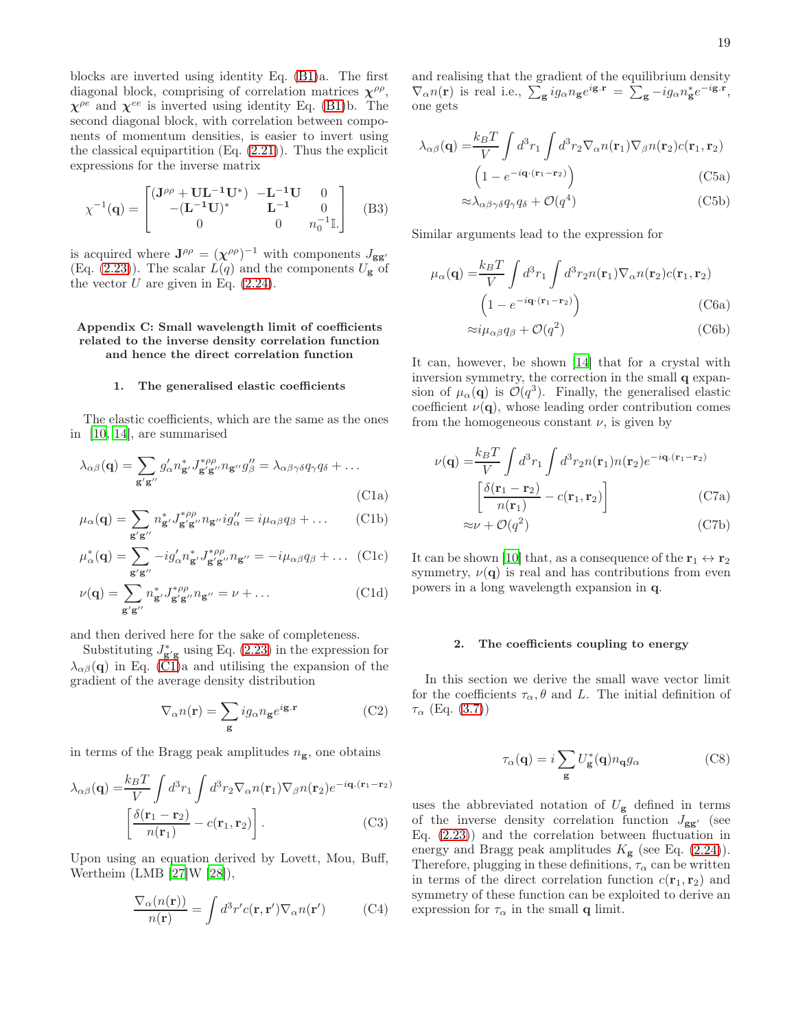blocks are inverted using identity Eq. (B1)a. The first diagonal block, comprising of correlation matrices $\boldsymbol{\chi}^{\rho\rho}$, $\boldsymbol{\chi}^{\rho e}$ and $\boldsymbol{\chi}^{ee}$ is inverted using identity Eq. (B1)b. The second diagonal block, with correlation between components of momentum densities, is easier to invert using the classical equipartition (Eq. (2.21)). Thus the explicit expressions for the inverse matrix

$$\chi^{-1}(\mathbf{q}) = \begin{bmatrix} (\mathbf{J}^{\rho\rho} + \mathbf{U}\mathbf{L}^{-1}\mathbf{U}^*) & -\mathbf{L}^{-1}\mathbf{U} & 0 \\ -(\mathbf{L}^{-1}\mathbf{U})^* & \mathbf{L}^{-1} & 0 \\ 0 & 0 & n_0^{-1}\mathbb{I}. \end{bmatrix} \quad \text{(B3)}$$

is acquired where $\mathbf{J}^{\rho\rho} = (\boldsymbol{\chi}^{\rho\rho})^{-1}$ with components $J_{\mathbf{g}\mathbf{g}'}$ (Eq. (2.23)). The scalar $L(q)$ and the components $U_{\mathbf{g}}$ of the vector $U$ are given in Eq. (2.24).

## Appendix C: Small wavelength limit of coefficients related to the inverse density correlation function and hence the direct correlation function

### 1. The generalised elastic coefficients

The elastic coefficients, which are the same as the ones in [10, 14], are summarised

$$\lambda_{\alpha\beta}(\mathbf{q}) = \sum_{\mathbf{g}'\mathbf{g}''} g'_\alpha n^*_{\mathbf{g}'} J^{*\rho\rho}_{\mathbf{g}'\mathbf{g}''} n_{\mathbf{g}''} g''_\beta = \lambda_{\alpha\beta\gamma\delta} q_\gamma q_\delta + \ldots \quad \text{(C1a)}$$

$$\mu_\alpha(\mathbf{q}) = \sum_{\mathbf{g}'\mathbf{g}''} n^*_{\mathbf{g}'} J^{*\rho\rho}_{\mathbf{g}'\mathbf{g}''} n_{\mathbf{g}''} i g''_\alpha = i\mu_{\alpha\beta} q_\beta + \ldots \quad \text{(C1b)}$$

$$\mu^*_\alpha(\mathbf{q}) = \sum_{\mathbf{g}'\mathbf{g}''} -i g'_\alpha n^*_{\mathbf{g}'} J^{*\rho\rho}_{\mathbf{g}'\mathbf{g}''} n_{\mathbf{g}''} = -i\mu_{\alpha\beta} q_\beta + \ldots \quad \text{(C1c)}$$

$$\nu(\mathbf{q}) = \sum_{\mathbf{g}'\mathbf{g}''} n^*_{\mathbf{g}'} J^{*\rho\rho}_{\mathbf{g}'\mathbf{g}''} n_{\mathbf{g}''} = \nu + \ldots \quad \text{(C1d)}$$

and then derived here for the sake of completeness.

Substituting $J^*_{\mathbf{g}'\mathbf{g}}$ using Eq. (2.23) in the expression for $\lambda_{\alpha\beta}(\mathbf{q})$ in Eq. (C1)a and utilising the expansion of the gradient of the average density distribution

$$\nabla_\alpha n(\mathbf{r}) = \sum_{\mathbf{g}} i g_\alpha n_{\mathbf{g}} e^{i\mathbf{g}.\mathbf{r}} \quad \text{(C2)}$$

in terms of the Bragg peak amplitudes $n_{\mathbf{g}}$, one obtains

$$\lambda_{\alpha\beta}(\mathbf{q}) = \frac{k_B T}{V} \int d^3 r_1 \int d^3 r_2 \nabla_\alpha n(\mathbf{r}_1) \nabla_\beta n(\mathbf{r}_2) e^{-i\mathbf{q}.(\mathbf{r}_1 - \mathbf{r}_2)} \left[\frac{\delta(\mathbf{r}_1 - \mathbf{r}_2)}{n(\mathbf{r}_1)} - c(\mathbf{r}_1, \mathbf{r}_2)\right]. \quad \text{(C3)}$$

Upon using an equation derived by Lovett, Mou, Buff, Wertheim (LMB [27]W [28]),

$$\frac{\nabla_\alpha(n(\mathbf{r}))}{n(\mathbf{r})} = \int d^3 r' c(\mathbf{r}, \mathbf{r}') \nabla_\alpha n(\mathbf{r}') \quad \text{(C4)}$$

and realising that the gradient of the equilibrium density $\nabla_\alpha n(\mathbf{r})$ is real i.e., $\sum_{\mathbf{g}} i g_\alpha n_{\mathbf{g}} e^{i\mathbf{g}.\mathbf{r}} = \sum_{\mathbf{g}} -i g_\alpha n^*_{\mathbf{g}} e^{-i\mathbf{g}.\mathbf{r}}$, one gets

$$\lambda_{\alpha\beta}(\mathbf{q}) = \frac{k_B T}{V} \int d^3 r_1 \int d^3 r_2 \nabla_\alpha n(\mathbf{r}_1) \nabla_\beta n(\mathbf{r}_2) c(\mathbf{r}_1, \mathbf{r}_2) \left(1 - e^{-i\mathbf{q}\cdot(\mathbf{r}_1 - \mathbf{r}_2)}\right) \quad \text{(C5a)}$$

$$\approx \lambda_{\alpha\beta\gamma\delta} q_\gamma q_\delta + \mathcal{O}(q^4) \quad \text{(C5b)}$$

Similar arguments lead to the expression for

$$\mu_\alpha(\mathbf{q}) = \frac{k_B T}{V} \int d^3 r_1 \int d^3 r_2 n(\mathbf{r}_1) \nabla_\alpha n(\mathbf{r}_2) c(\mathbf{r}_1, \mathbf{r}_2) \left(1 - e^{-i\mathbf{q}\cdot(\mathbf{r}_1 - \mathbf{r}_2)}\right) \quad \text{(C6a)}$$

$$\approx i\mu_{\alpha\beta} q_\beta + \mathcal{O}(q^2) \quad \text{(C6b)}$$

It can, however, be shown [14] that for a crystal with inversion symmetry, the correction in the small $\mathbf{q}$ expansion of $\mu_\alpha(\mathbf{q})$ is $\mathcal{O}(q^3)$. Finally, the generalised elastic coefficient $\nu(\mathbf{q})$, whose leading order contribution comes from the homogeneous constant $\nu$, is given by

$$\nu(\mathbf{q}) = \frac{k_B T}{V} \int d^3 r_1 \int d^3 r_2 n(\mathbf{r}_1) n(\mathbf{r}_2) e^{-i\mathbf{q}\cdot(\mathbf{r}_1 - \mathbf{r}_2)} \left[\frac{\delta(\mathbf{r}_1 - \mathbf{r}_2)}{n(\mathbf{r}_1)} - c(\mathbf{r}_1, \mathbf{r}_2)\right] \quad \text{(C7a)}$$

$$\approx \nu + \mathcal{O}(q^2) \quad \text{(C7b)}$$

It can be shown [10] that, as a consequence of the $\mathbf{r}_1 \leftrightarrow \mathbf{r}_2$ symmetry, $\nu(\mathbf{q})$ is real and has contributions from even powers in a long wavelength expansion in $\mathbf{q}$.

### 2. The coefficients coupling to energy

In this section we derive the small wave vector limit for the coefficients $\tau_\alpha, \theta$ and $L$. The initial definition of $\tau_\alpha$ (Eq. (3.7))

$$\tau_\alpha(\mathbf{q}) = i \sum_{\mathbf{g}} U^*_{\mathbf{g}}(\mathbf{q}) n_{\mathbf{q}} g_\alpha \quad \text{(C8)}$$

uses the abbreviated notation of $U_{\mathbf{g}}$ defined in terms of the inverse density correlation function $J_{\mathbf{g}\mathbf{g}'}$ (see Eq. (2.23)) and the correlation between fluctuation in energy and Bragg peak amplitudes $K_{\mathbf{g}}$ (see Eq. (2.24)). Therefore, plugging in these definitions, $\tau_\alpha$ can be written in terms of the direct correlation function $c(\mathbf{r}_1, \mathbf{r}_2)$ and symmetry of these function can be exploited to derive an expression for $\tau_\alpha$ in the small $\mathbf{q}$ limit.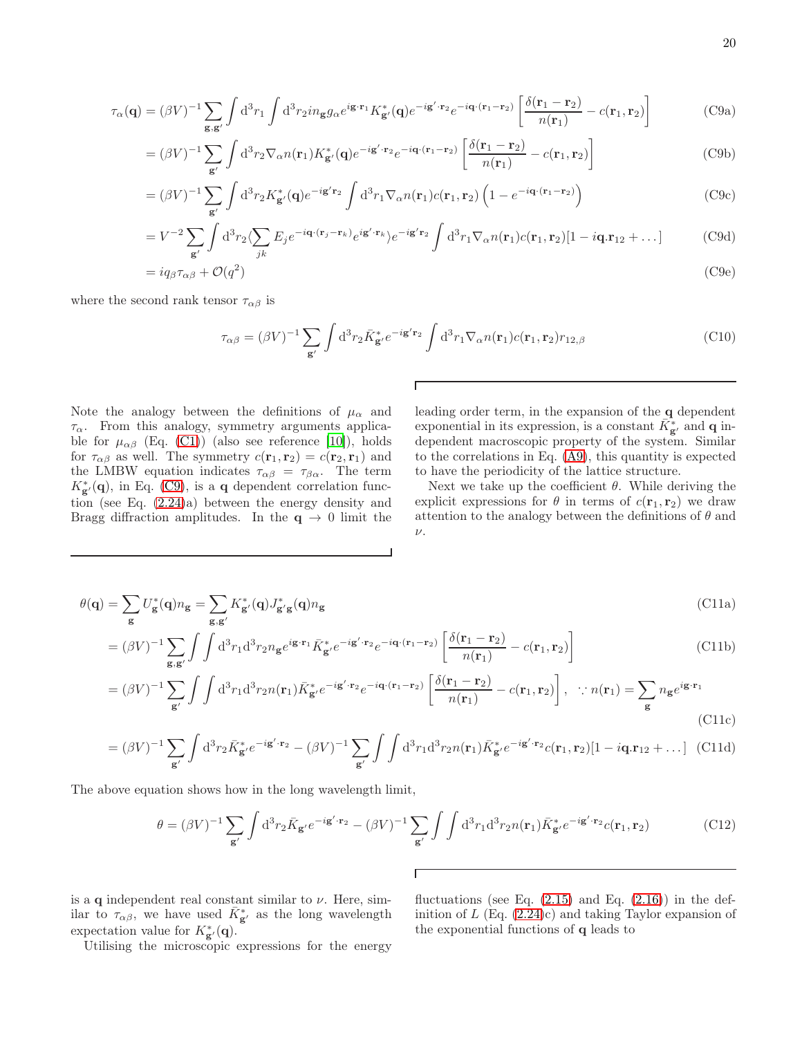$$
\begin{aligned}
\tau_\alpha(\mathbf{q}) &= (\beta V)^{-1}\sum_{\mathbf{g},\mathbf{g}'}\int \mathrm{d}^3r_1\int \mathrm{d}^3r_2 i n_{\mathbf{g}} g_\alpha e^{i\mathbf{g}\cdot\mathbf{r}_1} K^*_{\mathbf{g}'}(\mathbf{q}) e^{-i\mathbf{g}'\cdot\mathbf{r}_2} e^{-i\mathbf{q}\cdot(\mathbf{r}_1-\mathbf{r}_2)}\left[\frac{\delta(\mathbf{r}_1-\mathbf{r}_2)}{n(\mathbf{r}_1)} - c(\mathbf{r}_1,\mathbf{r}_2)\right] && \text{(C9a)}\\
&= (\beta V)^{-1}\sum_{\mathbf{g}'}\int \mathrm{d}^3r_2 \nabla_\alpha n(\mathbf{r}_1) K^*_{\mathbf{g}'}(\mathbf{q}) e^{-i\mathbf{g}'\cdot\mathbf{r}_2} e^{-i\mathbf{q}\cdot(\mathbf{r}_1-\mathbf{r}_2)}\left[\frac{\delta(\mathbf{r}_1-\mathbf{r}_2)}{n(\mathbf{r}_1)} - c(\mathbf{r}_1,\mathbf{r}_2)\right] && \text{(C9b)}\\
&= (\beta V)^{-1}\sum_{\mathbf{g}'}\int \mathrm{d}^3r_2 K^*_{\mathbf{g}'}(\mathbf{q}) e^{-i\mathbf{g}'\mathbf{r}_2}\int \mathrm{d}^3r_1 \nabla_\alpha n(\mathbf{r}_1) c(\mathbf{r}_1,\mathbf{r}_2)\left(1 - e^{-i\mathbf{q}\cdot(\mathbf{r}_1-\mathbf{r}_2)}\right) && \text{(C9c)}\\
&= V^{-2}\sum_{\mathbf{g}'}\int \mathrm{d}^3r_2 \langle \sum_{jk} E_j e^{-i\mathbf{q}\cdot(\mathbf{r}_j-\mathbf{r}_k)} e^{i\mathbf{g}'\cdot\mathbf{r}_k}\rangle e^{-i\mathbf{g}'\mathbf{r}_2}\int \mathrm{d}^3r_1 \nabla_\alpha n(\mathbf{r}_1) c(\mathbf{r}_1,\mathbf{r}_2)[1 - i\mathbf{q}.\mathbf{r}_{12} + \ldots] && \text{(C9d)}\\
&= i q_\beta \tau_{\alpha\beta} + \mathcal{O}(q^2) && \text{(C9e)}
\end{aligned}
$$

where the second rank tensor $\tau_{\alpha\beta}$ is

$$
\tau_{\alpha\beta} = (\beta V)^{-1}\sum_{\mathbf{g}'}\int \mathrm{d}^3r_2 \bar{K}^*_{\mathbf{g}'} e^{-i\mathbf{g}'\mathbf{r}_2}\int \mathrm{d}^3r_1 \nabla_\alpha n(\mathbf{r}_1) c(\mathbf{r}_1,\mathbf{r}_2) r_{12,\beta} \tag{C10}
$$

Note the analogy between the definitions of $\mu_\alpha$ and $\tau_\alpha$. From this analogy, symmetry arguments applicable for $\mu_{\alpha\beta}$ (Eq. (C1)) (also see reference [10]), holds for $\tau_{\alpha\beta}$ as well. The symmetry $c(\mathbf{r}_1,\mathbf{r}_2) = c(\mathbf{r}_2,\mathbf{r}_1)$ and the LMBW equation indicates $\tau_{\alpha\beta} = \tau_{\beta\alpha}$. The term $K^*_{\mathbf{g}'}(\mathbf{q})$, in Eq. (C9), is a $\mathbf{q}$ dependent correlation function (see Eq. (2.24)a) between the energy density and Bragg diffraction amplitudes. In the $\mathbf{q}\to 0$ limit the leading order term, in the expansion of the $\mathbf{q}$ dependent exponential in its expression, is a constant $\bar{K}^*_{\mathbf{g}'}$ and $\mathbf{q}$ independent macroscopic property of the system. Similar to the correlations in Eq. (A9), this quantity is expected to have the periodicity of the lattice structure.

Next we take up the coefficient $\theta$. While deriving the explicit expressions for $\theta$ in terms of $c(\mathbf{r}_1,\mathbf{r}_2)$ we draw attention to the analogy between the definitions of $\theta$ and $\nu$.

$$
\begin{aligned}
\theta(\mathbf{q}) &= \sum_{\mathbf{g}} U^*_{\mathbf{g}}(\mathbf{q}) n_{\mathbf{g}} = \sum_{\mathbf{g},\mathbf{g}'} K^*_{\mathbf{g}'}(\mathbf{q}) J^*_{\mathbf{g}'\mathbf{g}}(\mathbf{q}) n_{\mathbf{g}} && \text{(C11a)}\\
&= (\beta V)^{-1}\sum_{\mathbf{g},\mathbf{g}'}\int\int \mathrm{d}^3r_1 \mathrm{d}^3r_2 n_{\mathbf{g}} e^{i\mathbf{g}\cdot\mathbf{r}_1} \bar{K}^*_{\mathbf{g}'} e^{-i\mathbf{g}'\cdot\mathbf{r}_2} e^{-i\mathbf{q}\cdot(\mathbf{r}_1-\mathbf{r}_2)}\left[\frac{\delta(\mathbf{r}_1-\mathbf{r}_2)}{n(\mathbf{r}_1)} - c(\mathbf{r}_1,\mathbf{r}_2)\right] && \text{(C11b)}\\
&= (\beta V)^{-1}\sum_{\mathbf{g}'}\int\int \mathrm{d}^3r_1 \mathrm{d}^3r_2 n(\mathbf{r}_1) \bar{K}^*_{\mathbf{g}'} e^{-i\mathbf{g}'\cdot\mathbf{r}_2} e^{-i\mathbf{q}\cdot(\mathbf{r}_1-\mathbf{r}_2)}\left[\frac{\delta(\mathbf{r}_1-\mathbf{r}_2)}{n(\mathbf{r}_1)} - c(\mathbf{r}_1,\mathbf{r}_2)\right],\ \ \because n(\mathbf{r}_1) = \sum_{\mathbf{g}} n_{\mathbf{g}} e^{i\mathbf{g}\cdot\mathbf{r}_1} && \text{(C11c)}\\
&= (\beta V)^{-1}\sum_{\mathbf{g}'}\int \mathrm{d}^3r_2 \bar{K}^*_{\mathbf{g}'} e^{-i\mathbf{g}'\cdot\mathbf{r}_2} - (\beta V)^{-1}\sum_{\mathbf{g}'}\int\int \mathrm{d}^3r_1 \mathrm{d}^3r_2 n(\mathbf{r}_1) \bar{K}^*_{\mathbf{g}'} e^{-i\mathbf{g}'\cdot\mathbf{r}_2} c(\mathbf{r}_1,\mathbf{r}_2)[1 - i\mathbf{q}.\mathbf{r}_{12} + \ldots] && \text{(C11d)}
\end{aligned}
$$

The above equation shows how in the long wavelength limit,

$$
\theta = (\beta V)^{-1}\sum_{\mathbf{g}'}\int \mathrm{d}^3r_2 \bar{K}_{\mathbf{g}'} e^{-i\mathbf{g}'\cdot\mathbf{r}_2} - (\beta V)^{-1}\sum_{\mathbf{g}'}\int\int \mathrm{d}^3r_1 \mathrm{d}^3r_2 n(\mathbf{r}_1) \bar{K}^*_{\mathbf{g}'} e^{-i\mathbf{g}'\cdot\mathbf{r}_2} c(\mathbf{r}_1,\mathbf{r}_2) \tag{C12}
$$

is a $\mathbf{q}$ independent real constant similar to $\nu$. Here, similar to $\tau_{\alpha\beta}$, we have used $\bar{K}^*_{\mathbf{g}'}$ as the long wavelength expectation value for $K^*_{\mathbf{g}'}(\mathbf{q})$.

Utilising the microscopic expressions for the energy fluctuations (see Eq. (2.15) and Eq. (2.16)) in the definition of $L$ (Eq. (2.24)c) and taking Taylor expansion of the exponential functions of $\mathbf{q}$ leads to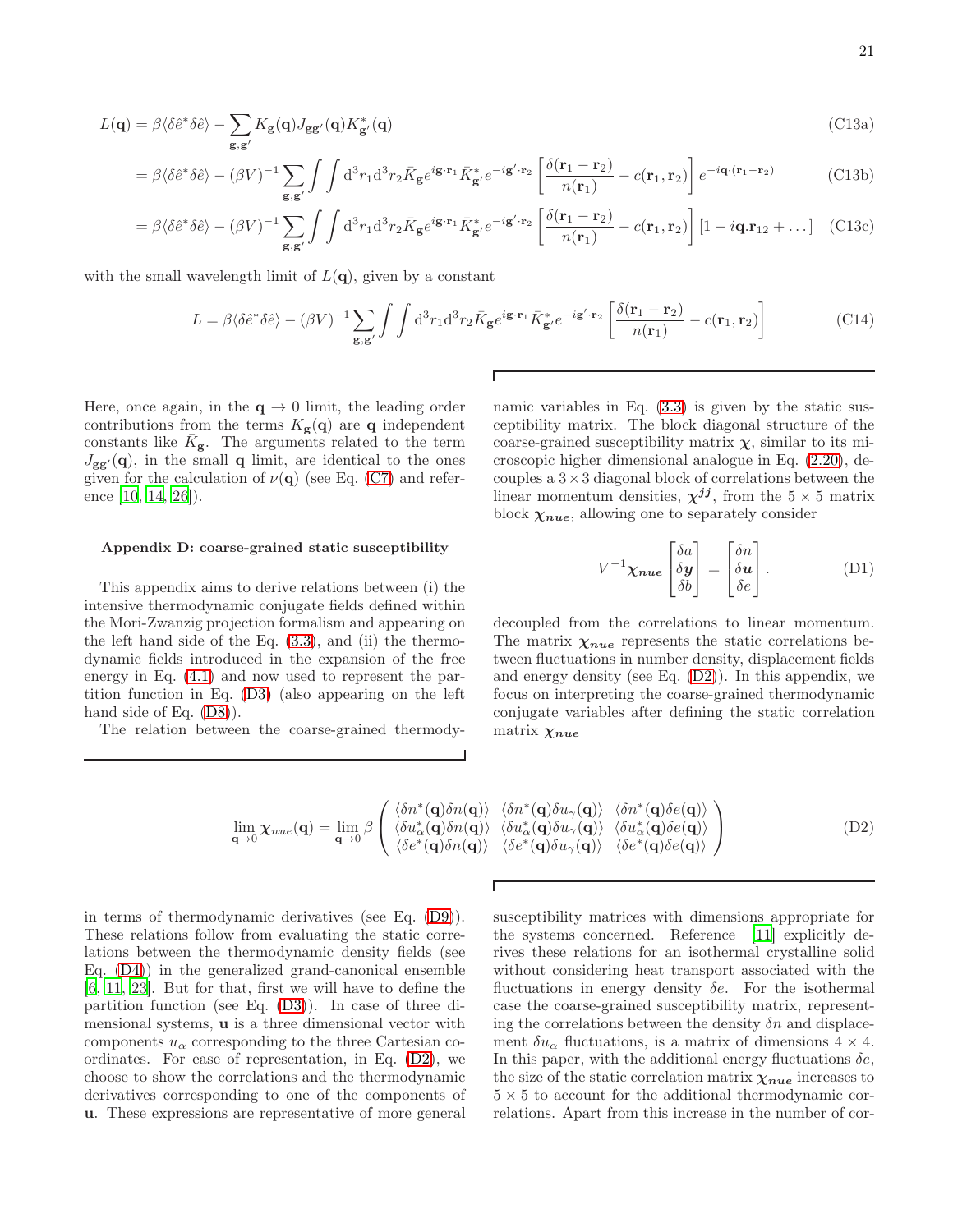$$L(\mathbf{q}) = \beta\langle\delta\hat{e}^*\delta\hat{e}\rangle - \sum_{\mathbf{g},\mathbf{g}'} K_{\mathbf{g}}(\mathbf{q}) J_{\mathbf{g}\mathbf{g}'}(\mathbf{q}) K^*_{\mathbf{g}'}(\mathbf{q}) \tag{C13a}$$

$$= \beta\langle\delta\hat{e}^*\delta\hat{e}\rangle - (\beta V)^{-1} \sum_{\mathbf{g},\mathbf{g}'} \int\int \mathrm{d}^3r_1 \mathrm{d}^3r_2 \bar{K}_{\mathbf{g}} e^{i\mathbf{g}\cdot\mathbf{r}_1} \bar{K}^*_{\mathbf{g}'} e^{-i\mathbf{g}'\cdot\mathbf{r}_2} \left[\frac{\delta(\mathbf{r}_1 - \mathbf{r}_2)}{n(\mathbf{r}_1)} - c(\mathbf{r}_1, \mathbf{r}_2)\right] e^{-i\mathbf{q}\cdot(\mathbf{r}_1 - \mathbf{r}_2)} \tag{C13b}$$

$$= \beta\langle\delta\hat{e}^*\delta\hat{e}\rangle - (\beta V)^{-1} \sum_{\mathbf{g},\mathbf{g}'} \int\int \mathrm{d}^3r_1 \mathrm{d}^3r_2 \bar{K}_{\mathbf{g}} e^{i\mathbf{g}\cdot\mathbf{r}_1} \bar{K}^*_{\mathbf{g}'} e^{-i\mathbf{g}'\cdot\mathbf{r}_2} \left[\frac{\delta(\mathbf{r}_1 - \mathbf{r}_2)}{n(\mathbf{r}_1)} - c(\mathbf{r}_1, \mathbf{r}_2)\right] [1 - i\mathbf{q}.\mathbf{r}_{12} + \ldots] \tag{C13c}$$

with the small wavelength limit of $L(\mathbf{q})$, given by a constant

$$L = \beta\langle\delta\hat{e}^*\delta\hat{e}\rangle - (\beta V)^{-1} \sum_{\mathbf{g},\mathbf{g}'} \int\int \mathrm{d}^3r_1 \mathrm{d}^3r_2 \bar{K}_{\mathbf{g}} e^{i\mathbf{g}\cdot\mathbf{r}_1} \bar{K}^*_{\mathbf{g}'} e^{-i\mathbf{g}'\cdot\mathbf{r}_2} \left[\frac{\delta(\mathbf{r}_1 - \mathbf{r}_2)}{n(\mathbf{r}_1)} - c(\mathbf{r}_1, \mathbf{r}_2)\right] \tag{C14}$$

Here, once again, in the $\mathbf{q} \to 0$ limit, the leading order contributions from the terms $K_{\mathbf{g}}(\mathbf{q})$ are $\mathbf{q}$ independent constants like $\bar{K}_{\mathbf{g}}$. The arguments related to the term $J_{\mathbf{g}\mathbf{g}'}(\mathbf{q})$, in the small $\mathbf{q}$ limit, are identical to the ones given for the calculation of $\nu(\mathbf{q})$ (see Eq. (C7) and reference [10, 14, 26]).

### Appendix D: coarse-grained static susceptibility

This appendix aims to derive relations between (i) the intensive thermodynamic conjugate fields defined within the Mori-Zwanzig projection formalism and appearing on the left hand side of the Eq. (3.3), and (ii) the thermodynamic fields introduced in the expansion of the free energy in Eq. (4.1) and now used to represent the partition function in Eq. (D3) (also appearing on the left hand side of Eq. (D8)).

The relation between the coarse-grained thermodynamic variables in Eq. (3.3) is given by the static susceptibility matrix. The block diagonal structure of the coarse-grained susceptibility matrix $\boldsymbol{\chi}$, similar to its microscopic higher dimensional analogue in Eq. (2.20), decouples a $3\times 3$ diagonal block of correlations between the linear momentum densities, $\boldsymbol{\chi}^{\boldsymbol{jj}}$, from the $5\times 5$ matrix block $\boldsymbol{\chi_{nue}}$, allowing one to separately consider

$$V^{-1}\boldsymbol{\chi_{nue}} \begin{bmatrix} \delta a \\ \delta \boldsymbol{y} \\ \delta b \end{bmatrix} = \begin{bmatrix} \delta n \\ \delta \boldsymbol{u} \\ \delta e \end{bmatrix}. \tag{D1}$$

decoupled from the correlations to linear momentum. The matrix $\boldsymbol{\chi_{nue}}$ represents the static correlations between fluctuations in number density, displacement fields and energy density (see Eq. (D2)). In this appendix, we focus on interpreting the coarse-grained thermodynamic conjugate variables after defining the static correlation matrix $\boldsymbol{\chi_{nue}}$

$$\lim_{\mathbf{q}\to 0} \chi_{nue}(\mathbf{q}) = \lim_{\mathbf{q}\to 0} \beta \begin{pmatrix} \langle\delta n^*(\mathbf{q})\delta n(\mathbf{q})\rangle & \langle\delta n^*(\mathbf{q})\delta u_\gamma(\mathbf{q})\rangle & \langle\delta n^*(\mathbf{q})\delta e(\mathbf{q})\rangle \\ \langle\delta u^*_\alpha(\mathbf{q})\delta n(\mathbf{q})\rangle & \langle\delta u^*_\alpha(\mathbf{q})\delta u_\gamma(\mathbf{q})\rangle & \langle\delta u^*_\alpha(\mathbf{q})\delta e(\mathbf{q})\rangle \\ \langle\delta e^*(\mathbf{q})\delta n(\mathbf{q})\rangle & \langle\delta e^*(\mathbf{q})\delta u_\gamma(\mathbf{q})\rangle & \langle\delta e^*(\mathbf{q})\delta e(\mathbf{q})\rangle \end{pmatrix} \tag{D2}$$

in terms of thermodynamic derivatives (see Eq. (D9)). These relations follow from evaluating the static correlations between the thermodynamic density fields (see Eq. (D4)) in the generalized grand-canonical ensemble [6, 11, 23]. But for that, first we will have to define the partition function (see Eq. (D3)). In case of three dimensional systems, $\mathbf{u}$ is a three dimensional vector with components $u_\alpha$ corresponding to the three Cartesian coordinates. For ease of representation, in Eq. (D2), we choose to show the correlations and the thermodynamic derivatives corresponding to one of the components of $\mathbf{u}$. These expressions are representative of more general susceptibility matrices with dimensions appropriate for the systems concerned. Reference [11] explicitly derives these relations for an isothermal crystalline solid without considering heat transport associated with the fluctuations in energy density $\delta e$. For the isothermal case the coarse-grained susceptibility matrix, representing the correlations between the density $\delta n$ and displacement $\delta u_\alpha$ fluctuations, is a matrix of dimensions $4\times 4$. In this paper, with the additional energy fluctuations $\delta e$, the size of the static correlation matrix $\boldsymbol{\chi_{nue}}$ increases to $5\times 5$ to account for the additional thermodynamic correlations. Apart from this increase in the number of cor-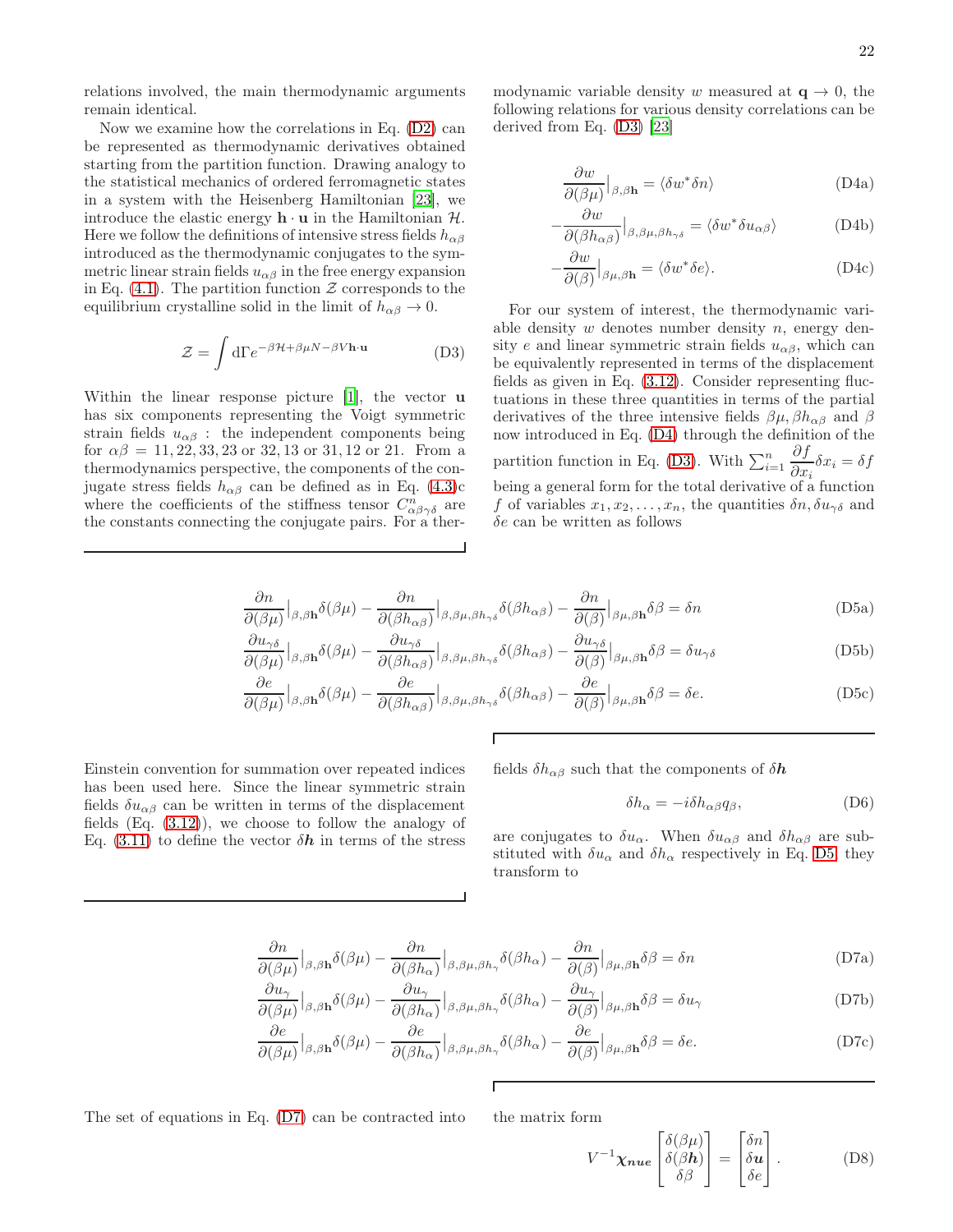relations involved, the main thermodynamic arguments remain identical.

Now we examine how the correlations in Eq. (D2) can be represented as thermodynamic derivatives obtained starting from the partition function. Drawing analogy to the statistical mechanics of ordered ferromagnetic states in a system with the Heisenberg Hamiltonian [23], we introduce the elastic energy $\mathbf{h}\cdot\mathbf{u}$ in the Hamiltonian $\mathcal{H}$. Here we follow the definitions of intensive stress fields $h_{\alpha\beta}$ introduced as the thermodynamic conjugates to the symmetric linear strain fields $u_{\alpha\beta}$ in the free energy expansion in Eq. (4.1). The partition function $\mathcal{Z}$ corresponds to the equilibrium crystalline solid in the limit of $h_{\alpha\beta} \to 0$.

$$\mathcal{Z} = \int \mathrm{d}\Gamma e^{-\beta\mathcal{H}+\beta\mu N-\beta V\mathbf{h}\cdot\mathbf{u}} \tag{D3}$$

Within the linear response picture [1], the vector $\mathbf{u}$ has six components representing the Voigt symmetric strain fields $u_{\alpha\beta}$ : the independent components being for $\alpha\beta = 11, 22, 33, 23$ or $32, 13$ or $31, 12$ or $21$. From a thermodynamics perspective, the components of the conjugate stress fields $h_{\alpha\beta}$ can be defined as in Eq. (4.3)c where the coefficients of the stiffness tensor $C^n_{\alpha\beta\gamma\delta}$ are the constants connecting the conjugate pairs. For a thermodynamic variable density $w$ measured at $\mathbf{q}\to 0$, the following relations for various density correlations can be derived from Eq. (D3) [23]

$$\frac{\partial w}{\partial(\beta\mu)}\Big|_{\beta,\beta\mathbf{h}} = \langle \delta w^* \delta n\rangle \tag{D4a}$$

$$-\frac{\partial w}{\partial(\beta h_{\alpha\beta})}\Big|_{\beta,\beta\mu,\beta h_{\gamma\delta}} = \langle \delta w^* \delta u_{\alpha\beta}\rangle \tag{D4b}$$

$$-\frac{\partial w}{\partial(\beta)}\Big|_{\beta\mu,\beta\mathbf{h}} = \langle \delta w^* \delta e\rangle. \tag{D4c}$$

For our system of interest, the thermodynamic variable density $w$ denotes number density $n$, energy density $e$ and linear symmetric strain fields $u_{\alpha\beta}$, which can be equivalently represented in terms of the displacement fields as given in Eq. (3.12). Consider representing fluctuations in these three quantities in terms of the partial derivatives of the three intensive fields $\beta\mu, \beta h_{\alpha\beta}$ and $\beta$ now introduced in Eq. (D4) through the definition of the partition function in Eq. (D3). With $\sum_{i=1}^{n}\frac{\partial f}{\partial x_i}\delta x_i = \delta f$ being a general form for the total derivative of a function $f$ of variables $x_1, x_2, \ldots, x_n$, the quantities $\delta n, \delta u_{\gamma\delta}$ and $\delta e$ can be written as follows

$$\frac{\partial n}{\partial(\beta\mu)}\Big|_{\beta,\beta\mathbf{h}}\delta(\beta\mu) - \frac{\partial n}{\partial(\beta h_{\alpha\beta})}\Big|_{\beta,\beta\mu,\beta h_{\gamma\delta}}\delta(\beta h_{\alpha\beta}) - \frac{\partial n}{\partial(\beta)}\Big|_{\beta\mu,\beta\mathbf{h}}\delta\beta = \delta n \tag{D5a}$$

$$\frac{\partial u_{\gamma\delta}}{\partial(\beta\mu)}\Big|_{\beta,\beta\mathbf{h}}\delta(\beta\mu) - \frac{\partial u_{\gamma\delta}}{\partial(\beta h_{\alpha\beta})}\Big|_{\beta,\beta\mu,\beta h_{\gamma\delta}}\delta(\beta h_{\alpha\beta}) - \frac{\partial u_{\gamma\delta}}{\partial(\beta)}\Big|_{\beta\mu,\beta\mathbf{h}}\delta\beta = \delta u_{\gamma\delta} \tag{D5b}$$

$$\frac{\partial e}{\partial(\beta\mu)}\Big|_{\beta,\beta\mathbf{h}}\delta(\beta\mu) - \frac{\partial e}{\partial(\beta h_{\alpha\beta})}\Big|_{\beta,\beta\mu,\beta h_{\gamma\delta}}\delta(\beta h_{\alpha\beta}) - \frac{\partial e}{\partial(\beta)}\Big|_{\beta\mu,\beta\mathbf{h}}\delta\beta = \delta e. \tag{D5c}$$

Einstein convention for summation over repeated indices has been used here. Since the linear symmetric strain fields $\delta u_{\alpha\beta}$ can be written in terms of the displacement fields (Eq. (3.12)), we choose to follow the analogy of Eq. (3.11) to define the vector $\delta\boldsymbol{h}$ in terms of the stress fields $\delta h_{\alpha\beta}$ such that the components of $\delta\boldsymbol{h}$

$$\delta h_\alpha = -i\delta h_{\alpha\beta}q_\beta, \tag{D6}$$

are conjugates to $\delta u_\alpha$. When $\delta u_{\alpha\beta}$ and $\delta h_{\alpha\beta}$ are substituted with $\delta u_\alpha$ and $\delta h_\alpha$ respectively in Eq. D5, they transform to

$$\frac{\partial n}{\partial(\beta\mu)}\Big|_{\beta,\beta\mathbf{h}}\delta(\beta\mu) - \frac{\partial n}{\partial(\beta h_\alpha)}\Big|_{\beta,\beta\mu,\beta h_\gamma}\delta(\beta h_\alpha) - \frac{\partial n}{\partial(\beta)}\Big|_{\beta\mu,\beta\mathbf{h}}\delta\beta = \delta n \tag{D7a}$$

$$\frac{\partial u_\gamma}{\partial(\beta\mu)}\Big|_{\beta,\beta\mathbf{h}}\delta(\beta\mu) - \frac{\partial u_\gamma}{\partial(\beta h_\alpha)}\Big|_{\beta,\beta\mu,\beta h_\gamma}\delta(\beta h_\alpha) - \frac{\partial u_\gamma}{\partial(\beta)}\Big|_{\beta\mu,\beta\mathbf{h}}\delta\beta = \delta u_\gamma \tag{D7b}$$

$$\frac{\partial e}{\partial(\beta\mu)}\Big|_{\beta,\beta\mathbf{h}}\delta(\beta\mu) - \frac{\partial e}{\partial(\beta h_\alpha)}\Big|_{\beta,\beta\mu,\beta h_\gamma}\delta(\beta h_\alpha) - \frac{\partial e}{\partial(\beta)}\Big|_{\beta\mu,\beta\mathbf{h}}\delta\beta = \delta e. \tag{D7c}$$

The set of equations in Eq. (D7) can be contracted into the matrix form

$$V^{-1}\boldsymbol{\chi_{nue}}\begin{bmatrix}\delta(\beta\mu)\\ \delta(\beta\boldsymbol{h})\\ \delta\beta\end{bmatrix} = \begin{bmatrix}\delta n\\ \delta\boldsymbol{u}\\ \delta e\end{bmatrix}. \tag{D8}$$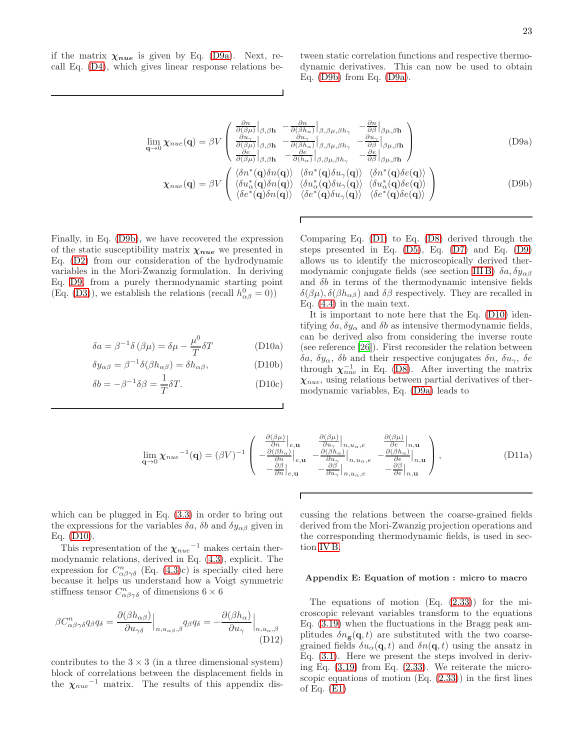if the matrix $\boldsymbol{\chi}_{\boldsymbol{nue}}$ is given by Eq. (D9a). Next, recall Eq. (D4), which gives linear response relations between static correlation functions and respective thermodynamic derivatives. This can now be used to obtain Eq. (D9b) from Eq. (D9a).

$$\lim_{\mathbf{q}\to 0} \boldsymbol{\chi}_{nue}(\mathbf{q}) = \beta V \begin{pmatrix} \frac{\partial n}{\partial(\beta\mu)}\Big|_{\beta,\beta\mathbf{h}} & -\frac{\partial n}{\partial(\beta h_\alpha)}\Big|_{\beta,\beta\mu,\beta h_\gamma} & -\frac{\partial n}{\partial \beta}\Big|_{\beta\mu,\beta\mathbf{h}} \\ \frac{\partial u_\gamma}{\partial(\beta\mu)}\Big|_{\beta,\beta\mathbf{h}} & -\frac{\partial u_\gamma}{\partial(\beta h_\alpha)}\Big|_{\beta,\beta\mu,\beta h_\gamma} & -\frac{\partial u_\gamma}{\partial \beta}\Big|_{\beta\mu,\beta\mathbf{h}} \\ \frac{\partial e}{\partial(\beta\mu)}\Big|_{\beta,\beta\mathbf{h}} & -\frac{\partial e}{\partial(h_\alpha)}\Big|_{\beta,\beta\mu,\beta h_\gamma} & -\frac{\partial e}{\partial \beta}\Big|_{\beta\mu,\beta\mathbf{h}} \end{pmatrix} \tag{D9a}$$

$$\boldsymbol{\chi}_{nue}(\mathbf{q}) = \beta V \begin{pmatrix} \langle\delta n^*(\mathbf{q})\delta n(\mathbf{q})\rangle & \langle\delta n^*(\mathbf{q})\delta u_\gamma(\mathbf{q})\rangle & \langle\delta n^*(\mathbf{q})\delta e(\mathbf{q})\rangle \\ \langle\delta u^*_\alpha(\mathbf{q})\delta n(\mathbf{q})\rangle & \langle\delta u^*_\alpha(\mathbf{q})\delta u_\gamma(\mathbf{q})\rangle & \langle\delta u^*_\alpha(\mathbf{q})\delta e(\mathbf{q})\rangle \\ \langle\delta e^*(\mathbf{q})\delta n(\mathbf{q})\rangle & \langle\delta e^*(\mathbf{q})\delta u_\gamma(\mathbf{q})\rangle & \langle\delta e^*(\mathbf{q})\delta e(\mathbf{q})\rangle \end{pmatrix} \tag{D9b}$$

Finally, in Eq. (D9b), we have recovered the expression of the static susceptibility matrix $\boldsymbol{\chi}_{\boldsymbol{nue}}$ we presented in Eq. (D2) from our consideration of the hydrodynamic variables in the Mori-Zwanzig formulation. In deriving Eq. D9 from a purely thermodynamic starting point (Eq. (D3)), we establish the relations (recall $h^0_{\alpha\beta} = 0$))

$$\delta a = \beta^{-1}\delta(\beta\mu) = \delta\mu - \frac{\mu^0}{T}\delta T \tag{D10a}$$

$$\delta y_{\alpha\beta} = \beta^{-1}\delta(\beta h_{\alpha\beta}) = \delta h_{\alpha\beta}, \tag{D10b}$$

$$\delta b = -\beta^{-1}\delta\beta = \frac{1}{T}\delta T. \tag{D10c}$$

Comparing Eq. (D1) to Eq. (D8) derived through the steps presented in Eq. (D5), Eq. (D7) and Eq. (D9) allows us to identify the microscopically derived thermodynamic conjugate fields (see section III B) $\delta a, \delta y_{\alpha\beta}$ and $\delta b$ in terms of the thermodynamic intensive fields $\delta(\beta\mu), \delta(\beta h_{\alpha\beta})$ and $\delta\beta$ respectively. They are recalled in Eq. (4.4) in the main text.

It is important to note here that the Eq. (D10) identifying $\delta a, \delta y_\alpha$ and $\delta b$ as intensive thermodynamic fields, can be derived also from considering the inverse route (see reference [26]). First reconsider the relation between $\delta a$, $\delta y_\alpha$, $\delta b$ and their respective conjugates $\delta n$, $\delta u_\gamma$, $\delta e$ through $\boldsymbol{\chi}^{-1}_{nue}$ in Eq. (D8). After inverting the matrix $\boldsymbol{\chi}_{nue}$, using relations between partial derivatives of thermodynamic variables, Eq. (D9a) leads to

$$\lim_{\mathbf{q}\to 0} {\boldsymbol{\chi}_{nue}}^{-1}(\mathbf{q}) = (\beta V)^{-1} \begin{pmatrix} \frac{\partial(\beta\mu)}{\partial n}\Big|_{e,\mathbf{u}} & \frac{\partial(\beta\mu)}{\partial u_\gamma}\Big|_{n,u_\alpha,e} & \frac{\partial(\beta\mu)}{\partial e}\Big|_{n,\mathbf{u}} \\ -\frac{\partial(\beta h_\alpha)}{\partial n}\Big|_{e,\mathbf{u}} & -\frac{\partial(\beta h_\alpha)}{\partial u_\gamma}\Big|_{n,u_\alpha,e} & -\frac{\partial(\beta h_\alpha)}{\partial e}\Big|_{n,\mathbf{u}} \\ -\frac{\partial \beta}{\partial n}\Big|_{e,\mathbf{u}} & -\frac{\partial \beta}{\partial u_\gamma}\Big|_{n,u_\alpha,e} & -\frac{\partial \beta}{\partial e}\Big|_{n,\mathbf{u}} \end{pmatrix}, \tag{D11a}$$

which can be plugged in Eq. (3.3) in order to bring out the expressions for the variables $\delta a$, $\delta b$ and $\delta y_{\alpha\beta}$ given in Eq. (D10).

This representation of the ${\boldsymbol{\chi}_{nue}}^{-1}$ makes certain thermodynamic relations, derived in Eq. (4.3), explicit. The expression for $C^n_{\alpha\beta\gamma\delta}$ (Eq. (4.3)c) is specially cited here because it helps us understand how a Voigt symmetric stiffness tensor $C^n_{\alpha\beta\gamma\delta}$ of dimensions $6\times 6$

$$\beta C^n_{\alpha\beta\gamma\delta} q_\beta q_\delta = \frac{\partial(\beta h_{\alpha\beta})}{\partial u_{\gamma\delta}}\Big|_{n,u_{\alpha\beta},\beta} q_\beta q_\delta = -\frac{\partial(\beta h_\alpha)}{\partial u_\gamma}\Big|_{n,u_\alpha,\beta} \tag{D12}$$

contributes to the $3\times 3$ (in a three dimensional system) block of correlations between the displacement fields in the ${\boldsymbol{\chi}_{nue}}^{-1}$ matrix. The results of this appendix discussing the relations between the coarse-grained fields derived from the Mori-Zwanzig projection operations and the corresponding thermodynamic fields, is used in section IV B.

### Appendix E: Equation of motion : micro to macro

The equations of motion (Eq. (2.33)) for the microscopic relevant variables transform to the equations Eq. (3.19) when the fluctuations in the Bragg peak amplitudes $\delta n_{\mathbf{g}}(\mathbf{q}, t)$ are substituted with the two coarse-grained fields $\delta u_\alpha(\mathbf{q}, t)$ and $\delta n(\mathbf{q}, t)$ using the ansatz in Eq. (3.1). Here we present the steps involved in deriving Eq. (3.19) from Eq. (2.33). We reiterate the microscopic equations of motion (Eq. (2.33)) in the first lines of Eq. (E1)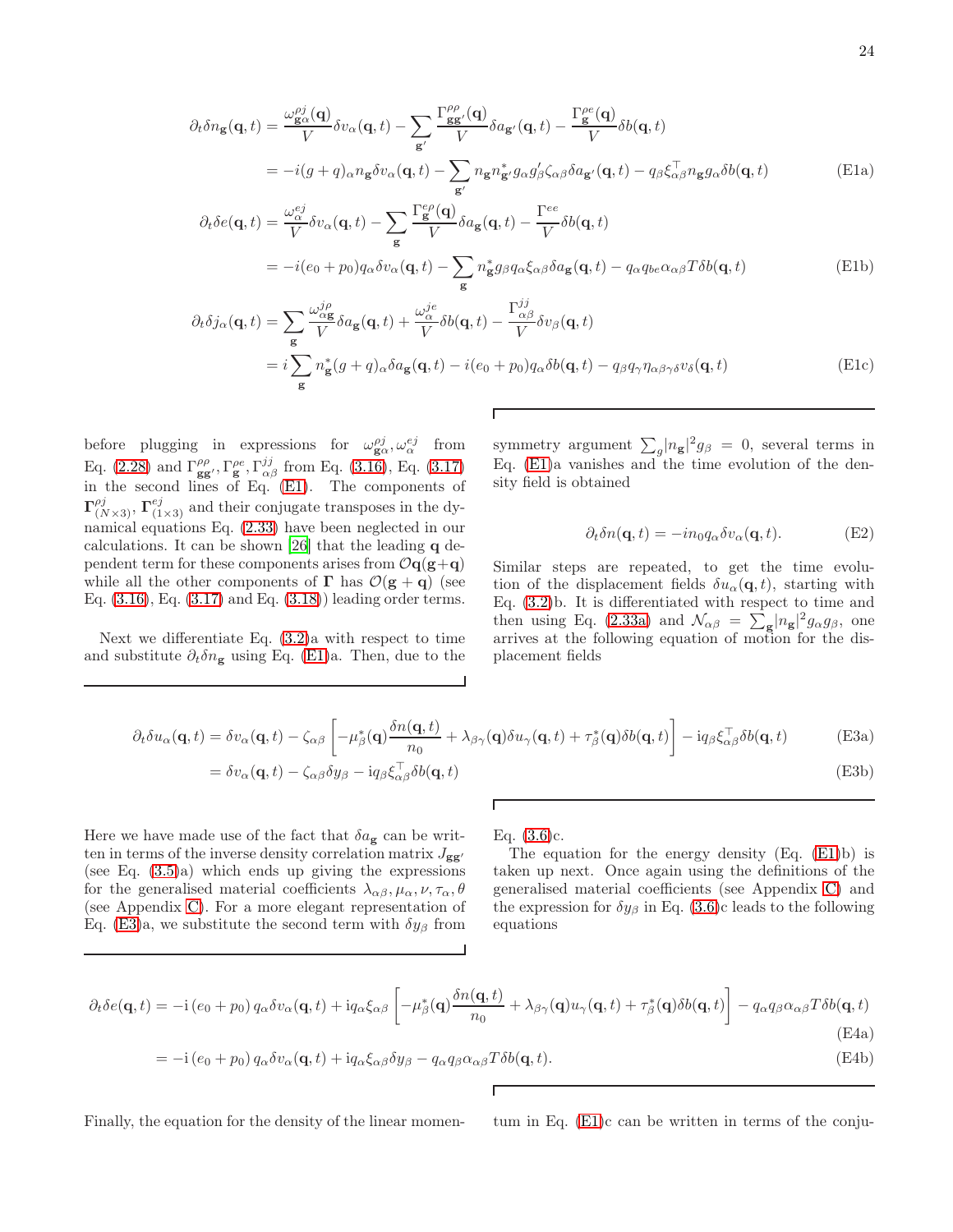$$
\begin{aligned}
\partial_t \delta n_{\mathbf{g}}(\mathbf{q},t) &= \frac{\omega^{\rho j}_{\mathbf{g}\alpha}(\mathbf{q})}{V}\delta v_\alpha(\mathbf{q},t) - \sum_{\mathbf{g}'}\frac{\Gamma^{\rho\rho}_{\mathbf{g}\mathbf{g}'}(\mathbf{q})}{V}\delta a_{\mathbf{g}'}(\mathbf{q},t) - \frac{\Gamma^{\rho e}_{\mathbf{g}}(\mathbf{q})}{V}\delta b(\mathbf{q},t) \\
&= -i(g+q)_\alpha n_{\mathbf{g}}\delta v_\alpha(\mathbf{q},t) - \sum_{\mathbf{g}'} n_{\mathbf{g}} n^*_{\mathbf{g}'} g_\alpha g'_\beta \zeta_{\alpha\beta}\delta a_{\mathbf{g}'}(\mathbf{q},t) - q_\beta \xi^\top_{\alpha\beta} n_{\mathbf{g}} g_\alpha \delta b(\mathbf{q},t) \qquad \text{(E1a)}
\end{aligned}
$$

$$
\begin{aligned}
\partial_t \delta e(\mathbf{q},t) &= \frac{\omega^{ej}_{\alpha}}{V}\delta v_\alpha(\mathbf{q},t) - \sum_{\mathbf{g}}\frac{\Gamma^{e\rho}_{\mathbf{g}}(\mathbf{q})}{V}\delta a_{\mathbf{g}}(\mathbf{q},t) - \frac{\Gamma^{ee}}{V}\delta b(\mathbf{q},t) \\
&= -i(e_0+p_0)q_\alpha \delta v_\alpha(\mathbf{q},t) - \sum_{\mathbf{g}} n^*_{\mathbf{g}} g_\beta q_\alpha \xi_{\alpha\beta}\delta a_{\mathbf{g}}(\mathbf{q},t) - q_\alpha q_{be}\alpha_{\alpha\beta} T\delta b(\mathbf{q},t) \qquad \text{(E1b)}
\end{aligned}
$$

$$
\begin{aligned}
\partial_t \delta j_\alpha(\mathbf{q},t) &= \sum_{\mathbf{g}}\frac{\omega^{j\rho}_{\alpha\mathbf{g}}}{V}\delta a_{\mathbf{g}}(\mathbf{q},t) + \frac{\omega^{je}_{\alpha}}{V}\delta b(\mathbf{q},t) - \frac{\Gamma^{jj}_{\alpha\beta}}{V}\delta v_\beta(\mathbf{q},t) \\
&= i\sum_{\mathbf{g}} n^*_{\mathbf{g}}(g+q)_\alpha \delta a_{\mathbf{g}}(\mathbf{q},t) - i(e_0+p_0)q_\alpha \delta b(\mathbf{q},t) - q_\beta q_\gamma \eta_{\alpha\beta\gamma\delta} v_\delta(\mathbf{q},t) \qquad \text{(E1c)}
\end{aligned}
$$

before plugging in expressions for $\omega^{\rho j}_{\mathbf{g}\alpha}, \omega^{ej}_{\alpha}$ from Eq. (2.28) and $\Gamma^{\rho\rho}_{\mathbf{g}\mathbf{g}'}, \Gamma^{\rho e}_{\mathbf{g}}, \Gamma^{jj}_{\alpha\beta}$ from Eq. (3.16), Eq. (3.17) in the second lines of Eq. (E1). The components of $\mathbf{\Gamma}^{\rho j}_{(N\times 3)}, \mathbf{\Gamma}^{ej}_{(1\times 3)}$ and their conjugate transposes in the dynamical equations Eq. (2.33) have been neglected in our calculations. It can be shown [26] that the leading $\mathbf{q}$ dependent term for these components arises from $\mathcal{O}\mathbf{q}(\mathbf{g}+\mathbf{q})$ while all the other components of $\mathbf{\Gamma}$ has $\mathcal{O}(\mathbf{g}+\mathbf{q})$ (see Eq. (3.16), Eq. (3.17) and Eq. (3.18)) leading order terms.

Next we differentiate Eq. (3.2)a with respect to time and substitute $\partial_t \delta n_{\mathbf{g}}$ using Eq. (E1)a. Then, due to the symmetry argument $\sum_g |n_{\mathbf{g}}|^2 g_\beta = 0$, several terms in Eq. (E1)a vanishes and the time evolution of the density field is obtained

$$
\partial_t \delta n(\mathbf{q},t) = -i n_0 q_\alpha \delta v_\alpha(\mathbf{q},t). \qquad \text{(E2)}
$$

Similar steps are repeated, to get the time evolution of the displacement fields $\delta u_\alpha(\mathbf{q},t)$, starting with Eq. (3.2)b. It is differentiated with respect to time and then using Eq. (2.33a) and $\mathcal{N}_{\alpha\beta} = \sum_{\mathbf{g}}|n_{\mathbf{g}}|^2 g_\alpha g_\beta$, one arrives at the following equation of motion for the displacement fields

$$
\begin{aligned}
\partial_t \delta u_\alpha(\mathbf{q},t) &= \delta v_\alpha(\mathbf{q},t) - \zeta_{\alpha\beta}\left[-\mu^*_\beta(\mathbf{q})\frac{\delta n(\mathbf{q},t)}{n_0} + \lambda_{\beta\gamma}(\mathbf{q})\delta u_\gamma(\mathbf{q},t) + \tau^*_\beta(\mathbf{q})\delta b(\mathbf{q},t)\right] - \mathrm{i}q_\beta \xi^\top_{\alpha\beta}\delta b(\mathbf{q},t) \qquad \text{(E3a)} \\
&= \delta v_\alpha(\mathbf{q},t) - \zeta_{\alpha\beta}\delta y_\beta - \mathrm{i}q_\beta \xi^\top_{\alpha\beta}\delta b(\mathbf{q},t) \qquad \text{(E3b)}
\end{aligned}
$$

Here we have made use of the fact that $\delta a_{\mathbf{g}}$ can be written in terms of the inverse density correlation matrix $J_{\mathbf{g}\mathbf{g}'}$ (see Eq. (3.5)a) which ends up giving the expressions for the generalised material coefficients $\lambda_{\alpha\beta}, \mu_\alpha, \nu, \tau_\alpha, \theta$ (see Appendix C). For a more elegant representation of Eq. (E3)a, we substitute the second term with $\delta y_\beta$ from Eq. (3.6)c.

The equation for the energy density (Eq. (E1)b) is taken up next. Once again using the definitions of the generalised material coefficients (see Appendix C) and the expression for $\delta y_\beta$ in Eq. (3.6)c leads to the following equations

$$
\begin{aligned}
\partial_t \delta e(\mathbf{q},t) &= -\mathrm{i}\,(e_0+p_0)\,q_\alpha \delta v_\alpha(\mathbf{q},t) + \mathrm{i}q_\alpha \xi_{\alpha\beta}\left[-\mu^*_\beta(\mathbf{q})\frac{\delta n(\mathbf{q},t)}{n_0} + \lambda_{\beta\gamma}(\mathbf{q})u_\gamma(\mathbf{q},t) + \tau^*_\beta(\mathbf{q})\delta b(\mathbf{q},t)\right] - q_\alpha q_\beta \alpha_{\alpha\beta} T\delta b(\mathbf{q},t) \qquad \text{(E4a)} \\
&= -\mathrm{i}\,(e_0+p_0)\,q_\alpha \delta v_\alpha(\mathbf{q},t) + \mathrm{i}q_\alpha \xi_{\alpha\beta}\delta y_\beta - q_\alpha q_\beta \alpha_{\alpha\beta} T\delta b(\mathbf{q},t). \qquad \text{(E4b)}
\end{aligned}
$$

Finally, the equation for the density of the linear momentum in Eq. (E1)c can be written in terms of the conju-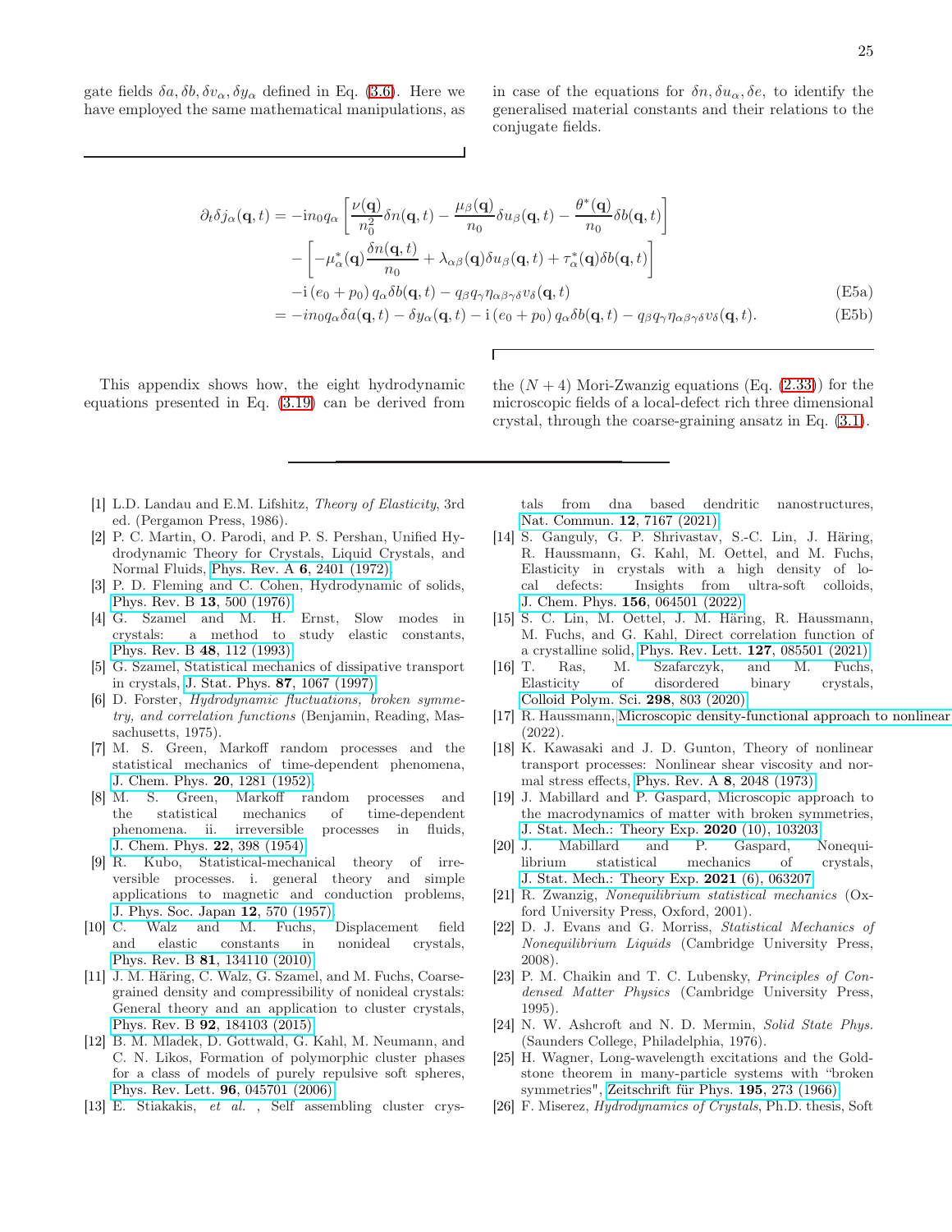gate fields $\delta a, \delta b, \delta v_\alpha, \delta y_\alpha$ defined in Eq. (3.6). Here we have employed the same mathematical manipulations, as in case of the equations for $\delta n, \delta u_\alpha, \delta e$, to identify the generalised material constants and their relations to the conjugate fields.

$$
\begin{aligned}
\partial_t \delta j_\alpha(\mathbf{q},t) &= -\mathrm{i} n_0 q_\alpha \left[ \frac{\nu(\mathbf{q})}{n_0^2} \delta n(\mathbf{q},t) - \frac{\mu_\beta(\mathbf{q})}{n_0} \delta u_\beta(\mathbf{q},t) - \frac{\theta^*(\mathbf{q})}{n_0} \delta b(\mathbf{q},t) \right] \\
&\quad - \left[ -\mu^*_\alpha(\mathbf{q}) \frac{\delta n(\mathbf{q},t)}{n_0} + \lambda_{\alpha\beta}(\mathbf{q}) \delta u_\beta(\mathbf{q},t) + \tau^*_\alpha(\mathbf{q}) \delta b(\mathbf{q},t) \right] \\
&\quad - \mathrm{i} \left(e_0 + p_0\right) q_\alpha \delta b(\mathbf{q},t) - q_\beta q_\gamma \eta_{\alpha\beta\gamma\delta} v_\delta(\mathbf{q},t) \qquad \text{(E5a)} \\
&= -i n_0 q_\alpha \delta a(\mathbf{q},t) - \delta y_\alpha(\mathbf{q},t) - \mathrm{i} \left(e_0 + p_0\right) q_\alpha \delta b(\mathbf{q},t) - q_\beta q_\gamma \eta_{\alpha\beta\gamma\delta} v_\delta(\mathbf{q},t). \qquad \text{(E5b)}
\end{aligned}
$$

This appendix shows how, the eight hydrodynamic equations presented in Eq. (3.19) can be derived from the $(N+4)$ Mori-Zwanzig equations (Eq. (2.33)) for the microscopic fields of a local-defect rich three dimensional crystal, through the coarse-graining ansatz in Eq. (3.1).

---

[1] L.D. Landau and E.M. Lifshitz, *Theory of Elasticity*, 3rd ed. (Pergamon Press, 1986).

[2] P. C. Martin, O. Parodi, and P. S. Pershan, Unified Hydrodynamic Theory for Crystals, Liquid Crystals, and Normal Fluids, Phys. Rev. A **6**, 2401 (1972).

[3] P. D. Fleming and C. Cohen, Hydrodynamic of solids, Phys. Rev. B **13**, 500 (1976).

[4] G. Szamel and M. H. Ernst, Slow modes in crystals: a method to study elastic constants, Phys. Rev. B **48**, 112 (1993).

[5] G. Szamel, Statistical mechanics of dissipative transport in crystals, J. Stat. Phys. **87**, 1067 (1997).

[6] D. Forster, *Hydrodynamic fluctuations, broken symmetry, and correlation functions* (Benjamin, Reading, Massachusetts, 1975).

[7] M. S. Green, Markoff random processes and the statistical mechanics of time-dependent phenomena, J. Chem. Phys. **20**, 1281 (1952).

[8] M. S. Green, Markoff random processes and the statistical mechanics of time-dependent phenomena. ii. irreversible processes in fluids, J. Chem. Phys. **22**, 398 (1954).

[9] R. Kubo, Statistical-mechanical theory of irreversible processes. i. general theory and simple applications to magnetic and conduction problems, J. Phys. Soc. Japan **12**, 570 (1957).

[10] C. Walz and M. Fuchs, Displacement field and elastic constants in nonideal crystals, Phys. Rev. B **81**, 134110 (2010).

[11] J. M. Häring, C. Walz, G. Szamel, and M. Fuchs, Coarse-grained density and compressibility of nonideal crystals: General theory and an application to cluster crystals, Phys. Rev. B **92**, 184103 (2015).

[12] B. M. Mladek, D. Gottwald, G. Kahl, M. Neumann, and C. N. Likos, Formation of polymorphic cluster phases for a class of models of purely repulsive soft spheres, Phys. Rev. Lett. **96**, 045701 (2006).

[13] E. Stiakakis, *et al.* , Self assembling cluster crystals from dna based dendritic nanostructures, Nat. Commun. **12**, 7167 (2021).

[14] S. Ganguly, G. P. Shrivastav, S.-C. Lin, J. Häring, R. Haussmann, G. Kahl, M. Oettel, and M. Fuchs, Elasticity in crystals with a high density of local defects: Insights from ultra-soft colloids, J. Chem. Phys. **156**, 064501 (2022).

[15] S. C. Lin, M. Oettel, J. M. Häring, R. Haussmann, M. Fuchs, and G. Kahl, Direct correlation function of a crystalline solid, Phys. Rev. Lett. **127**, 085501 (2021).

[16] T. Ras, M. Szafarczyk, and M. Fuchs, Elasticity of disordered binary crystals, Colloid Polym. Sci. **298**, 803 (2020).

[17] R. Haussmann, Microscopic density-functional approach to nonlinear (2022).

[18] K. Kawasaki and J. D. Gunton, Theory of nonlinear transport processes: Nonlinear shear viscosity and normal stress effects, Phys. Rev. A **8**, 2048 (1973).

[19] J. Mabillard and P. Gaspard, Microscopic approach to the macrodynamics of matter with broken symmetries, J. Stat. Mech.: Theory Exp. **2020** (10), 103203.

[20] J. Mabillard and P. Gaspard, Nonequilibrium statistical mechanics of crystals, J. Stat. Mech.: Theory Exp. **2021** (6), 063207.

[21] R. Zwanzig, *Nonequilibrium statistical mechanics* (Oxford University Press, Oxford, 2001).

[22] D. J. Evans and G. Morriss, *Statistical Mechanics of Nonequilibrium Liquids* (Cambridge University Press, 2008).

[23] P. M. Chaikin and T. C. Lubensky, *Principles of Condensed Matter Physics* (Cambridge University Press, 1995).

[24] N. W. Ashcroft and N. D. Mermin, *Solid State Phys.* (Saunders College, Philadelphia, 1976).

[25] H. Wagner, Long-wavelength excitations and the Goldstone theorem in many-particle systems with "broken symmetries", Zeitschrift für Phys. **195**, 273 (1966).

[26] F. Miserez, *Hydrodynamics of Crystals*, Ph.D. thesis, Soft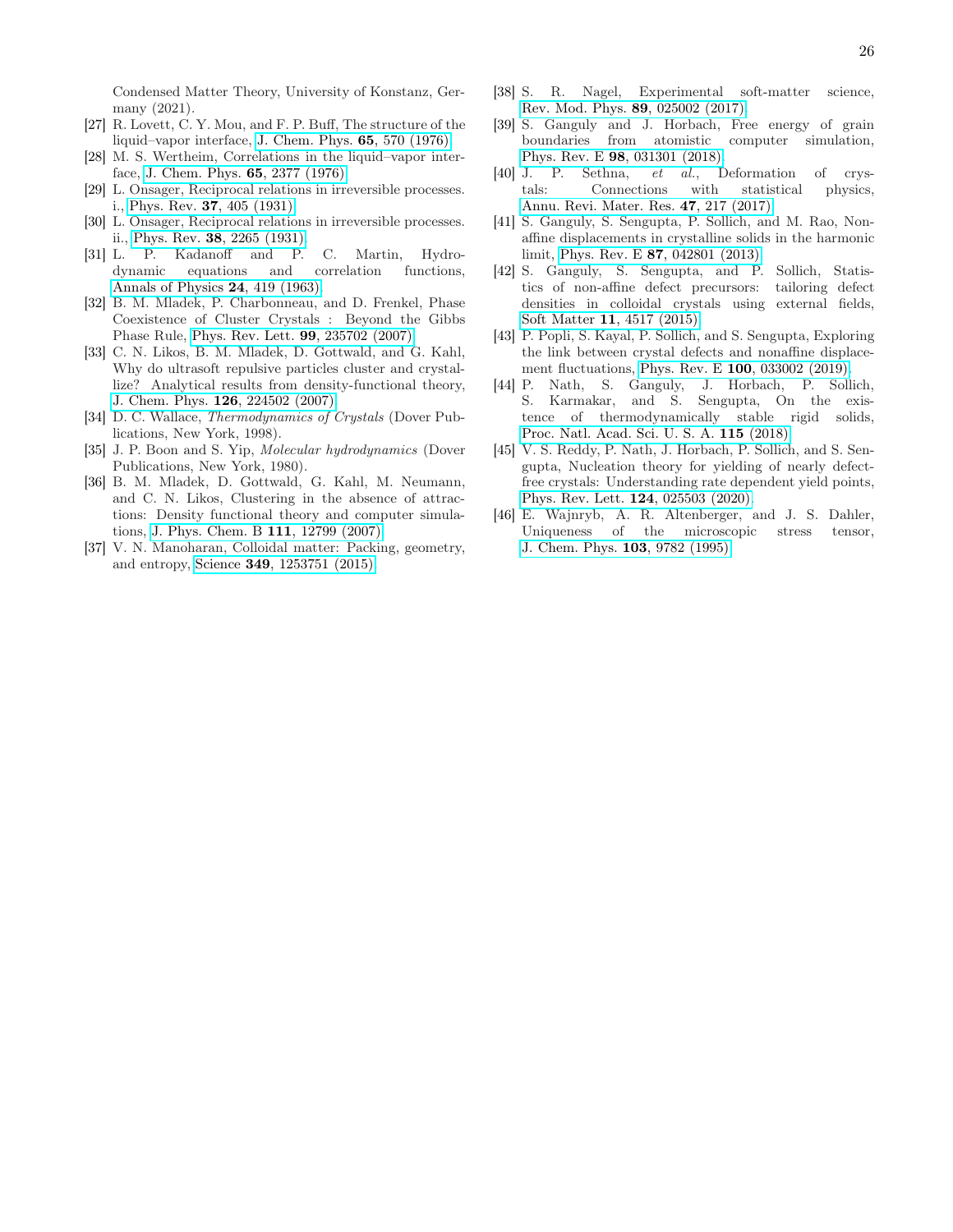Condensed Matter Theory, University of Konstanz, Germany (2021).

[27] R. Lovett, C. Y. Mou, and F. P. Buff, The structure of the liquid–vapor interface, J. Chem. Phys. **65**, 570 (1976).

[28] M. S. Wertheim, Correlations in the liquid–vapor interface, J. Chem. Phys. **65**, 2377 (1976).

[29] L. Onsager, Reciprocal relations in irreversible processes. i., Phys. Rev. **37**, 405 (1931).

[30] L. Onsager, Reciprocal relations in irreversible processes. ii., Phys. Rev. **38**, 2265 (1931).

[31] L. P. Kadanoff and P. C. Martin, Hydrodynamic equations and correlation functions, Annals of Physics **24**, 419 (1963).

[32] B. M. Mladek, P. Charbonneau, and D. Frenkel, Phase Coexistence of Cluster Crystals : Beyond the Gibbs Phase Rule, Phys. Rev. Lett. **99**, 235702 (2007).

[33] C. N. Likos, B. M. Mladek, D. Gottwald, and G. Kahl, Why do ultrasoft repulsive particles cluster and crystallize? Analytical results from density-functional theory, J. Chem. Phys. **126**, 224502 (2007).

[34] D. C. Wallace, *Thermodynamics of Crystals* (Dover Publications, New York, 1998).

[35] J. P. Boon and S. Yip, *Molecular hydrodynamics* (Dover Publications, New York, 1980).

[36] B. M. Mladek, D. Gottwald, G. Kahl, M. Neumann, and C. N. Likos, Clustering in the absence of attractions: Density functional theory and computer simulations, J. Phys. Chem. B **111**, 12799 (2007).

[37] V. N. Manoharan, Colloidal matter: Packing, geometry, and entropy, Science **349**, 1253751 (2015).

[38] S. R. Nagel, Experimental soft-matter science, Rev. Mod. Phys. **89**, 025002 (2017).

[39] S. Ganguly and J. Horbach, Free energy of grain boundaries from atomistic computer simulation, Phys. Rev. E **98**, 031301 (2018).

[40] J. P. Sethna, *et al.*, Deformation of crystals: Connections with statistical physics, Annu. Revi. Mater. Res. **47**, 217 (2017).

[41] S. Ganguly, S. Sengupta, P. Sollich, and M. Rao, Nonaffine displacements in crystalline solids in the harmonic limit, Phys. Rev. E **87**, 042801 (2013).

[42] S. Ganguly, S. Sengupta, and P. Sollich, Statistics of non-affine defect precursors: tailoring defect densities in colloidal crystals using external fields, Soft Matter **11**, 4517 (2015).

[43] P. Popli, S. Kayal, P. Sollich, and S. Sengupta, Exploring the link between crystal defects and nonaffine displacement fluctuations, Phys. Rev. E **100**, 033002 (2019).

[44] P. Nath, S. Ganguly, J. Horbach, P. Sollich, S. Karmakar, and S. Sengupta, On the existence of thermodynamically stable rigid solids, Proc. Natl. Acad. Sci. U. S. A. **115** (2018).

[45] V. S. Reddy, P. Nath, J. Horbach, P. Sollich, and S. Sengupta, Nucleation theory for yielding of nearly defect-free crystals: Understanding rate dependent yield points, Phys. Rev. Lett. **124**, 025503 (2020).

[46] E. Wajnryb, A. R. Altenberger, and J. S. Dahler, Uniqueness of the microscopic stress tensor, J. Chem. Phys. **103**, 9782 (1995).